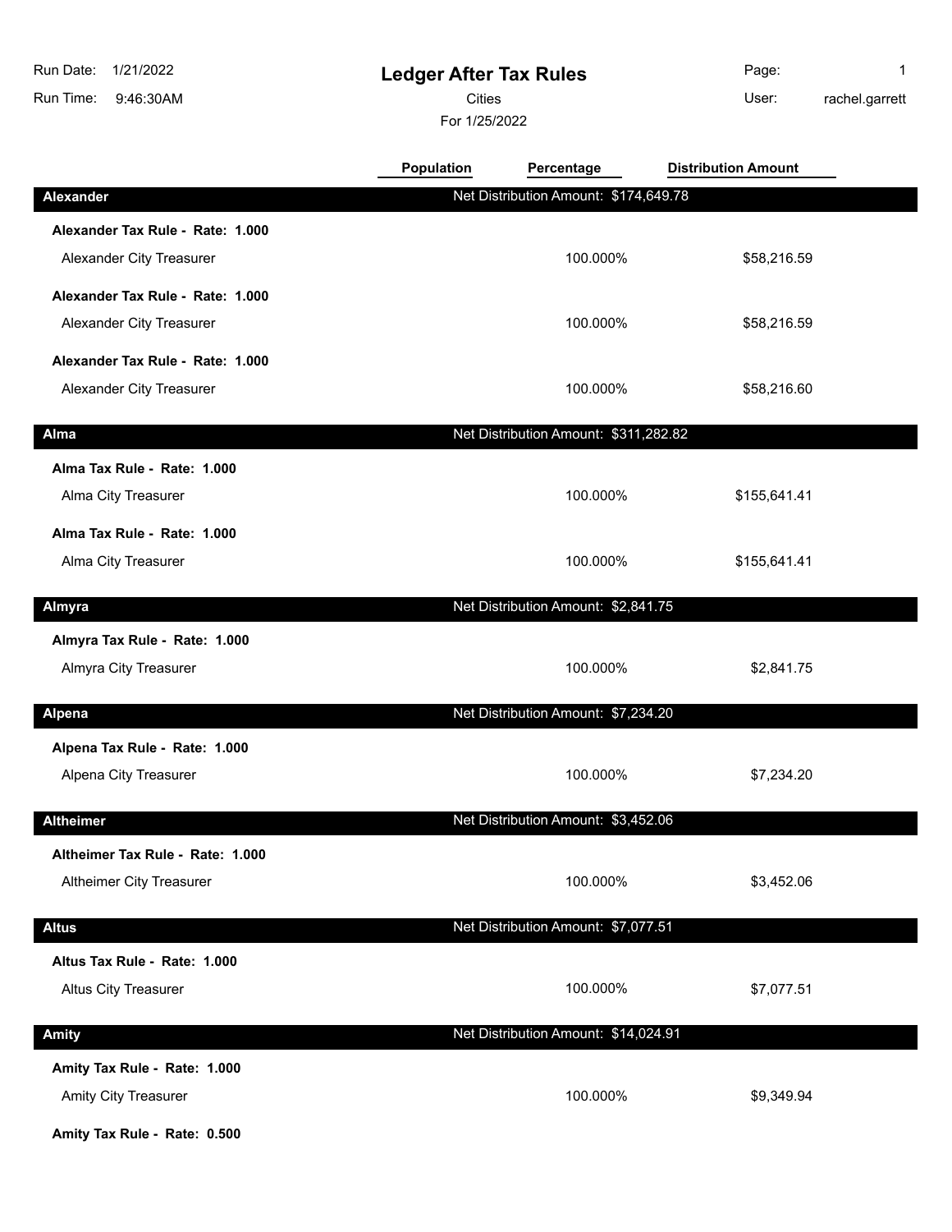# Ledger After Tax Rules

Run Date: 1/21/2022
Run Time: 9:46:30AM

Cities

For 1/25/2022

Page: 1
User: rachel.garrett

| | Population | Percentage | Distribution Amount |
|---|---|---|---|
| **Alexander** | Net Distribution Amount: $174,649.78 | | |
| **Alexander Tax Rule - Rate: 1.000** | | | |
| Alexander City Treasurer | | 100.000% | $58,216.59 |
| **Alexander Tax Rule - Rate: 1.000** | | | |
| Alexander City Treasurer | | 100.000% | $58,216.59 |
| **Alexander Tax Rule - Rate: 1.000** | | | |
| Alexander City Treasurer | | 100.000% | $58,216.60 |
| **Alma** | Net Distribution Amount: $311,282.82 | | |
| **Alma Tax Rule - Rate: 1.000** | | | |
| Alma City Treasurer | | 100.000% | $155,641.41 |
| **Alma Tax Rule - Rate: 1.000** | | | |
| Alma City Treasurer | | 100.000% | $155,641.41 |
| **Almyra** | Net Distribution Amount: $2,841.75 | | |
| **Almyra Tax Rule - Rate: 1.000** | | | |
| Almyra City Treasurer | | 100.000% | $2,841.75 |
| **Alpena** | Net Distribution Amount: $7,234.20 | | |
| **Alpena Tax Rule - Rate: 1.000** | | | |
| Alpena City Treasurer | | 100.000% | $7,234.20 |
| **Altheimer** | Net Distribution Amount: $3,452.06 | | |
| **Altheimer Tax Rule - Rate: 1.000** | | | |
| Altheimer City Treasurer | | 100.000% | $3,452.06 |
| **Altus** | Net Distribution Amount: $7,077.51 | | |
| **Altus Tax Rule - Rate: 1.000** | | | |
| Altus City Treasurer | | 100.000% | $7,077.51 |
| **Amity** | Net Distribution Amount: $14,024.91 | | |
| **Amity Tax Rule - Rate: 1.000** | | | |
| Amity City Treasurer | | 100.000% | $9,349.94 |
| **Amity Tax Rule - Rate: 0.500** | | | |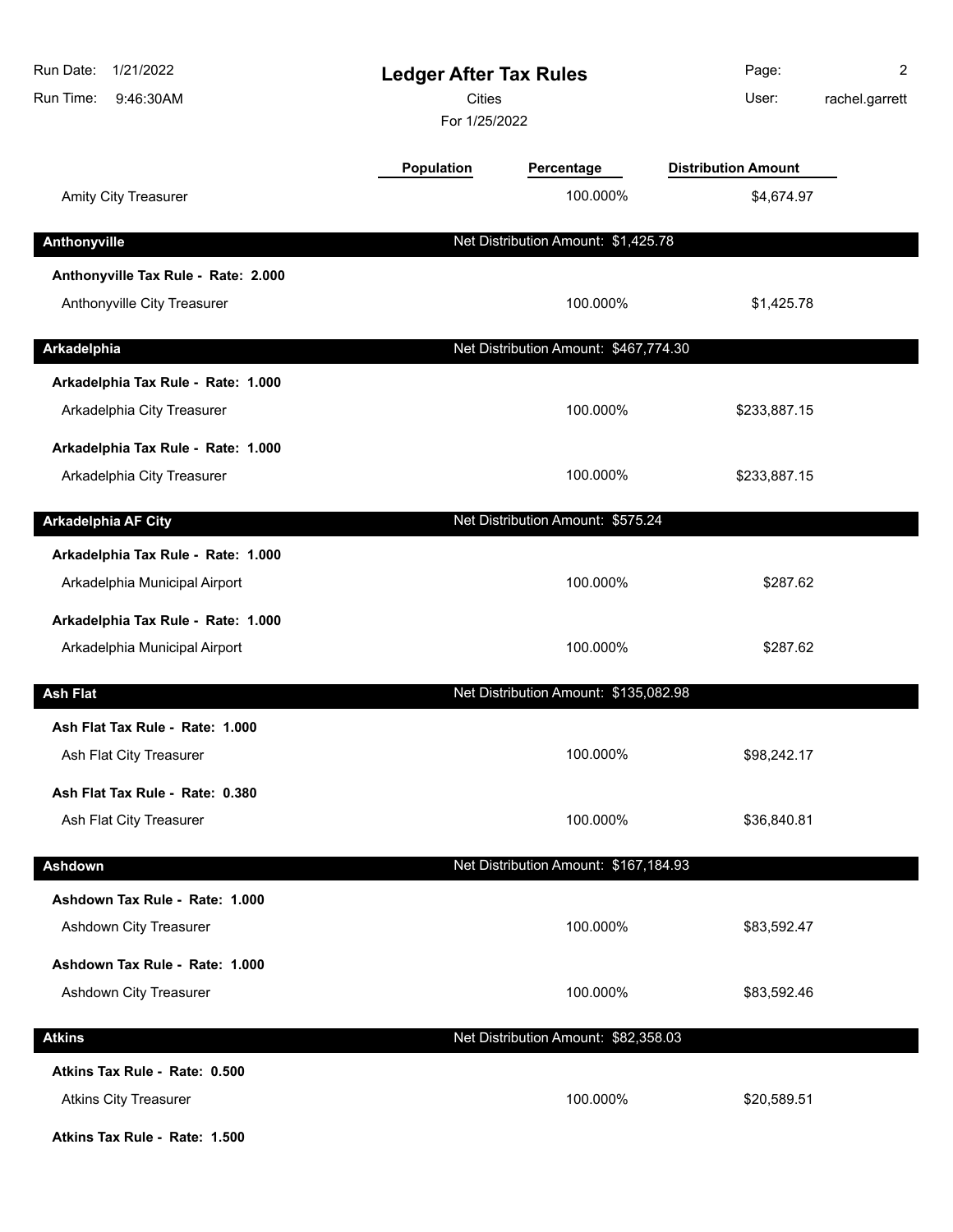**Ledger After Tax Rules**

Cities

For 1/25/2022

Run Date: 1/21/2022
Run Time: 9:46:30AM
User: rachel.garrett

| | Population | Percentage | Distribution Amount |
|---|---|---|---|
| Amity City Treasurer | | 100.000% | $4,674.97 |
| **Anthonyville** | | **Net Distribution Amount: $1,425.78** | |
| **Anthonyville Tax Rule - Rate: 2.000** | | | |
| Anthonyville City Treasurer | | 100.000% | $1,425.78 |
| **Arkadelphia** | | **Net Distribution Amount: $467,774.30** | |
| **Arkadelphia Tax Rule - Rate: 1.000** | | | |
| Arkadelphia City Treasurer | | 100.000% | $233,887.15 |
| **Arkadelphia Tax Rule - Rate: 1.000** | | | |
| Arkadelphia City Treasurer | | 100.000% | $233,887.15 |
| **Arkadelphia AF City** | | **Net Distribution Amount: $575.24** | |
| **Arkadelphia Tax Rule - Rate: 1.000** | | | |
| Arkadelphia Municipal Airport | | 100.000% | $287.62 |
| **Arkadelphia Tax Rule - Rate: 1.000** | | | |
| Arkadelphia Municipal Airport | | 100.000% | $287.62 |
| **Ash Flat** | | **Net Distribution Amount: $135,082.98** | |
| **Ash Flat Tax Rule - Rate: 1.000** | | | |
| Ash Flat City Treasurer | | 100.000% | $98,242.17 |
| **Ash Flat Tax Rule - Rate: 0.380** | | | |
| Ash Flat City Treasurer | | 100.000% | $36,840.81 |
| **Ashdown** | | **Net Distribution Amount: $167,184.93** | |
| **Ashdown Tax Rule - Rate: 1.000** | | | |
| Ashdown City Treasurer | | 100.000% | $83,592.47 |
| **Ashdown Tax Rule - Rate: 1.000** | | | |
| Ashdown City Treasurer | | 100.000% | $83,592.46 |
| **Atkins** | | **Net Distribution Amount: $82,358.03** | |
| **Atkins Tax Rule - Rate: 0.500** | | | |
| Atkins City Treasurer | | 100.000% | $20,589.51 |
| **Atkins Tax Rule - Rate: 1.500** | | | |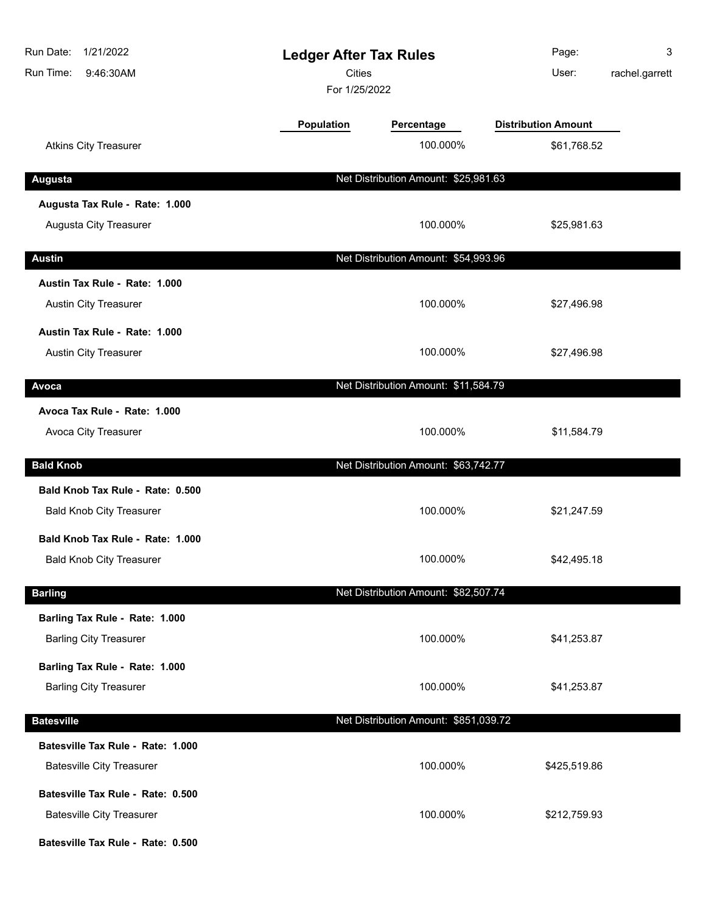| | Population | Percentage | Distribution Amount |
|---|---|---|---|
| Atkins City Treasurer | | 100.000% | $61,768.52 |

## Augusta

Net Distribution Amount: $25,981.63

**Augusta Tax Rule - Rate: 1.000**

| | Population | Percentage | Distribution Amount |
|---|---|---|---|
| Augusta City Treasurer | | 100.000% | $25,981.63 |

## Austin

Net Distribution Amount: $54,993.96

**Austin Tax Rule - Rate: 1.000**

| | Population | Percentage | Distribution Amount |
|---|---|---|---|
| Austin City Treasurer | | 100.000% | $27,496.98 |

**Austin Tax Rule - Rate: 1.000**

| | Population | Percentage | Distribution Amount |
|---|---|---|---|
| Austin City Treasurer | | 100.000% | $27,496.98 |

## Avoca

Net Distribution Amount: $11,584.79

**Avoca Tax Rule - Rate: 1.000**

| | Population | Percentage | Distribution Amount |
|---|---|---|---|
| Avoca City Treasurer | | 100.000% | $11,584.79 |

## Bald Knob

Net Distribution Amount: $63,742.77

**Bald Knob Tax Rule - Rate: 0.500**

| | Population | Percentage | Distribution Amount |
|---|---|---|---|
| Bald Knob City Treasurer | | 100.000% | $21,247.59 |

**Bald Knob Tax Rule - Rate: 1.000**

| | Population | Percentage | Distribution Amount |
|---|---|---|---|
| Bald Knob City Treasurer | | 100.000% | $42,495.18 |

## Barling

Net Distribution Amount: $82,507.74

**Barling Tax Rule - Rate: 1.000**

| | Population | Percentage | Distribution Amount |
|---|---|---|---|
| Barling City Treasurer | | 100.000% | $41,253.87 |

**Barling Tax Rule - Rate: 1.000**

| | Population | Percentage | Distribution Amount |
|---|---|---|---|
| Barling City Treasurer | | 100.000% | $41,253.87 |

## Batesville

Net Distribution Amount: $851,039.72

**Batesville Tax Rule - Rate: 1.000**

| | Population | Percentage | Distribution Amount |
|---|---|---|---|
| Batesville City Treasurer | | 100.000% | $425,519.86 |

**Batesville Tax Rule - Rate: 0.500**

| | Population | Percentage | Distribution Amount |
|---|---|---|---|
| Batesville City Treasurer | | 100.000% | $212,759.93 |

**Batesville Tax Rule - Rate: 0.500**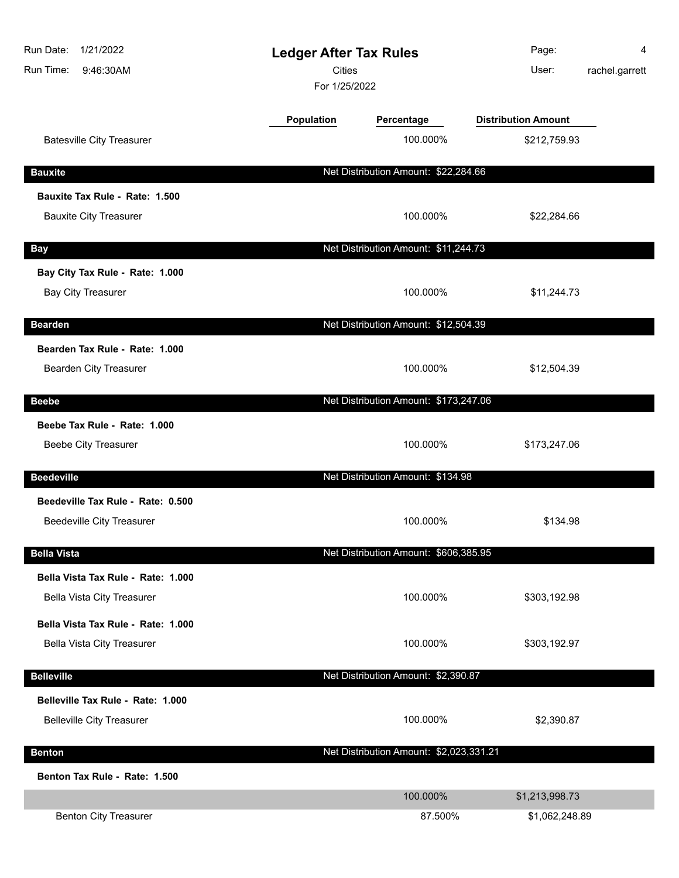# Ledger After Tax Rules

Cities

For 1/25/2022

| | Population | Percentage | Distribution Amount |
|---|---|---|---|
| Batesville City Treasurer | | 100.000% | $212,759.93 |
| **Bauxite** | | Net Distribution Amount: $22,284.66 | |
| **Bauxite Tax Rule - Rate: 1.500** | | | |
| Bauxite City Treasurer | | 100.000% | $22,284.66 |
| **Bay** | | Net Distribution Amount: $11,244.73 | |
| **Bay City Tax Rule - Rate: 1.000** | | | |
| Bay City Treasurer | | 100.000% | $11,244.73 |
| **Bearden** | | Net Distribution Amount: $12,504.39 | |
| **Bearden Tax Rule - Rate: 1.000** | | | |
| Bearden City Treasurer | | 100.000% | $12,504.39 |
| **Beebe** | | Net Distribution Amount: $173,247.06 | |
| **Beebe Tax Rule - Rate: 1.000** | | | |
| Beebe City Treasurer | | 100.000% | $173,247.06 |
| **Beedeville** | | Net Distribution Amount: $134.98 | |
| **Beedeville Tax Rule - Rate: 0.500** | | | |
| Beedeville City Treasurer | | 100.000% | $134.98 |
| **Bella Vista** | | Net Distribution Amount: $606,385.95 | |
| **Bella Vista Tax Rule - Rate: 1.000** | | | |
| Bella Vista City Treasurer | | 100.000% | $303,192.98 |
| **Bella Vista Tax Rule - Rate: 1.000** | | | |
| Bella Vista City Treasurer | | 100.000% | $303,192.97 |
| **Belleville** | | Net Distribution Amount: $2,390.87 | |
| **Belleville Tax Rule - Rate: 1.000** | | | |
| Belleville City Treasurer | | 100.000% | $2,390.87 |
| **Benton** | | Net Distribution Amount: $2,023,331.21 | |
| **Benton Tax Rule - Rate: 1.500** | | | |
| | | 100.000% | $1,213,998.73 |
| Benton City Treasurer | | 87.500% | $1,062,248.89 |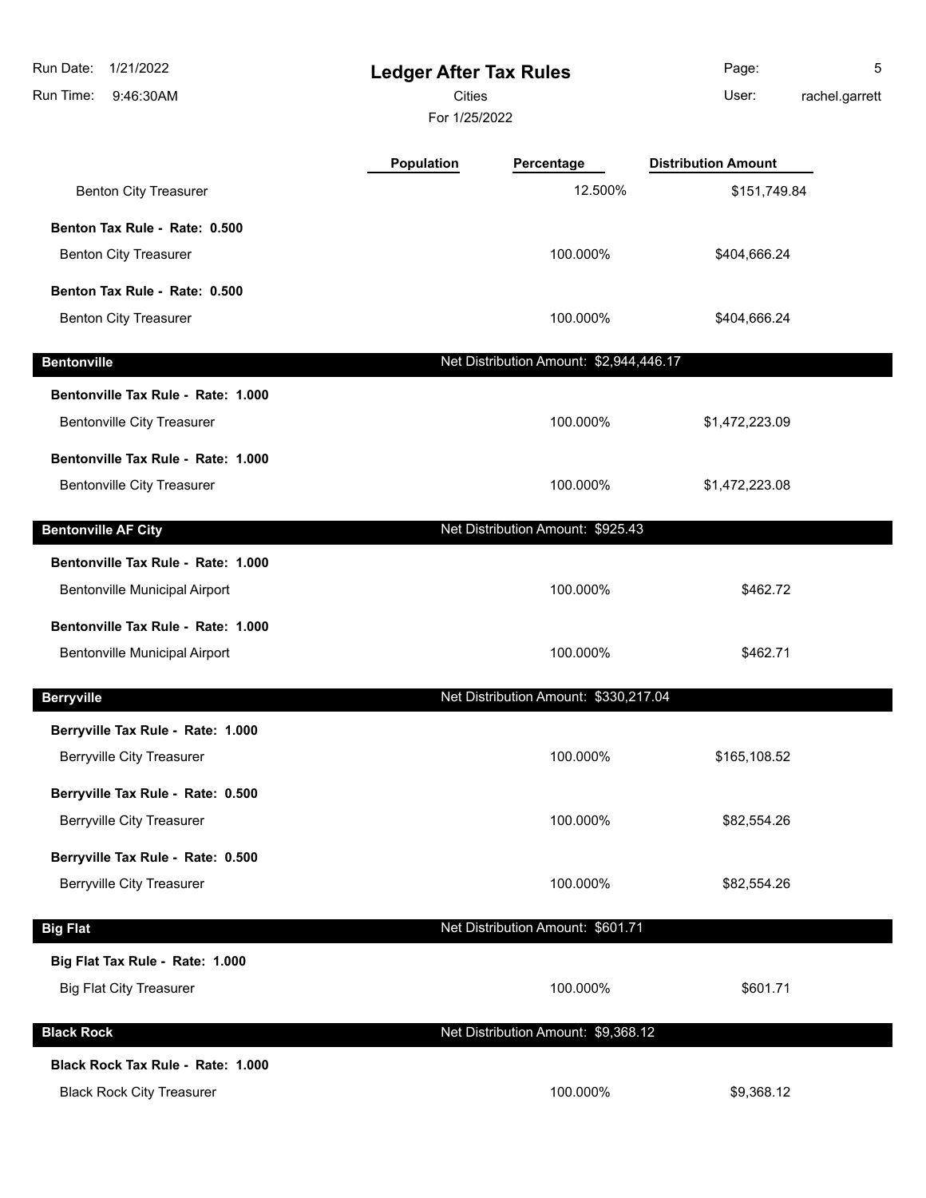# Ledger After Tax Rules

Cities

For 1/25/2022

| | Population | Percentage | Distribution Amount |
|---|---|---|---|
| Benton City Treasurer | | 12.500% | $151,749.84 |
| **Benton Tax Rule - Rate: 0.500** | | | |
| Benton City Treasurer | | 100.000% | $404,666.24 |
| **Benton Tax Rule - Rate: 0.500** | | | |
| Benton City Treasurer | | 100.000% | $404,666.24 |
| **Bentonville** | | Net Distribution Amount: $2,944,446.17 | |
| **Bentonville Tax Rule - Rate: 1.000** | | | |
| Bentonville City Treasurer | | 100.000% | $1,472,223.09 |
| **Bentonville Tax Rule - Rate: 1.000** | | | |
| Bentonville City Treasurer | | 100.000% | $1,472,223.08 |
| **Bentonville AF City** | | Net Distribution Amount: $925.43 | |
| **Bentonville Tax Rule - Rate: 1.000** | | | |
| Bentonville Municipal Airport | | 100.000% | $462.72 |
| **Bentonville Tax Rule - Rate: 1.000** | | | |
| Bentonville Municipal Airport | | 100.000% | $462.71 |
| **Berryville** | | Net Distribution Amount: $330,217.04 | |
| **Berryville Tax Rule - Rate: 1.000** | | | |
| Berryville City Treasurer | | 100.000% | $165,108.52 |
| **Berryville Tax Rule - Rate: 0.500** | | | |
| Berryville City Treasurer | | 100.000% | $82,554.26 |
| **Berryville Tax Rule - Rate: 0.500** | | | |
| Berryville City Treasurer | | 100.000% | $82,554.26 |
| **Big Flat** | | Net Distribution Amount: $601.71 | |
| **Big Flat Tax Rule - Rate: 1.000** | | | |
| Big Flat City Treasurer | | 100.000% | $601.71 |
| **Black Rock** | | Net Distribution Amount: $9,368.12 | |
| **Black Rock Tax Rule - Rate: 1.000** | | | |
| Black Rock City Treasurer | | 100.000% | $9,368.12 |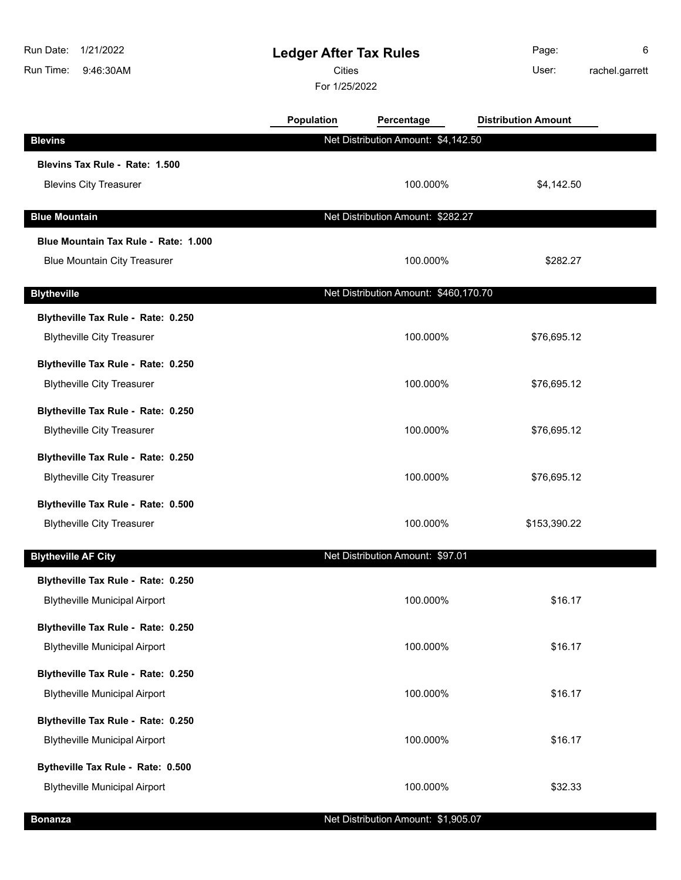# Ledger After Tax Rules

Cities

For 1/25/2022

| | Population | Percentage | Distribution Amount |
|---|---|---|---|
| **Blevins** | | Net Distribution Amount: $4,142.50 | |
| **Blevins Tax Rule - Rate: 1.500** | | | |
| Blevins City Treasurer | | 100.000% | $4,142.50 |
| **Blue Mountain** | | Net Distribution Amount: $282.27 | |
| **Blue Mountain Tax Rule - Rate: 1.000** | | | |
| Blue Mountain City Treasurer | | 100.000% | $282.27 |
| **Blytheville** | | Net Distribution Amount: $460,170.70 | |
| **Blytheville Tax Rule - Rate: 0.250** | | | |
| Blytheville City Treasurer | | 100.000% | $76,695.12 |
| **Blytheville Tax Rule - Rate: 0.250** | | | |
| Blytheville City Treasurer | | 100.000% | $76,695.12 |
| **Blytheville Tax Rule - Rate: 0.250** | | | |
| Blytheville City Treasurer | | 100.000% | $76,695.12 |
| **Blytheville Tax Rule - Rate: 0.250** | | | |
| Blytheville City Treasurer | | 100.000% | $76,695.12 |
| **Blytheville Tax Rule - Rate: 0.500** | | | |
| Blytheville City Treasurer | | 100.000% | $153,390.22 |
| **Blytheville AF City** | | Net Distribution Amount: $97.01 | |
| **Blytheville Tax Rule - Rate: 0.250** | | | |
| Blytheville Municipal Airport | | 100.000% | $16.17 |
| **Blytheville Tax Rule - Rate: 0.250** | | | |
| Blytheville Municipal Airport | | 100.000% | $16.17 |
| **Blytheville Tax Rule - Rate: 0.250** | | | |
| Blytheville Municipal Airport | | 100.000% | $16.17 |
| **Blytheville Tax Rule - Rate: 0.250** | | | |
| Blytheville Municipal Airport | | 100.000% | $16.17 |
| **Bytheville Tax Rule - Rate: 0.500** | | | |
| Blytheville Municipal Airport | | 100.000% | $32.33 |
| **Bonanza** | | Net Distribution Amount: $1,905.07 | |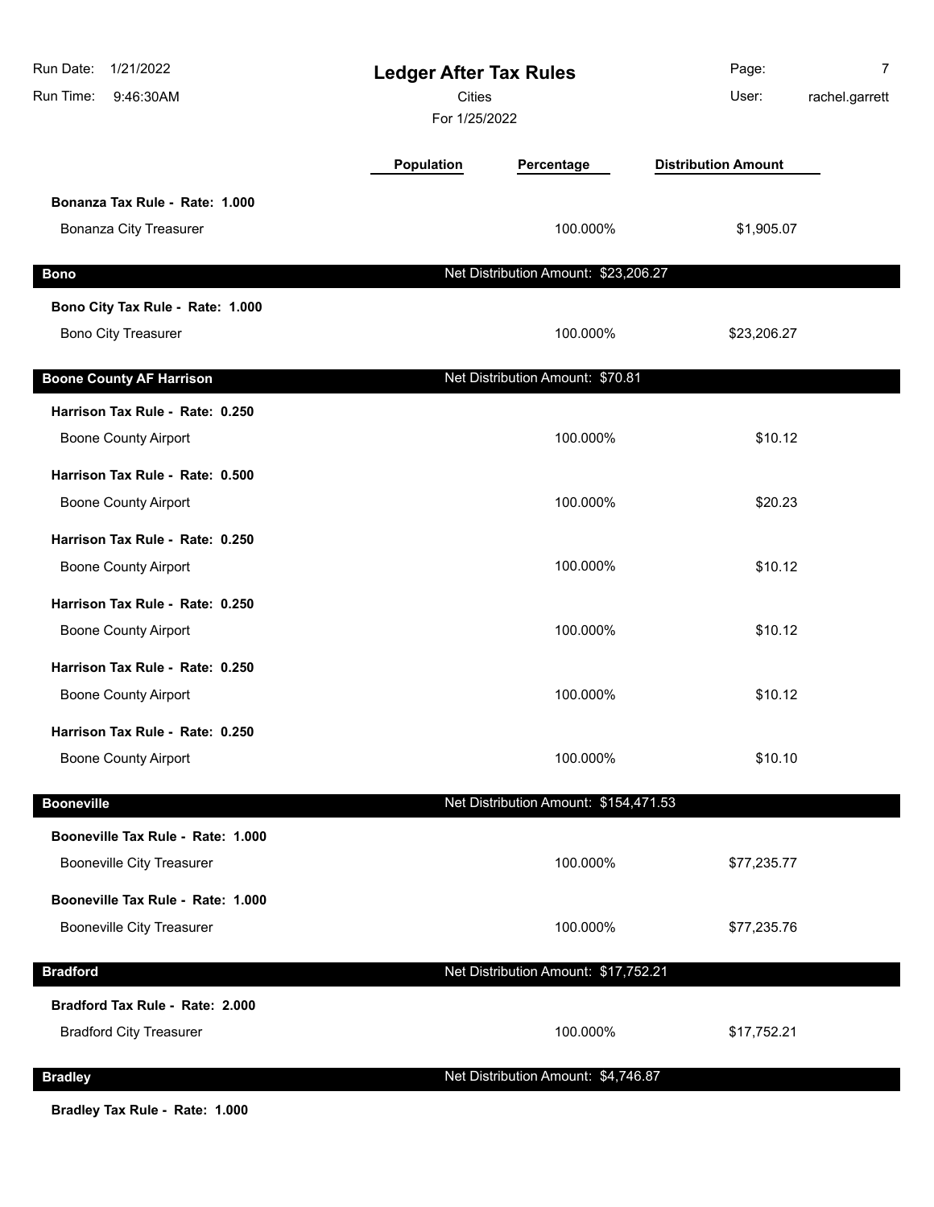# Ledger After Tax Rules

Cities

For 1/25/2022

| | Population | Percentage | Distribution Amount |
|---|---|---|---|
| **Bonanza Tax Rule - Rate: 1.000** | | | |
| Bonanza City Treasurer | | 100.000% | $1,905.07 |
| **Bono** | | Net Distribution Amount: $23,206.27 | |
| **Bono City Tax Rule - Rate: 1.000** | | | |
| Bono City Treasurer | | 100.000% | $23,206.27 |
| **Boone County AF Harrison** | | Net Distribution Amount: $70.81 | |
| **Harrison Tax Rule - Rate: 0.250** | | | |
| Boone County Airport | | 100.000% | $10.12 |
| **Harrison Tax Rule - Rate: 0.500** | | | |
| Boone County Airport | | 100.000% | $20.23 |
| **Harrison Tax Rule - Rate: 0.250** | | | |
| Boone County Airport | | 100.000% | $10.12 |
| **Harrison Tax Rule - Rate: 0.250** | | | |
| Boone County Airport | | 100.000% | $10.12 |
| **Harrison Tax Rule - Rate: 0.250** | | | |
| Boone County Airport | | 100.000% | $10.12 |
| **Harrison Tax Rule - Rate: 0.250** | | | |
| Boone County Airport | | 100.000% | $10.10 |
| **Booneville** | | Net Distribution Amount: $154,471.53 | |
| **Booneville Tax Rule - Rate: 1.000** | | | |
| Booneville City Treasurer | | 100.000% | $77,235.77 |
| **Booneville Tax Rule - Rate: 1.000** | | | |
| Booneville City Treasurer | | 100.000% | $77,235.76 |
| **Bradford** | | Net Distribution Amount: $17,752.21 | |
| **Bradford Tax Rule - Rate: 2.000** | | | |
| Bradford City Treasurer | | 100.000% | $17,752.21 |
| **Bradley** | | Net Distribution Amount: $4,746.87 | |
| **Bradley Tax Rule - Rate: 1.000** | | | |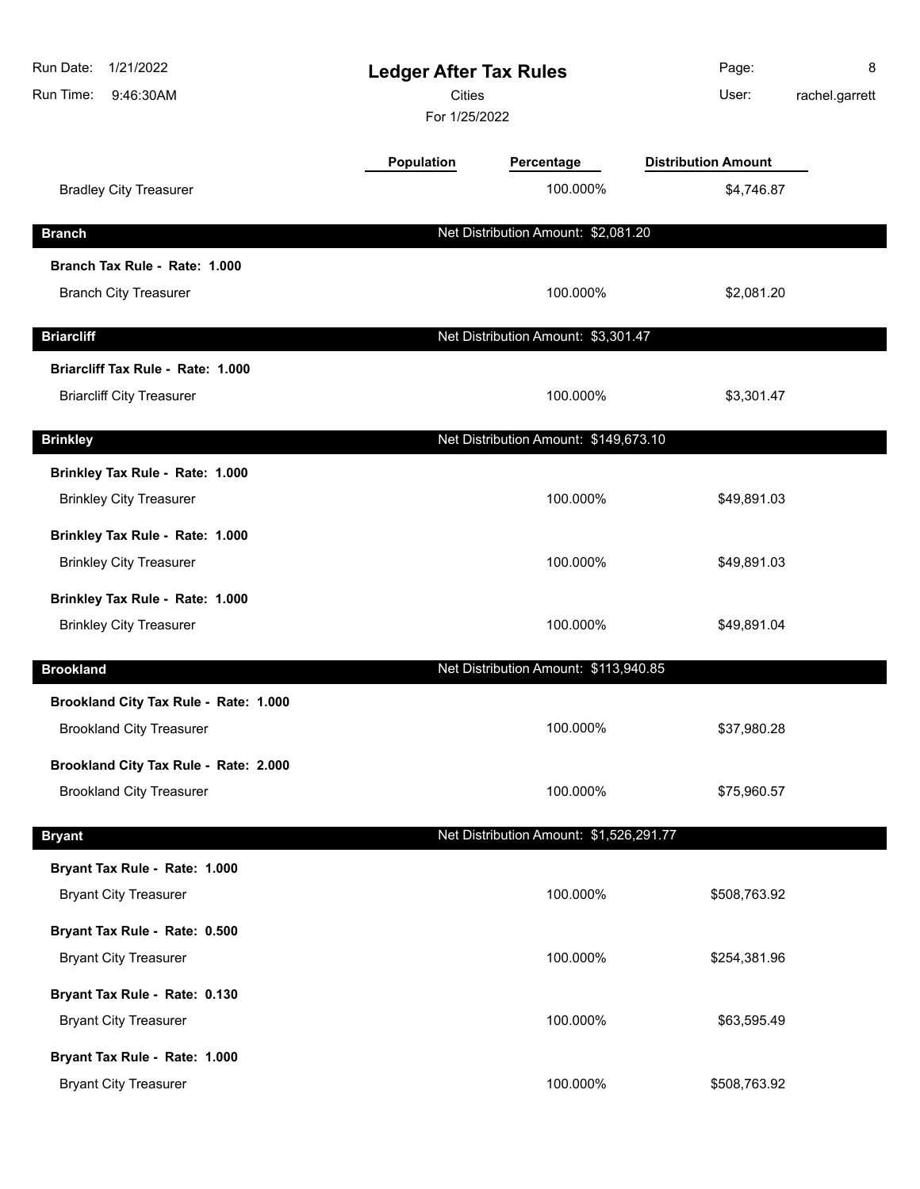| | Population | Percentage | Distribution Amount |
|---|---|---|---|
| Bradley City Treasurer | | 100.000% | $4,746.87 |

## Branch

Net Distribution Amount: $2,081.20

| | Population | Percentage | Distribution Amount |
|---|---|---|---|
| **Branch Tax Rule - Rate: 1.000** | | | |
| Branch City Treasurer | | 100.000% | $2,081.20 |

## Briarcliff

Net Distribution Amount: $3,301.47

| | Population | Percentage | Distribution Amount |
|---|---|---|---|
| **Briarcliff Tax Rule - Rate: 1.000** | | | |
| Briarcliff City Treasurer | | 100.000% | $3,301.47 |

## Brinkley

Net Distribution Amount: $149,673.10

| | Population | Percentage | Distribution Amount |
|---|---|---|---|
| **Brinkley Tax Rule - Rate: 1.000** | | | |
| Brinkley City Treasurer | | 100.000% | $49,891.03 |
| **Brinkley Tax Rule - Rate: 1.000** | | | |
| Brinkley City Treasurer | | 100.000% | $49,891.03 |
| **Brinkley Tax Rule - Rate: 1.000** | | | |
| Brinkley City Treasurer | | 100.000% | $49,891.04 |

## Brookland

Net Distribution Amount: $113,940.85

| | Population | Percentage | Distribution Amount |
|---|---|---|---|
| **Brookland City Tax Rule - Rate: 1.000** | | | |
| Brookland City Treasurer | | 100.000% | $37,980.28 |
| **Brookland City Tax Rule - Rate: 2.000** | | | |
| Brookland City Treasurer | | 100.000% | $75,960.57 |

## Bryant

Net Distribution Amount: $1,526,291.77

| | Population | Percentage | Distribution Amount |
|---|---|---|---|
| **Bryant Tax Rule - Rate: 1.000** | | | |
| Bryant City Treasurer | | 100.000% | $508,763.92 |
| **Bryant Tax Rule - Rate: 0.500** | | | |
| Bryant City Treasurer | | 100.000% | $254,381.96 |
| **Bryant Tax Rule - Rate: 0.130** | | | |
| Bryant City Treasurer | | 100.000% | $63,595.49 |
| **Bryant Tax Rule - Rate: 1.000** | | | |
| Bryant City Treasurer | | 100.000% | $508,763.92 |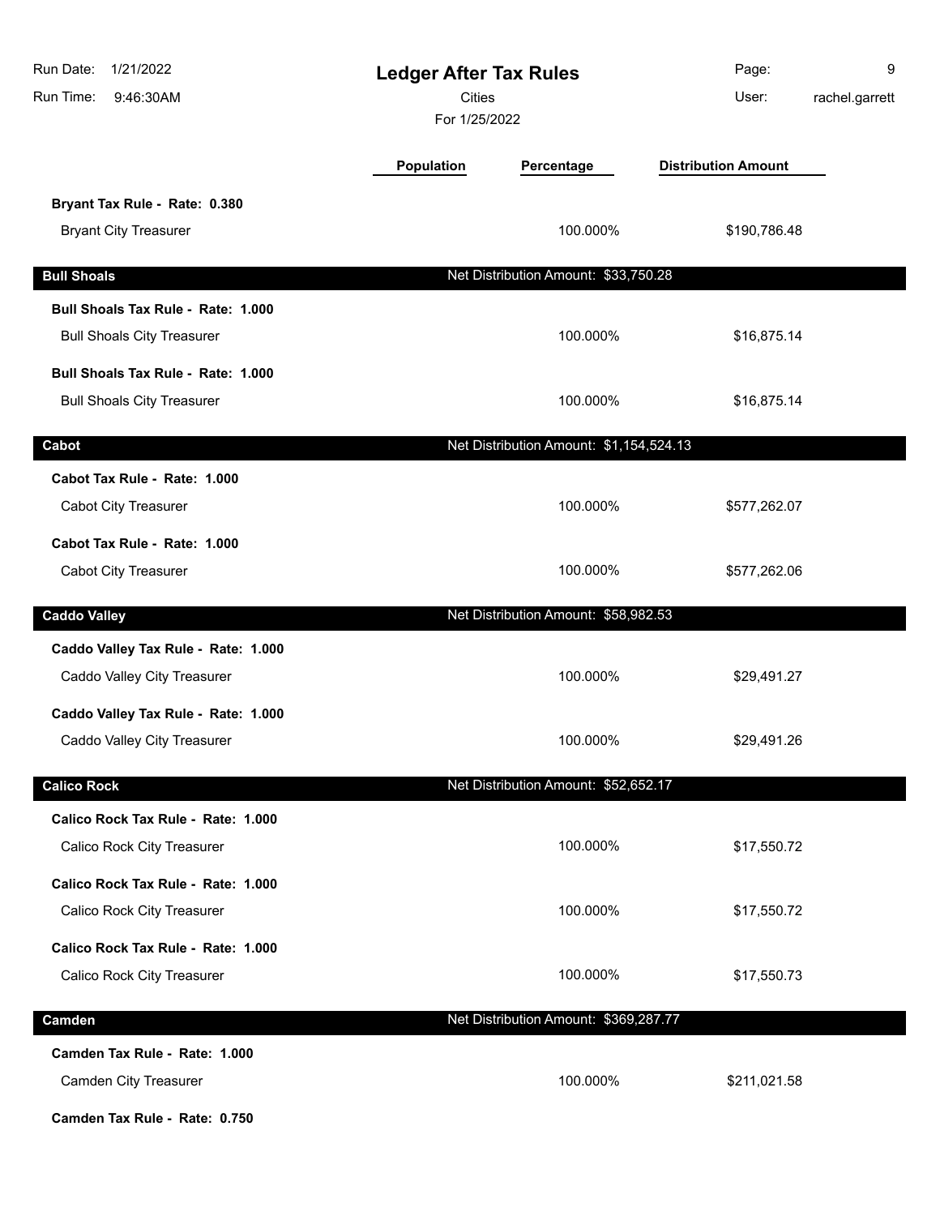| | Population | Percentage | Distribution Amount |
|---|---|---|---|
| **Bryant Tax Rule - Rate: 0.380** | | | |
| Bryant City Treasurer | | 100.000% | $190,786.48 |
| **Bull Shoals** | | Net Distribution Amount: $33,750.28 | |
| **Bull Shoals Tax Rule - Rate: 1.000** | | | |
| Bull Shoals City Treasurer | | 100.000% | $16,875.14 |
| **Bull Shoals Tax Rule - Rate: 1.000** | | | |
| Bull Shoals City Treasurer | | 100.000% | $16,875.14 |
| **Cabot** | | Net Distribution Amount: $1,154,524.13 | |
| **Cabot Tax Rule - Rate: 1.000** | | | |
| Cabot City Treasurer | | 100.000% | $577,262.07 |
| **Cabot Tax Rule - Rate: 1.000** | | | |
| Cabot City Treasurer | | 100.000% | $577,262.06 |
| **Caddo Valley** | | Net Distribution Amount: $58,982.53 | |
| **Caddo Valley Tax Rule - Rate: 1.000** | | | |
| Caddo Valley City Treasurer | | 100.000% | $29,491.27 |
| **Caddo Valley Tax Rule - Rate: 1.000** | | | |
| Caddo Valley City Treasurer | | 100.000% | $29,491.26 |
| **Calico Rock** | | Net Distribution Amount: $52,652.17 | |
| **Calico Rock Tax Rule - Rate: 1.000** | | | |
| Calico Rock City Treasurer | | 100.000% | $17,550.72 |
| **Calico Rock Tax Rule - Rate: 1.000** | | | |
| Calico Rock City Treasurer | | 100.000% | $17,550.72 |
| **Calico Rock Tax Rule - Rate: 1.000** | | | |
| Calico Rock City Treasurer | | 100.000% | $17,550.73 |
| **Camden** | | Net Distribution Amount: $369,287.77 | |
| **Camden Tax Rule - Rate: 1.000** | | | |
| Camden City Treasurer | | 100.000% | $211,021.58 |
| **Camden Tax Rule - Rate: 0.750** | | | |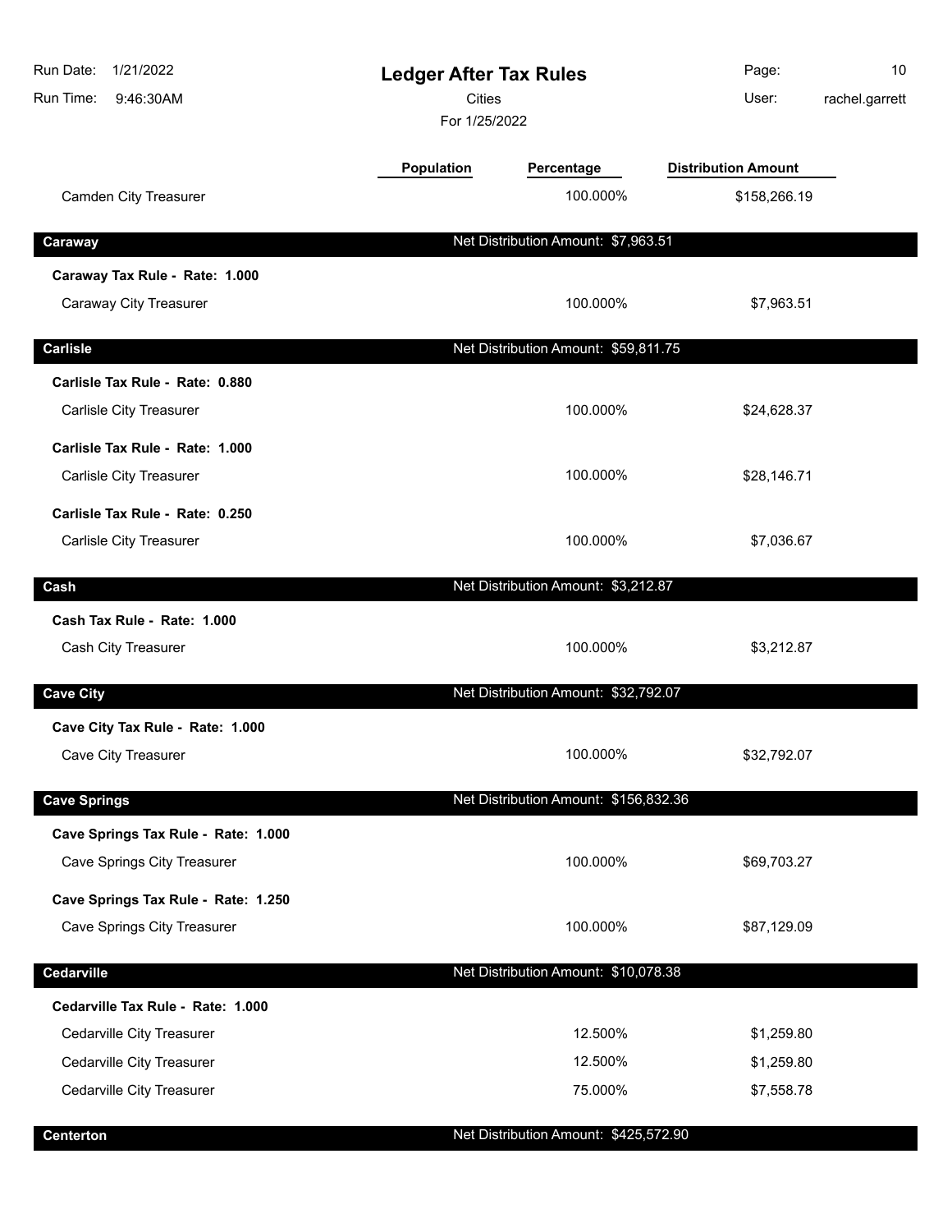# Ledger After Tax Rules

Cities

For 1/25/2022

| | Population | Percentage | Distribution Amount |
|---|---|---|---|
| Camden City Treasurer | | 100.000% | $158,266.19 |

## Caraway

Net Distribution Amount: $7,963.51

| | Population | Percentage | Distribution Amount |
|---|---|---|---|
| **Caraway Tax Rule - Rate: 1.000** | | | |
| Caraway City Treasurer | | 100.000% | $7,963.51 |

## Carlisle

Net Distribution Amount: $59,811.75

| | Population | Percentage | Distribution Amount |
|---|---|---|---|
| **Carlisle Tax Rule - Rate: 0.880** | | | |
| Carlisle City Treasurer | | 100.000% | $24,628.37 |
| **Carlisle Tax Rule - Rate: 1.000** | | | |
| Carlisle City Treasurer | | 100.000% | $28,146.71 |
| **Carlisle Tax Rule - Rate: 0.250** | | | |
| Carlisle City Treasurer | | 100.000% | $7,036.67 |

## Cash

Net Distribution Amount: $3,212.87

| | Population | Percentage | Distribution Amount |
|---|---|---|---|
| **Cash Tax Rule - Rate: 1.000** | | | |
| Cash City Treasurer | | 100.000% | $3,212.87 |

## Cave City

Net Distribution Amount: $32,792.07

| | Population | Percentage | Distribution Amount |
|---|---|---|---|
| **Cave City Tax Rule - Rate: 1.000** | | | |
| Cave City Treasurer | | 100.000% | $32,792.07 |

## Cave Springs

Net Distribution Amount: $156,832.36

| | Population | Percentage | Distribution Amount |
|---|---|---|---|
| **Cave Springs Tax Rule - Rate: 1.000** | | | |
| Cave Springs City Treasurer | | 100.000% | $69,703.27 |
| **Cave Springs Tax Rule - Rate: 1.250** | | | |
| Cave Springs City Treasurer | | 100.000% | $87,129.09 |

## Cedarville

Net Distribution Amount: $10,078.38

| | Population | Percentage | Distribution Amount |
|---|---|---|---|
| **Cedarville Tax Rule - Rate: 1.000** | | | |
| Cedarville City Treasurer | | 12.500% | $1,259.80 |
| Cedarville City Treasurer | | 12.500% | $1,259.80 |
| Cedarville City Treasurer | | 75.000% | $7,558.78 |

## Centerton

Net Distribution Amount: $425,572.90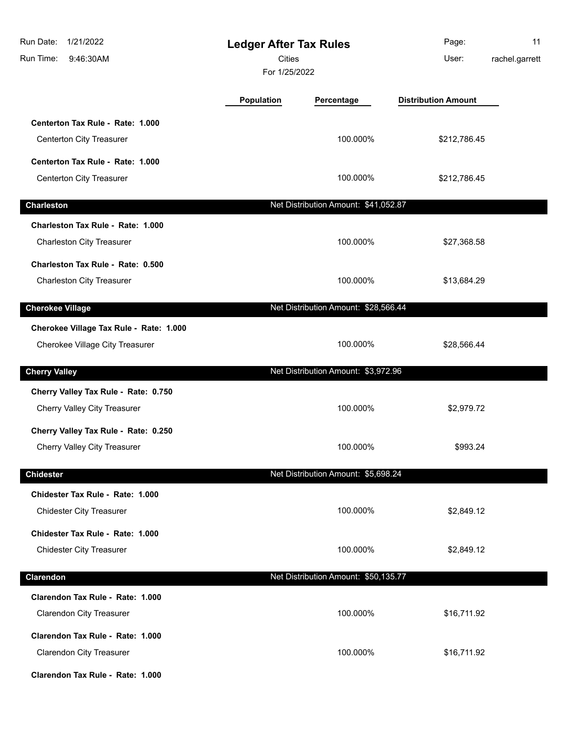# Ledger After Tax Rules

Cities

For 1/25/2022

Run Date: 1/21/2022
Run Time: 9:46:30AM
User: rachel.garrett

| | Population | Percentage | Distribution Amount |
|---|---|---|---|
| **Centerton Tax Rule - Rate: 1.000** | | | |
| Centerton City Treasurer | | 100.000% | $212,786.45 |
| **Centerton Tax Rule - Rate: 1.000** | | | |
| Centerton City Treasurer | | 100.000% | $212,786.45 |
| **Charleston** | | **Net Distribution Amount: $41,052.87** | |
| **Charleston Tax Rule - Rate: 1.000** | | | |
| Charleston City Treasurer | | 100.000% | $27,368.58 |
| **Charleston Tax Rule - Rate: 0.500** | | | |
| Charleston City Treasurer | | 100.000% | $13,684.29 |
| **Cherokee Village** | | **Net Distribution Amount: $28,566.44** | |
| **Cherokee Village Tax Rule - Rate: 1.000** | | | |
| Cherokee Village City Treasurer | | 100.000% | $28,566.44 |
| **Cherry Valley** | | **Net Distribution Amount: $3,972.96** | |
| **Cherry Valley Tax Rule - Rate: 0.750** | | | |
| Cherry Valley City Treasurer | | 100.000% | $2,979.72 |
| **Cherry Valley Tax Rule - Rate: 0.250** | | | |
| Cherry Valley City Treasurer | | 100.000% | $993.24 |
| **Chidester** | | **Net Distribution Amount: $5,698.24** | |
| **Chidester Tax Rule - Rate: 1.000** | | | |
| Chidester City Treasurer | | 100.000% | $2,849.12 |
| **Chidester Tax Rule - Rate: 1.000** | | | |
| Chidester City Treasurer | | 100.000% | $2,849.12 |
| **Clarendon** | | **Net Distribution Amount: $50,135.77** | |
| **Clarendon Tax Rule - Rate: 1.000** | | | |
| Clarendon City Treasurer | | 100.000% | $16,711.92 |
| **Clarendon Tax Rule - Rate: 1.000** | | | |
| Clarendon City Treasurer | | 100.000% | $16,711.92 |
| **Clarendon Tax Rule - Rate: 1.000** | | | |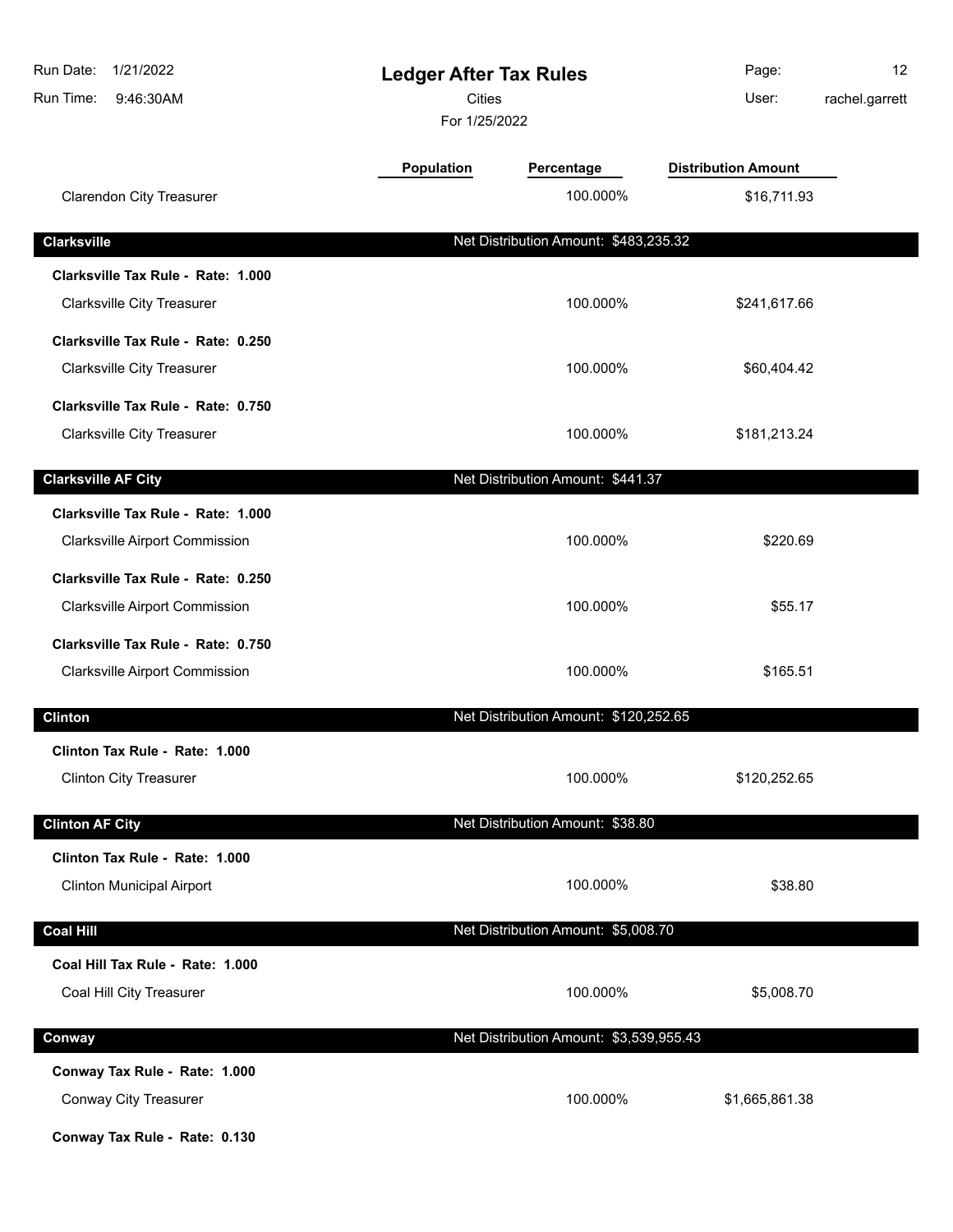# Ledger After Tax Rules

Cities

For 1/25/2022

| | Population | Percentage | Distribution Amount |
|---|---|---|---|
| Clarendon City Treasurer | | 100.000% | $16,711.93 |
| **Clarksville** | | **Net Distribution Amount: $483,235.32** | |
| **Clarksville Tax Rule - Rate: 1.000** | | | |
| Clarksville City Treasurer | | 100.000% | $241,617.66 |
| **Clarksville Tax Rule - Rate: 0.250** | | | |
| Clarksville City Treasurer | | 100.000% | $60,404.42 |
| **Clarksville Tax Rule - Rate: 0.750** | | | |
| Clarksville City Treasurer | | 100.000% | $181,213.24 |
| **Clarksville AF City** | | **Net Distribution Amount: $441.37** | |
| **Clarksville Tax Rule - Rate: 1.000** | | | |
| Clarksville Airport Commission | | 100.000% | $220.69 |
| **Clarksville Tax Rule - Rate: 0.250** | | | |
| Clarksville Airport Commission | | 100.000% | $55.17 |
| **Clarksville Tax Rule - Rate: 0.750** | | | |
| Clarksville Airport Commission | | 100.000% | $165.51 |
| **Clinton** | | **Net Distribution Amount: $120,252.65** | |
| **Clinton Tax Rule - Rate: 1.000** | | | |
| Clinton City Treasurer | | 100.000% | $120,252.65 |
| **Clinton AF City** | | **Net Distribution Amount: $38.80** | |
| **Clinton Tax Rule - Rate: 1.000** | | | |
| Clinton Municipal Airport | | 100.000% | $38.80 |
| **Coal Hill** | | **Net Distribution Amount: $5,008.70** | |
| **Coal Hill Tax Rule - Rate: 1.000** | | | |
| Coal Hill City Treasurer | | 100.000% | $5,008.70 |
| **Conway** | | **Net Distribution Amount: $3,539,955.43** | |
| **Conway Tax Rule - Rate: 1.000** | | | |
| Conway City Treasurer | | 100.000% | $1,665,861.38 |
| **Conway Tax Rule - Rate: 0.130** | | | |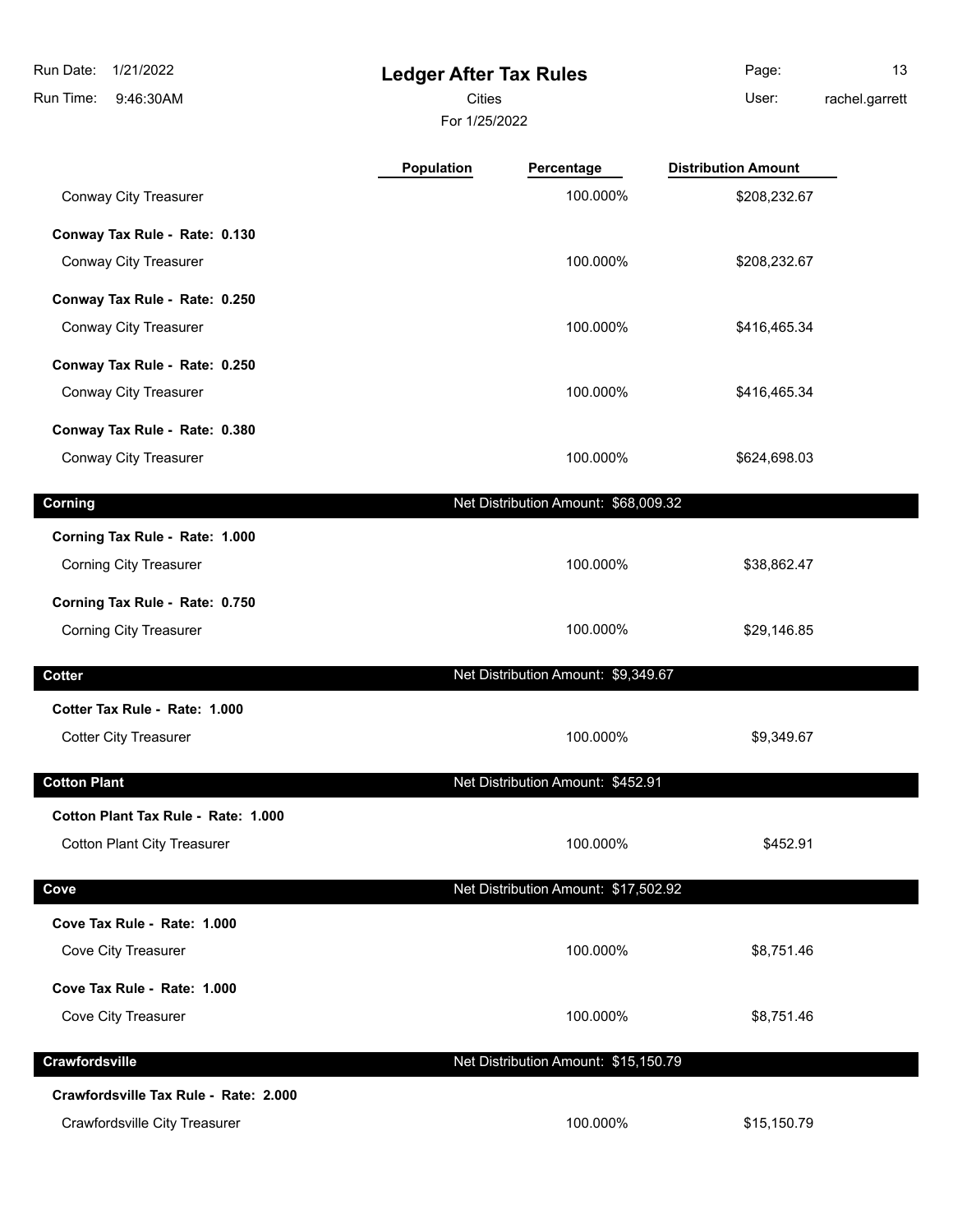# Ledger After Tax Rules

Cities

For 1/25/2022

| | Population | Percentage | Distribution Amount |
|---|---|---|---|
| Conway City Treasurer | | 100.000% | $208,232.67 |
| **Conway Tax Rule - Rate: 0.130** | | | |
| Conway City Treasurer | | 100.000% | $208,232.67 |
| **Conway Tax Rule - Rate: 0.250** | | | |
| Conway City Treasurer | | 100.000% | $416,465.34 |
| **Conway Tax Rule - Rate: 0.250** | | | |
| Conway City Treasurer | | 100.000% | $416,465.34 |
| **Conway Tax Rule - Rate: 0.380** | | | |
| Conway City Treasurer | | 100.000% | $624,698.03 |
| **Corning** | | Net Distribution Amount: $68,009.32 | |
| **Corning Tax Rule - Rate: 1.000** | | | |
| Corning City Treasurer | | 100.000% | $38,862.47 |
| **Corning Tax Rule - Rate: 0.750** | | | |
| Corning City Treasurer | | 100.000% | $29,146.85 |
| **Cotter** | | Net Distribution Amount: $9,349.67 | |
| **Cotter Tax Rule - Rate: 1.000** | | | |
| Cotter City Treasurer | | 100.000% | $9,349.67 |
| **Cotton Plant** | | Net Distribution Amount: $452.91 | |
| **Cotton Plant Tax Rule - Rate: 1.000** | | | |
| Cotton Plant City Treasurer | | 100.000% | $452.91 |
| **Cove** | | Net Distribution Amount: $17,502.92 | |
| **Cove Tax Rule - Rate: 1.000** | | | |
| Cove City Treasurer | | 100.000% | $8,751.46 |
| **Cove Tax Rule - Rate: 1.000** | | | |
| Cove City Treasurer | | 100.000% | $8,751.46 |
| **Crawfordsville** | | Net Distribution Amount: $15,150.79 | |
| **Crawfordsville Tax Rule - Rate: 2.000** | | | |
| Crawfordsville City Treasurer | | 100.000% | $15,150.79 |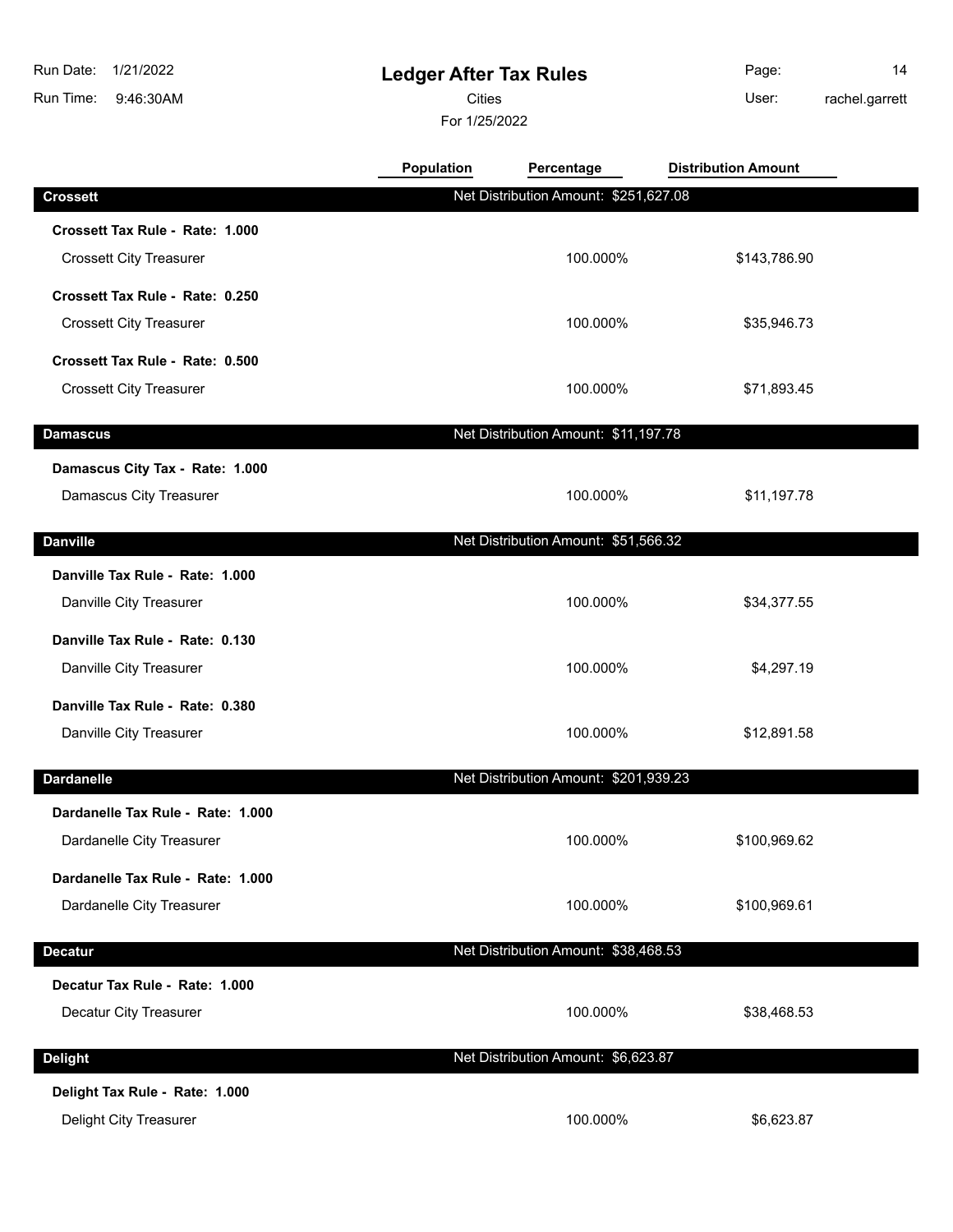# Ledger After Tax Rules

Cities

For 1/25/2022

Run Date: 1/21/2022
Run Time: 9:46:30AM
User: rachel.garrett

| | Population | Percentage | Distribution Amount |
|---|---|---|---|
| **Crossett** | Net Distribution Amount: $251,627.08 | | |
| **Crossett Tax Rule - Rate: 1.000** | | | |
| Crossett City Treasurer | | 100.000% | $143,786.90 |
| **Crossett Tax Rule - Rate: 0.250** | | | |
| Crossett City Treasurer | | 100.000% | $35,946.73 |
| **Crossett Tax Rule - Rate: 0.500** | | | |
| Crossett City Treasurer | | 100.000% | $71,893.45 |
| **Damascus** | Net Distribution Amount: $11,197.78 | | |
| **Damascus City Tax - Rate: 1.000** | | | |
| Damascus City Treasurer | | 100.000% | $11,197.78 |
| **Danville** | Net Distribution Amount: $51,566.32 | | |
| **Danville Tax Rule - Rate: 1.000** | | | |
| Danville City Treasurer | | 100.000% | $34,377.55 |
| **Danville Tax Rule - Rate: 0.130** | | | |
| Danville City Treasurer | | 100.000% | $4,297.19 |
| **Danville Tax Rule - Rate: 0.380** | | | |
| Danville City Treasurer | | 100.000% | $12,891.58 |
| **Dardanelle** | Net Distribution Amount: $201,939.23 | | |
| **Dardanelle Tax Rule - Rate: 1.000** | | | |
| Dardanelle City Treasurer | | 100.000% | $100,969.62 |
| **Dardanelle Tax Rule - Rate: 1.000** | | | |
| Dardanelle City Treasurer | | 100.000% | $100,969.61 |
| **Decatur** | Net Distribution Amount: $38,468.53 | | |
| **Decatur Tax Rule - Rate: 1.000** | | | |
| Decatur City Treasurer | | 100.000% | $38,468.53 |
| **Delight** | Net Distribution Amount: $6,623.87 | | |
| **Delight Tax Rule - Rate: 1.000** | | | |
| Delight City Treasurer | | 100.000% | $6,623.87 |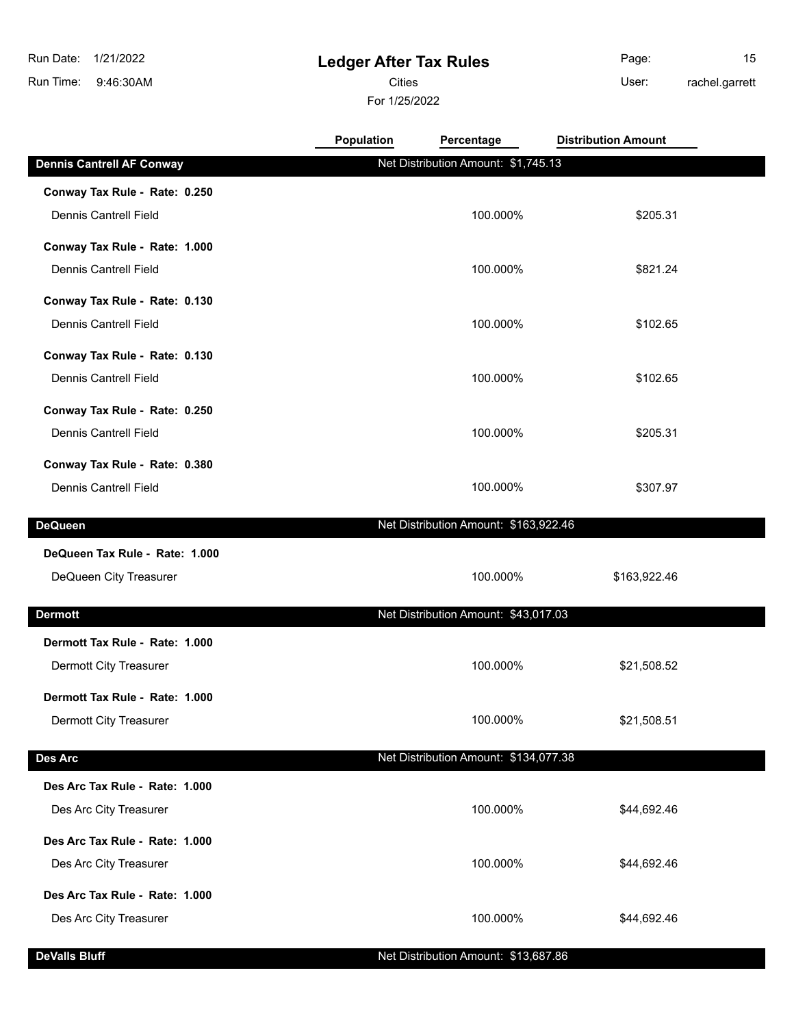# Ledger After Tax Rules

Cities

For 1/25/2022

| | Population | Percentage | Distribution Amount |
|---|---|---|---|
| **Dennis Cantrell AF Conway** | Net Distribution Amount: $1,745.13 | | |
| **Conway Tax Rule - Rate: 0.250** | | | |
| Dennis Cantrell Field | | 100.000% | $205.31 |
| **Conway Tax Rule - Rate: 1.000** | | | |
| Dennis Cantrell Field | | 100.000% | $821.24 |
| **Conway Tax Rule - Rate: 0.130** | | | |
| Dennis Cantrell Field | | 100.000% | $102.65 |
| **Conway Tax Rule - Rate: 0.130** | | | |
| Dennis Cantrell Field | | 100.000% | $102.65 |
| **Conway Tax Rule - Rate: 0.250** | | | |
| Dennis Cantrell Field | | 100.000% | $205.31 |
| **Conway Tax Rule - Rate: 0.380** | | | |
| Dennis Cantrell Field | | 100.000% | $307.97 |
| **DeQueen** | Net Distribution Amount: $163,922.46 | | |
| **DeQueen Tax Rule - Rate: 1.000** | | | |
| DeQueen City Treasurer | | 100.000% | $163,922.46 |
| **Dermott** | Net Distribution Amount: $43,017.03 | | |
| **Dermott Tax Rule - Rate: 1.000** | | | |
| Dermott City Treasurer | | 100.000% | $21,508.52 |
| **Dermott Tax Rule - Rate: 1.000** | | | |
| Dermott City Treasurer | | 100.000% | $21,508.51 |
| **Des Arc** | Net Distribution Amount: $134,077.38 | | |
| **Des Arc Tax Rule - Rate: 1.000** | | | |
| Des Arc City Treasurer | | 100.000% | $44,692.46 |
| **Des Arc Tax Rule - Rate: 1.000** | | | |
| Des Arc City Treasurer | | 100.000% | $44,692.46 |
| **Des Arc Tax Rule - Rate: 1.000** | | | |
| Des Arc City Treasurer | | 100.000% | $44,692.46 |
| **DeValls Bluff** | Net Distribution Amount: $13,687.86 | | |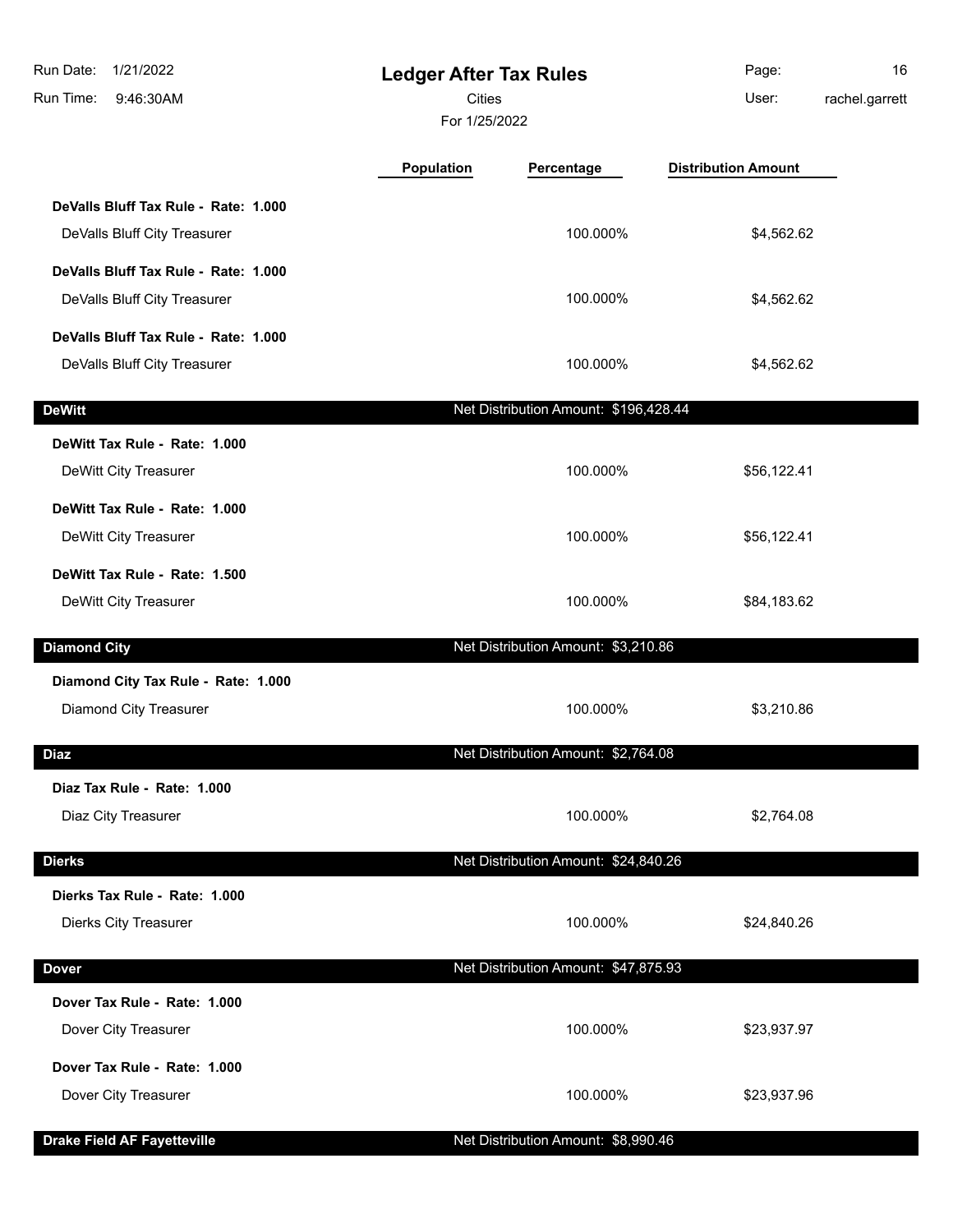# Ledger After Tax Rules

Cities

For 1/25/2022

| | Population | Percentage | Distribution Amount |
|---|---|---|---|
| **DeValls Bluff Tax Rule - Rate: 1.000** | | | |
| DeValls Bluff City Treasurer | | 100.000% | $4,562.62 |
| **DeValls Bluff Tax Rule - Rate: 1.000** | | | |
| DeValls Bluff City Treasurer | | 100.000% | $4,562.62 |
| **DeValls Bluff Tax Rule - Rate: 1.000** | | | |
| DeValls Bluff City Treasurer | | 100.000% | $4,562.62 |

## DeWitt

Net Distribution Amount: $196,428.44

| | Population | Percentage | Distribution Amount |
|---|---|---|---|
| **DeWitt Tax Rule - Rate: 1.000** | | | |
| DeWitt City Treasurer | | 100.000% | $56,122.41 |
| **DeWitt Tax Rule - Rate: 1.000** | | | |
| DeWitt City Treasurer | | 100.000% | $56,122.41 |
| **DeWitt Tax Rule - Rate: 1.500** | | | |
| DeWitt City Treasurer | | 100.000% | $84,183.62 |

## Diamond City

Net Distribution Amount: $3,210.86

| | Population | Percentage | Distribution Amount |
|---|---|---|---|
| **Diamond City Tax Rule - Rate: 1.000** | | | |
| Diamond City Treasurer | | 100.000% | $3,210.86 |

## Diaz

Net Distribution Amount: $2,764.08

| | Population | Percentage | Distribution Amount |
|---|---|---|---|
| **Diaz Tax Rule - Rate: 1.000** | | | |
| Diaz City Treasurer | | 100.000% | $2,764.08 |

## Dierks

Net Distribution Amount: $24,840.26

| | Population | Percentage | Distribution Amount |
|---|---|---|---|
| **Dierks Tax Rule - Rate: 1.000** | | | |
| Dierks City Treasurer | | 100.000% | $24,840.26 |

## Dover

Net Distribution Amount: $47,875.93

| | Population | Percentage | Distribution Amount |
|---|---|---|---|
| **Dover Tax Rule - Rate: 1.000** | | | |
| Dover City Treasurer | | 100.000% | $23,937.97 |
| **Dover Tax Rule - Rate: 1.000** | | | |
| Dover City Treasurer | | 100.000% | $23,937.96 |

## Drake Field AF Fayetteville

Net Distribution Amount: $8,990.46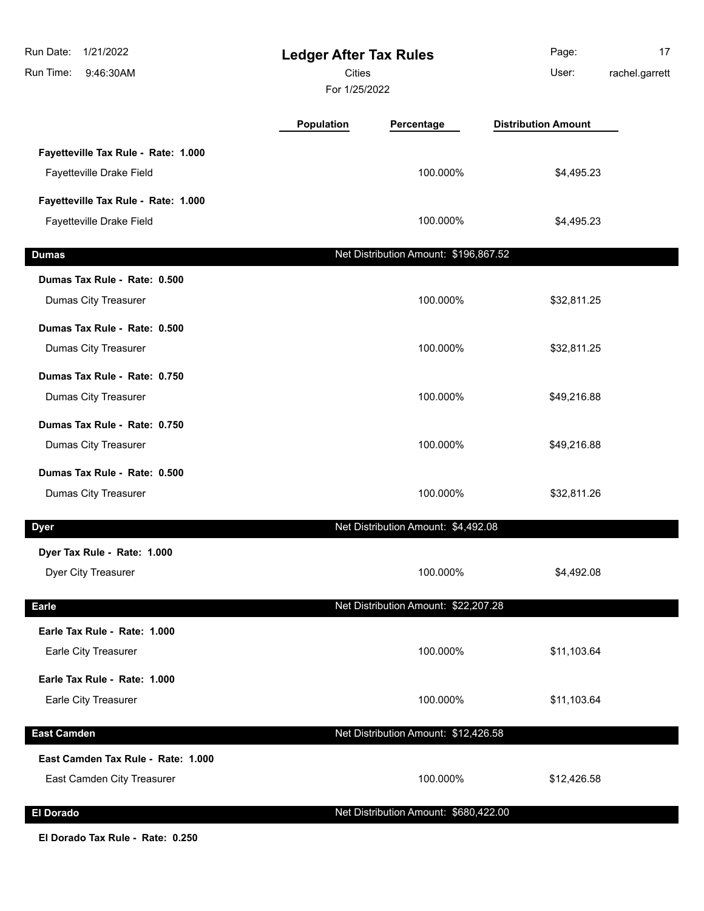# Ledger After Tax Rules

Cities

For 1/25/2022

| | Population | Percentage | Distribution Amount |
|---|---|---|---|
| **Fayetteville Tax Rule - Rate: 1.000** | | | |
| Fayetteville Drake Field | | 100.000% | $4,495.23 |
| **Fayetteville Tax Rule - Rate: 1.000** | | | |
| Fayetteville Drake Field | | 100.000% | $4,495.23 |

## Dumas

Net Distribution Amount: $196,867.52

| | Population | Percentage | Distribution Amount |
|---|---|---|---|
| **Dumas Tax Rule - Rate: 0.500** | | | |
| Dumas City Treasurer | | 100.000% | $32,811.25 |
| **Dumas Tax Rule - Rate: 0.500** | | | |
| Dumas City Treasurer | | 100.000% | $32,811.25 |
| **Dumas Tax Rule - Rate: 0.750** | | | |
| Dumas City Treasurer | | 100.000% | $49,216.88 |
| **Dumas Tax Rule - Rate: 0.750** | | | |
| Dumas City Treasurer | | 100.000% | $49,216.88 |
| **Dumas Tax Rule - Rate: 0.500** | | | |
| Dumas City Treasurer | | 100.000% | $32,811.26 |

## Dyer

Net Distribution Amount: $4,492.08

| | Population | Percentage | Distribution Amount |
|---|---|---|---|
| **Dyer Tax Rule - Rate: 1.000** | | | |
| Dyer City Treasurer | | 100.000% | $4,492.08 |

## Earle

Net Distribution Amount: $22,207.28

| | Population | Percentage | Distribution Amount |
|---|---|---|---|
| **Earle Tax Rule - Rate: 1.000** | | | |
| Earle City Treasurer | | 100.000% | $11,103.64 |
| **Earle Tax Rule - Rate: 1.000** | | | |
| Earle City Treasurer | | 100.000% | $11,103.64 |

## East Camden

Net Distribution Amount: $12,426.58

| | Population | Percentage | Distribution Amount |
|---|---|---|---|
| **East Camden Tax Rule - Rate: 1.000** | | | |
| East Camden City Treasurer | | 100.000% | $12,426.58 |

## El Dorado

Net Distribution Amount: $680,422.00

**El Dorado Tax Rule - Rate: 0.250**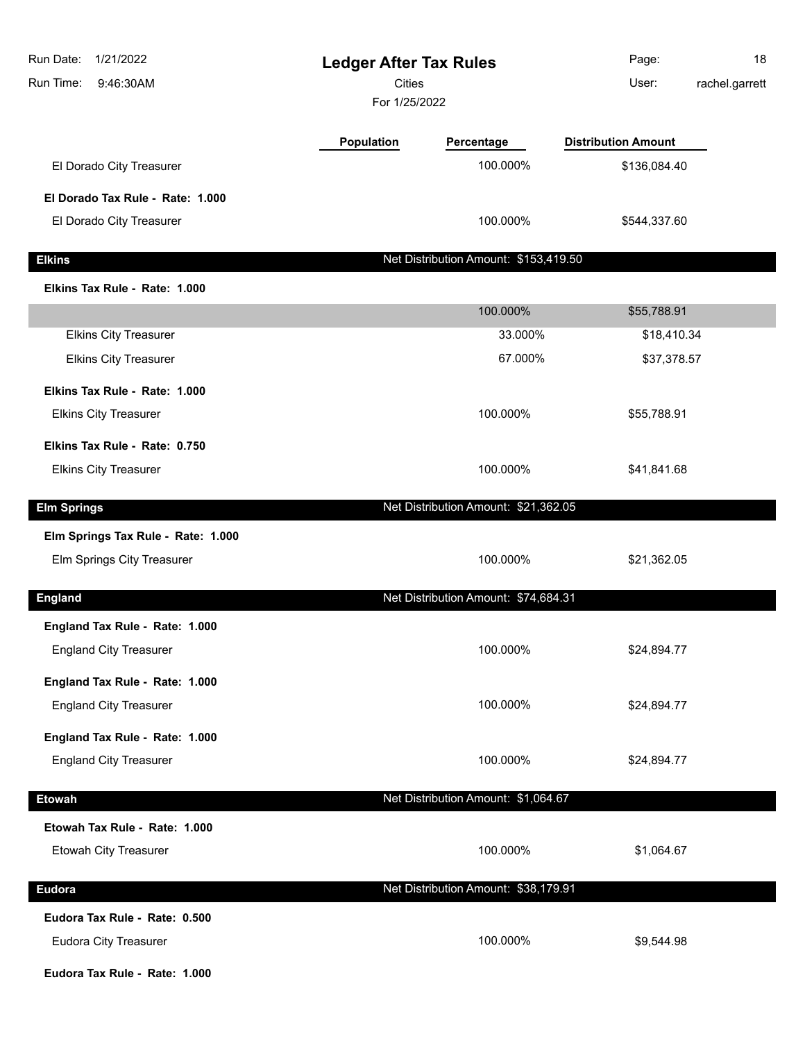# Ledger After Tax Rules

Cities

For 1/25/2022

| | Population | Percentage | Distribution Amount |
|---|---|---|---|
| El Dorado City Treasurer | | 100.000% | $136,084.40 |
| **El Dorado Tax Rule - Rate: 1.000** | | | |
| El Dorado City Treasurer | | 100.000% | $544,337.60 |
| **Elkins** | | Net Distribution Amount: $153,419.50 | |
| **Elkins Tax Rule - Rate: 1.000** | | | |
| | | 100.000% | $55,788.91 |
| Elkins City Treasurer | | 33.000% | $18,410.34 |
| Elkins City Treasurer | | 67.000% | $37,378.57 |
| **Elkins Tax Rule - Rate: 1.000** | | | |
| Elkins City Treasurer | | 100.000% | $55,788.91 |
| **Elkins Tax Rule - Rate: 0.750** | | | |
| Elkins City Treasurer | | 100.000% | $41,841.68 |
| **Elm Springs** | | Net Distribution Amount: $21,362.05 | |
| **Elm Springs Tax Rule - Rate: 1.000** | | | |
| Elm Springs City Treasurer | | 100.000% | $21,362.05 |
| **England** | | Net Distribution Amount: $74,684.31 | |
| **England Tax Rule - Rate: 1.000** | | | |
| England City Treasurer | | 100.000% | $24,894.77 |
| **England Tax Rule - Rate: 1.000** | | | |
| England City Treasurer | | 100.000% | $24,894.77 |
| **England Tax Rule - Rate: 1.000** | | | |
| England City Treasurer | | 100.000% | $24,894.77 |
| **Etowah** | | Net Distribution Amount: $1,064.67 | |
| **Etowah Tax Rule - Rate: 1.000** | | | |
| Etowah City Treasurer | | 100.000% | $1,064.67 |
| **Eudora** | | Net Distribution Amount: $38,179.91 | |
| **Eudora Tax Rule - Rate: 0.500** | | | |
| Eudora City Treasurer | | 100.000% | $9,544.98 |
| **Eudora Tax Rule - Rate: 1.000** | | | |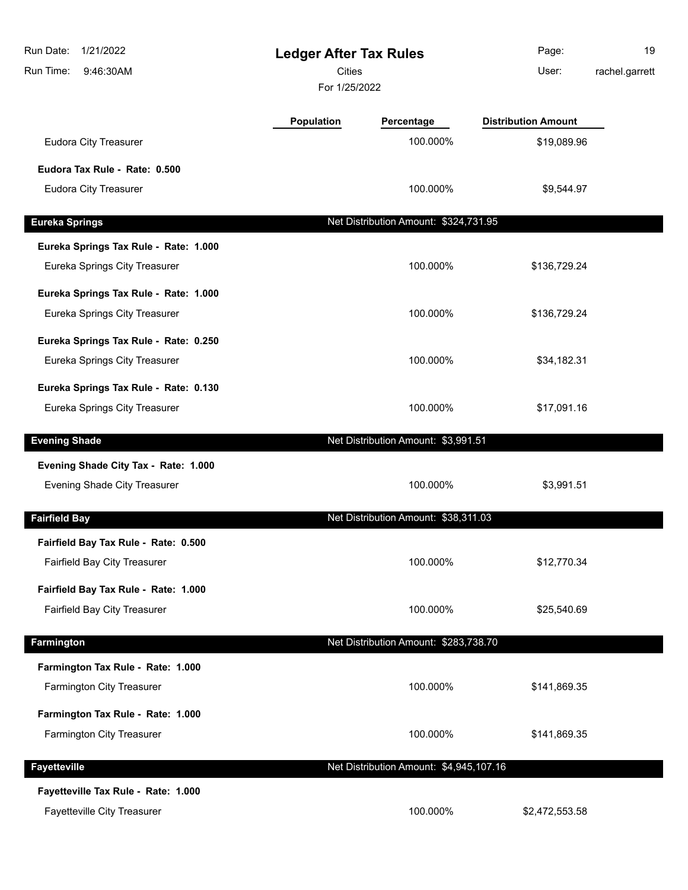| | Population | Percentage | Distribution Amount |
|---|---|---|---|
| Eudora City Treasurer | | 100.000% | $19,089.96 |
| **Eudora Tax Rule - Rate: 0.500** | | | |
| Eudora City Treasurer | | 100.000% | $9,544.97 |

## Eureka Springs

Net Distribution Amount: $324,731.95

| | Population | Percentage | Distribution Amount |
|---|---|---|---|
| **Eureka Springs Tax Rule - Rate: 1.000** | | | |
| Eureka Springs City Treasurer | | 100.000% | $136,729.24 |
| **Eureka Springs Tax Rule - Rate: 1.000** | | | |
| Eureka Springs City Treasurer | | 100.000% | $136,729.24 |
| **Eureka Springs Tax Rule - Rate: 0.250** | | | |
| Eureka Springs City Treasurer | | 100.000% | $34,182.31 |
| **Eureka Springs Tax Rule - Rate: 0.130** | | | |
| Eureka Springs City Treasurer | | 100.000% | $17,091.16 |

## Evening Shade

Net Distribution Amount: $3,991.51

| | Population | Percentage | Distribution Amount |
|---|---|---|---|
| **Evening Shade City Tax - Rate: 1.000** | | | |
| Evening Shade City Treasurer | | 100.000% | $3,991.51 |

## Fairfield Bay

Net Distribution Amount: $38,311.03

| | Population | Percentage | Distribution Amount |
|---|---|---|---|
| **Fairfield Bay Tax Rule - Rate: 0.500** | | | |
| Fairfield Bay City Treasurer | | 100.000% | $12,770.34 |
| **Fairfield Bay Tax Rule - Rate: 1.000** | | | |
| Fairfield Bay City Treasurer | | 100.000% | $25,540.69 |

## Farmington

Net Distribution Amount: $283,738.70

| | Population | Percentage | Distribution Amount |
|---|---|---|---|
| **Farmington Tax Rule - Rate: 1.000** | | | |
| Farmington City Treasurer | | 100.000% | $141,869.35 |
| **Farmington Tax Rule - Rate: 1.000** | | | |
| Farmington City Treasurer | | 100.000% | $141,869.35 |

## Fayetteville

Net Distribution Amount: $4,945,107.16

| | Population | Percentage | Distribution Amount |
|---|---|---|---|
| **Fayetteville Tax Rule - Rate: 1.000** | | | |
| Fayetteville City Treasurer | | 100.000% | $2,472,553.58 |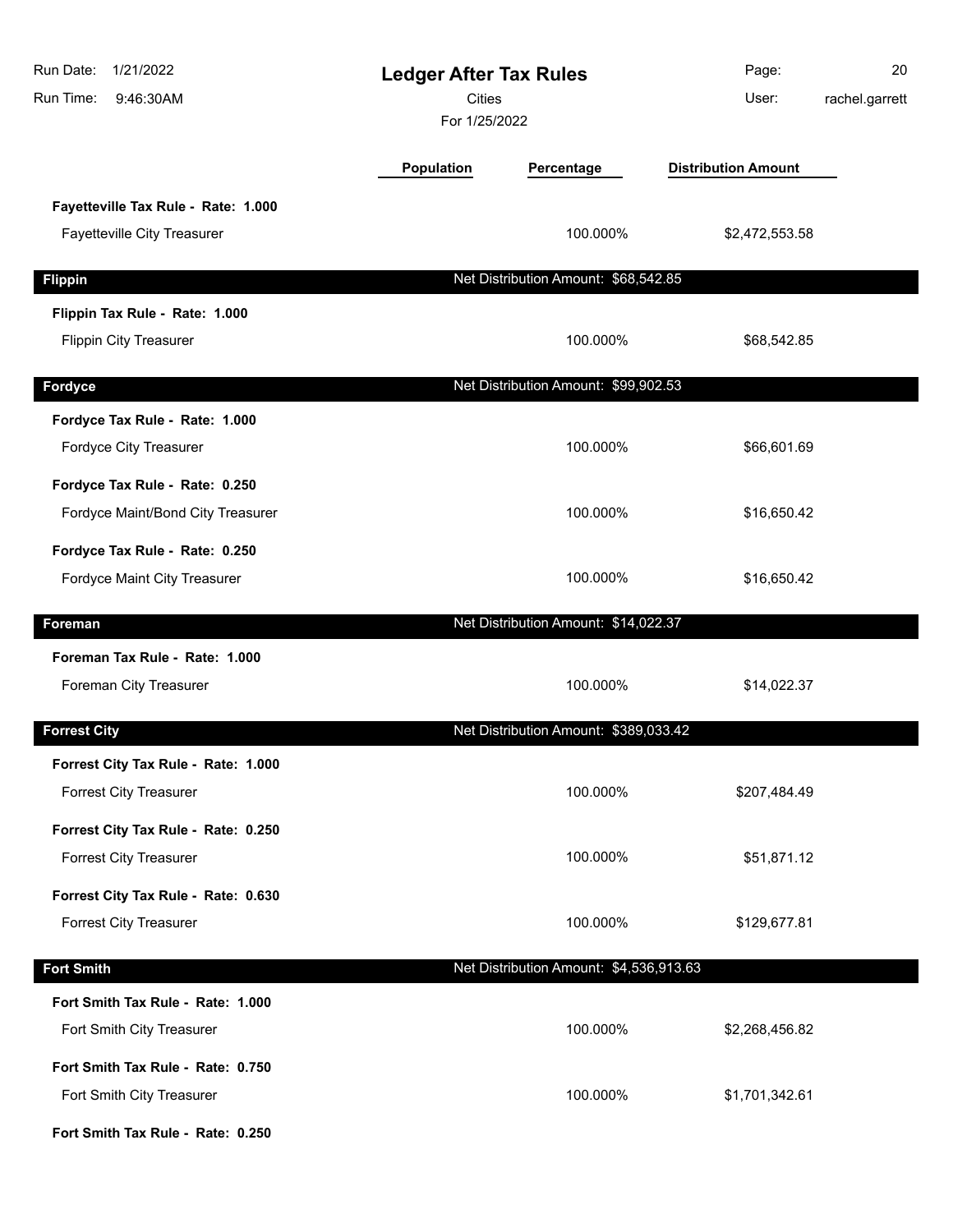| | Population | Percentage | Distribution Amount |
|---|---|---|---|
| **Fayetteville Tax Rule - Rate: 1.000** | | | |
| Fayetteville City Treasurer | | 100.000% | $2,472,553.58 |

## Flippin

Net Distribution Amount: $68,542.85

| | Population | Percentage | Distribution Amount |
|---|---|---|---|
| **Flippin Tax Rule - Rate: 1.000** | | | |
| Flippin City Treasurer | | 100.000% | $68,542.85 |

## Fordyce

Net Distribution Amount: $99,902.53

| | Population | Percentage | Distribution Amount |
|---|---|---|---|
| **Fordyce Tax Rule - Rate: 1.000** | | | |
| Fordyce City Treasurer | | 100.000% | $66,601.69 |
| **Fordyce Tax Rule - Rate: 0.250** | | | |
| Fordyce Maint/Bond City Treasurer | | 100.000% | $16,650.42 |
| **Fordyce Tax Rule - Rate: 0.250** | | | |
| Fordyce Maint City Treasurer | | 100.000% | $16,650.42 |

## Foreman

Net Distribution Amount: $14,022.37

| | Population | Percentage | Distribution Amount |
|---|---|---|---|
| **Foreman Tax Rule - Rate: 1.000** | | | |
| Foreman City Treasurer | | 100.000% | $14,022.37 |

## Forrest City

Net Distribution Amount: $389,033.42

| | Population | Percentage | Distribution Amount |
|---|---|---|---|
| **Forrest City Tax Rule - Rate: 1.000** | | | |
| Forrest City Treasurer | | 100.000% | $207,484.49 |
| **Forrest City Tax Rule - Rate: 0.250** | | | |
| Forrest City Treasurer | | 100.000% | $51,871.12 |
| **Forrest City Tax Rule - Rate: 0.630** | | | |
| Forrest City Treasurer | | 100.000% | $129,677.81 |

## Fort Smith

Net Distribution Amount: $4,536,913.63

| | Population | Percentage | Distribution Amount |
|---|---|---|---|
| **Fort Smith Tax Rule - Rate: 1.000** | | | |
| Fort Smith City Treasurer | | 100.000% | $2,268,456.82 |
| **Fort Smith Tax Rule - Rate: 0.750** | | | |
| Fort Smith City Treasurer | | 100.000% | $1,701,342.61 |
| **Fort Smith Tax Rule - Rate: 0.250** | | | |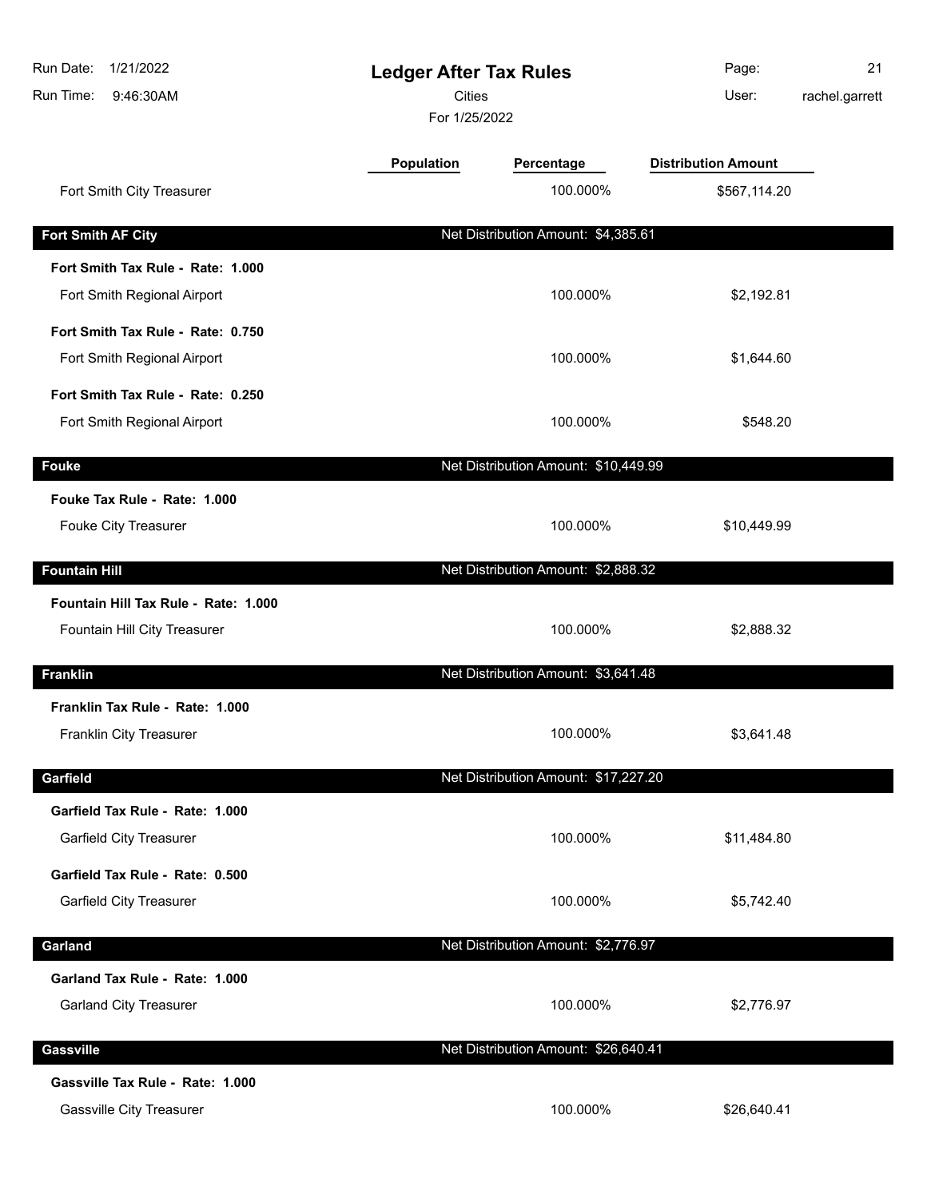# Ledger After Tax Rules

Cities

For 1/25/2022

| | Population | Percentage | Distribution Amount |
|---|---|---|---|
| Fort Smith City Treasurer | | 100.000% | $567,114.20 |
| **Fort Smith AF City** | | Net Distribution Amount: $4,385.61 | |
| **Fort Smith Tax Rule - Rate: 1.000** | | | |
| Fort Smith Regional Airport | | 100.000% | $2,192.81 |
| **Fort Smith Tax Rule - Rate: 0.750** | | | |
| Fort Smith Regional Airport | | 100.000% | $1,644.60 |
| **Fort Smith Tax Rule - Rate: 0.250** | | | |
| Fort Smith Regional Airport | | 100.000% | $548.20 |
| **Fouke** | | Net Distribution Amount: $10,449.99 | |
| **Fouke Tax Rule - Rate: 1.000** | | | |
| Fouke City Treasurer | | 100.000% | $10,449.99 |
| **Fountain Hill** | | Net Distribution Amount: $2,888.32 | |
| **Fountain Hill Tax Rule - Rate: 1.000** | | | |
| Fountain Hill City Treasurer | | 100.000% | $2,888.32 |
| **Franklin** | | Net Distribution Amount: $3,641.48 | |
| **Franklin Tax Rule - Rate: 1.000** | | | |
| Franklin City Treasurer | | 100.000% | $3,641.48 |
| **Garfield** | | Net Distribution Amount: $17,227.20 | |
| **Garfield Tax Rule - Rate: 1.000** | | | |
| Garfield City Treasurer | | 100.000% | $11,484.80 |
| **Garfield Tax Rule - Rate: 0.500** | | | |
| Garfield City Treasurer | | 100.000% | $5,742.40 |
| **Garland** | | Net Distribution Amount: $2,776.97 | |
| **Garland Tax Rule - Rate: 1.000** | | | |
| Garland City Treasurer | | 100.000% | $2,776.97 |
| **Gassville** | | Net Distribution Amount: $26,640.41 | |
| **Gassville Tax Rule - Rate: 1.000** | | | |
| Gassville City Treasurer | | 100.000% | $26,640.41 |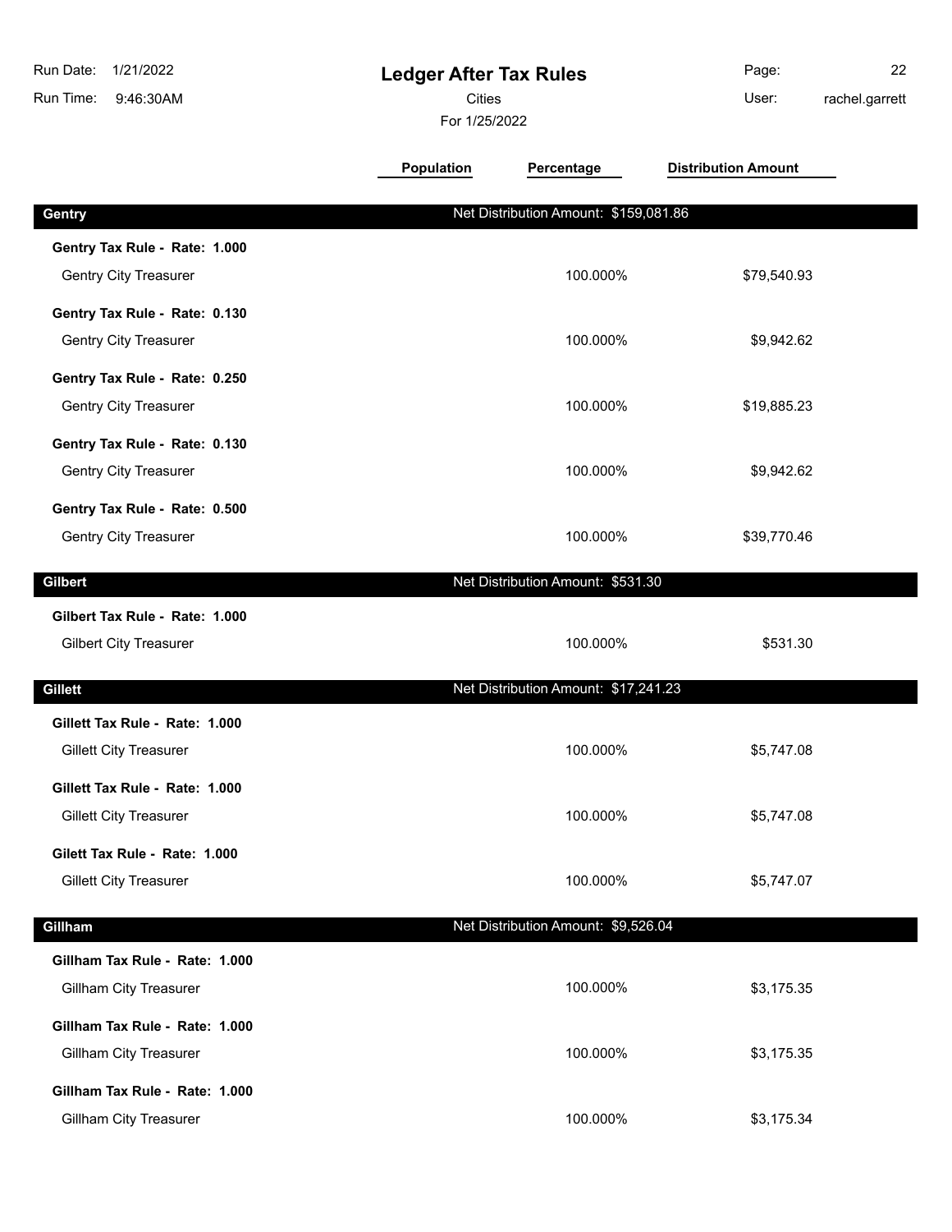# Ledger After Tax Rules

Cities

For 1/25/2022

Run Date: 1/21/2022
Run Time: 9:46:30AM
User: rachel.garrett

| | Population | Percentage | Distribution Amount |
|---|---|---|---|
| **Gentry** | | Net Distribution Amount: $159,081.86 | |
| **Gentry Tax Rule - Rate: 1.000** | | | |
| Gentry City Treasurer | | 100.000% | $79,540.93 |
| **Gentry Tax Rule - Rate: 0.130** | | | |
| Gentry City Treasurer | | 100.000% | $9,942.62 |
| **Gentry Tax Rule - Rate: 0.250** | | | |
| Gentry City Treasurer | | 100.000% | $19,885.23 |
| **Gentry Tax Rule - Rate: 0.130** | | | |
| Gentry City Treasurer | | 100.000% | $9,942.62 |
| **Gentry Tax Rule - Rate: 0.500** | | | |
| Gentry City Treasurer | | 100.000% | $39,770.46 |
| **Gilbert** | | Net Distribution Amount: $531.30 | |
| **Gilbert Tax Rule - Rate: 1.000** | | | |
| Gilbert City Treasurer | | 100.000% | $531.30 |
| **Gillett** | | Net Distribution Amount: $17,241.23 | |
| **Gillett Tax Rule - Rate: 1.000** | | | |
| Gillett City Treasurer | | 100.000% | $5,747.08 |
| **Gillett Tax Rule - Rate: 1.000** | | | |
| Gillett City Treasurer | | 100.000% | $5,747.08 |
| **Gilett Tax Rule - Rate: 1.000** | | | |
| Gillett City Treasurer | | 100.000% | $5,747.07 |
| **Gillham** | | Net Distribution Amount: $9,526.04 | |
| **Gillham Tax Rule - Rate: 1.000** | | | |
| Gillham City Treasurer | | 100.000% | $3,175.35 |
| **Gillham Tax Rule - Rate: 1.000** | | | |
| Gillham City Treasurer | | 100.000% | $3,175.35 |
| **Gillham Tax Rule - Rate: 1.000** | | | |
| Gillham City Treasurer | | 100.000% | $3,175.34 |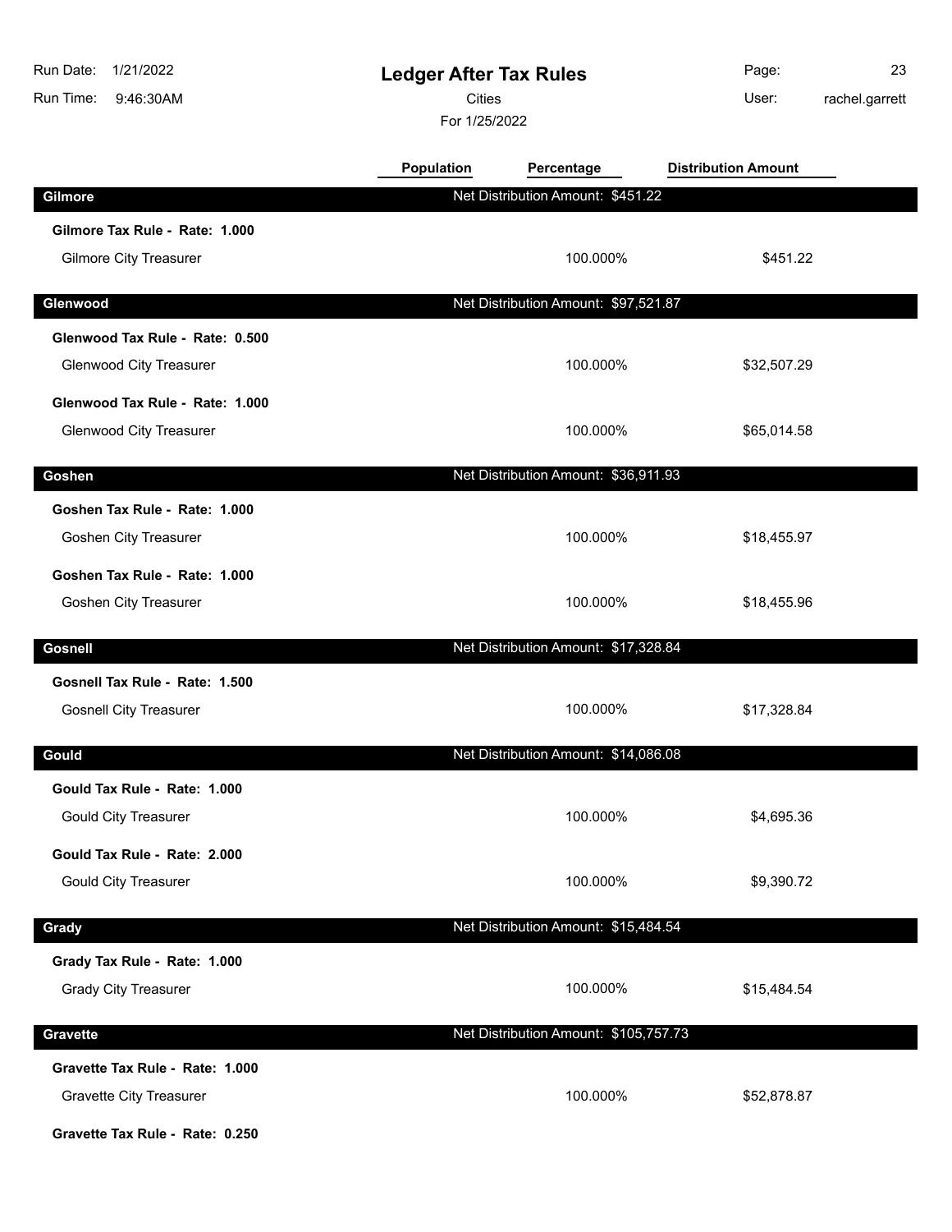# Ledger After Tax Rules

Cities

For 1/25/2022

Run Date: 1/21/2022
Run Time: 9:46:30AM
User: rachel.garrett

| | Population | Percentage | Distribution Amount |
|---|---|---|---|
| **Gilmore** | | **Net Distribution Amount: $451.22** | |
| **Gilmore Tax Rule - Rate: 1.000** | | | |
| Gilmore City Treasurer | | 100.000% | $451.22 |
| **Glenwood** | | **Net Distribution Amount: $97,521.87** | |
| **Glenwood Tax Rule - Rate: 0.500** | | | |
| Glenwood City Treasurer | | 100.000% | $32,507.29 |
| **Glenwood Tax Rule - Rate: 1.000** | | | |
| Glenwood City Treasurer | | 100.000% | $65,014.58 |
| **Goshen** | | **Net Distribution Amount: $36,911.93** | |
| **Goshen Tax Rule - Rate: 1.000** | | | |
| Goshen City Treasurer | | 100.000% | $18,455.97 |
| **Goshen Tax Rule - Rate: 1.000** | | | |
| Goshen City Treasurer | | 100.000% | $18,455.96 |
| **Gosnell** | | **Net Distribution Amount: $17,328.84** | |
| **Gosnell Tax Rule - Rate: 1.500** | | | |
| Gosnell City Treasurer | | 100.000% | $17,328.84 |
| **Gould** | | **Net Distribution Amount: $14,086.08** | |
| **Gould Tax Rule - Rate: 1.000** | | | |
| Gould City Treasurer | | 100.000% | $4,695.36 |
| **Gould Tax Rule - Rate: 2.000** | | | |
| Gould City Treasurer | | 100.000% | $9,390.72 |
| **Grady** | | **Net Distribution Amount: $15,484.54** | |
| **Grady Tax Rule - Rate: 1.000** | | | |
| Grady City Treasurer | | 100.000% | $15,484.54 |
| **Gravette** | | **Net Distribution Amount: $105,757.73** | |
| **Gravette Tax Rule - Rate: 1.000** | | | |
| Gravette City Treasurer | | 100.000% | $52,878.87 |
| **Gravette Tax Rule - Rate: 0.250** | | | |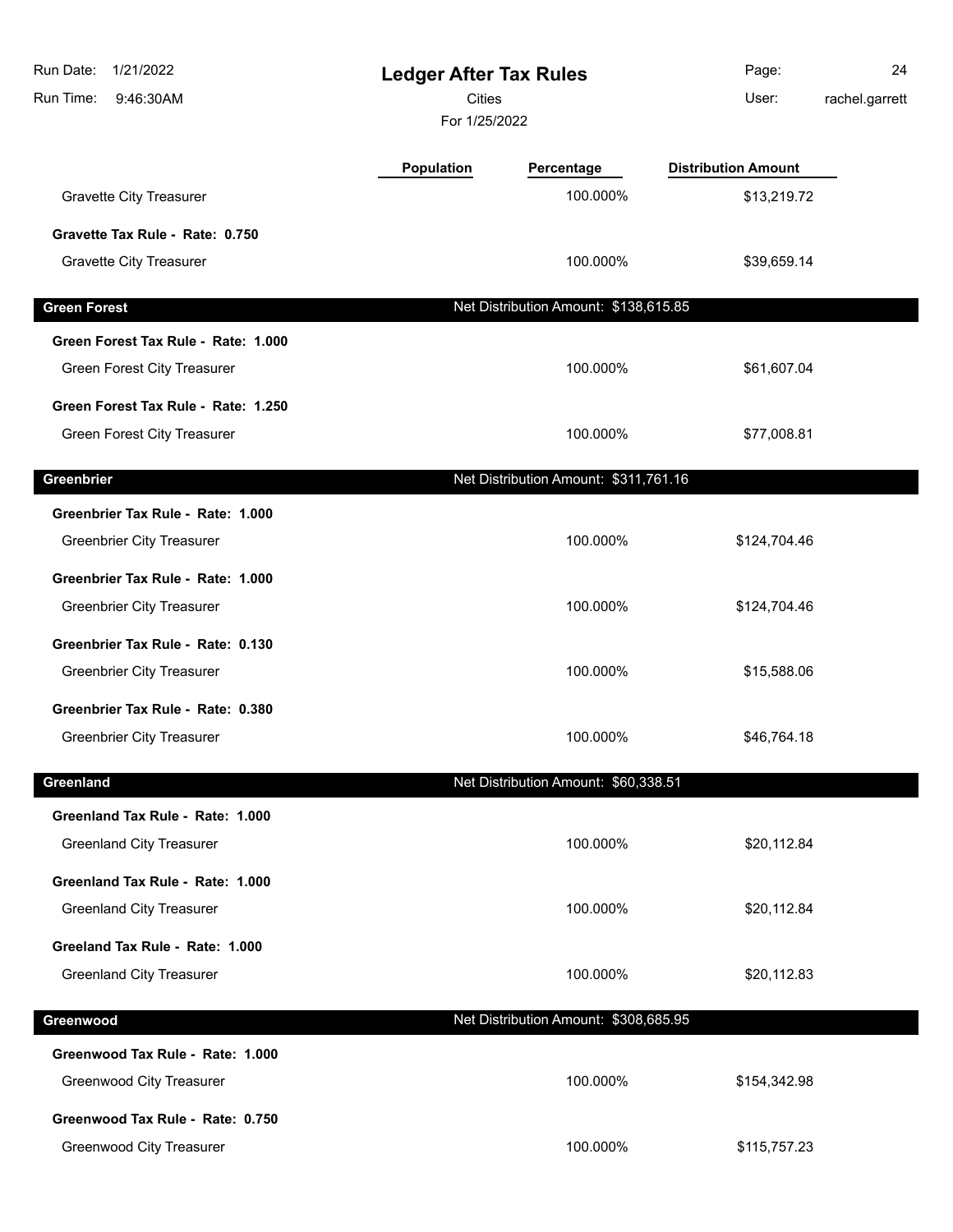# Ledger After Tax Rules

Cities

For 1/25/2022

| | Population | Percentage | Distribution Amount |
|---|---|---|---|
| Gravette City Treasurer | | 100.000% | $13,219.72 |
| **Gravette Tax Rule - Rate: 0.750** | | | |
| Gravette City Treasurer | | 100.000% | $39,659.14 |
| **Green Forest** | | Net Distribution Amount: $138,615.85 | |
| **Green Forest Tax Rule - Rate: 1.000** | | | |
| Green Forest City Treasurer | | 100.000% | $61,607.04 |
| **Green Forest Tax Rule - Rate: 1.250** | | | |
| Green Forest City Treasurer | | 100.000% | $77,008.81 |
| **Greenbrier** | | Net Distribution Amount: $311,761.16 | |
| **Greenbrier Tax Rule - Rate: 1.000** | | | |
| Greenbrier City Treasurer | | 100.000% | $124,704.46 |
| **Greenbrier Tax Rule - Rate: 1.000** | | | |
| Greenbrier City Treasurer | | 100.000% | $124,704.46 |
| **Greenbrier Tax Rule - Rate: 0.130** | | | |
| Greenbrier City Treasurer | | 100.000% | $15,588.06 |
| **Greenbrier Tax Rule - Rate: 0.380** | | | |
| Greenbrier City Treasurer | | 100.000% | $46,764.18 |
| **Greenland** | | Net Distribution Amount: $60,338.51 | |
| **Greenland Tax Rule - Rate: 1.000** | | | |
| Greenland City Treasurer | | 100.000% | $20,112.84 |
| **Greenland Tax Rule - Rate: 1.000** | | | |
| Greenland City Treasurer | | 100.000% | $20,112.84 |
| **Greeland Tax Rule - Rate: 1.000** | | | |
| Greenland City Treasurer | | 100.000% | $20,112.83 |
| **Greenwood** | | Net Distribution Amount: $308,685.95 | |
| **Greenwood Tax Rule - Rate: 1.000** | | | |
| Greenwood City Treasurer | | 100.000% | $154,342.98 |
| **Greenwood Tax Rule - Rate: 0.750** | | | |
| Greenwood City Treasurer | | 100.000% | $115,757.23 |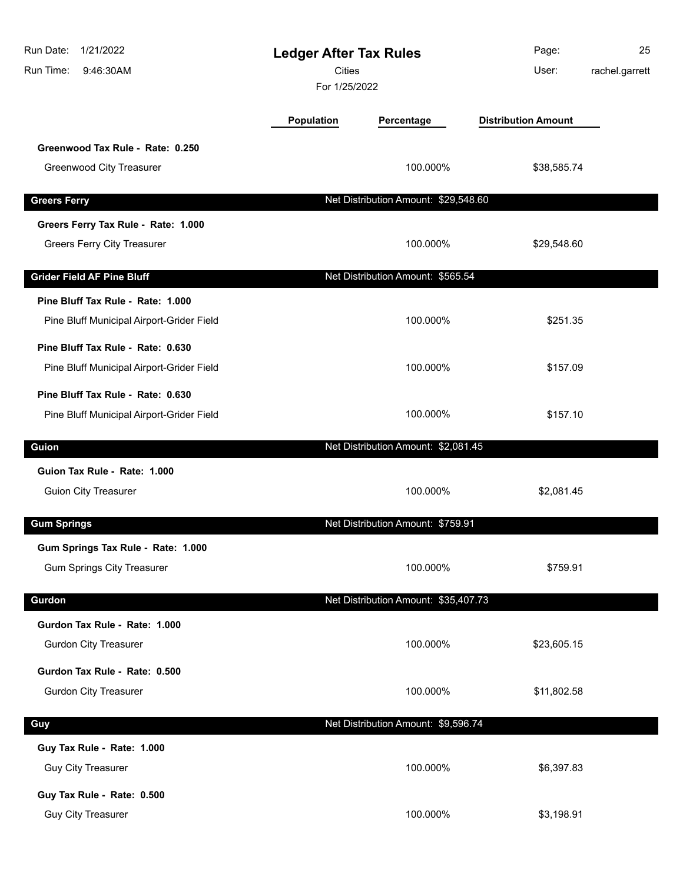# Ledger After Tax Rules

Cities

For 1/25/2022

| | Population | Percentage | Distribution Amount |
|---|---|---|---|
| **Greenwood Tax Rule - Rate: 0.250** | | | |
| Greenwood City Treasurer | | 100.000% | $38,585.74 |
| **Greers Ferry** | | Net Distribution Amount: $29,548.60 | |
| **Greers Ferry Tax Rule - Rate: 1.000** | | | |
| Greers Ferry City Treasurer | | 100.000% | $29,548.60 |
| **Grider Field AF Pine Bluff** | | Net Distribution Amount: $565.54 | |
| **Pine Bluff Tax Rule - Rate: 1.000** | | | |
| Pine Bluff Municipal Airport-Grider Field | | 100.000% | $251.35 |
| **Pine Bluff Tax Rule - Rate: 0.630** | | | |
| Pine Bluff Municipal Airport-Grider Field | | 100.000% | $157.09 |
| **Pine Bluff Tax Rule - Rate: 0.630** | | | |
| Pine Bluff Municipal Airport-Grider Field | | 100.000% | $157.10 |
| **Guion** | | Net Distribution Amount: $2,081.45 | |
| **Guion Tax Rule - Rate: 1.000** | | | |
| Guion City Treasurer | | 100.000% | $2,081.45 |
| **Gum Springs** | | Net Distribution Amount: $759.91 | |
| **Gum Springs Tax Rule - Rate: 1.000** | | | |
| Gum Springs City Treasurer | | 100.000% | $759.91 |
| **Gurdon** | | Net Distribution Amount: $35,407.73 | |
| **Gurdon Tax Rule - Rate: 1.000** | | | |
| Gurdon City Treasurer | | 100.000% | $23,605.15 |
| **Gurdon Tax Rule - Rate: 0.500** | | | |
| Gurdon City Treasurer | | 100.000% | $11,802.58 |
| **Guy** | | Net Distribution Amount: $9,596.74 | |
| **Guy Tax Rule - Rate: 1.000** | | | |
| Guy City Treasurer | | 100.000% | $6,397.83 |
| **Guy Tax Rule - Rate: 0.500** | | | |
| Guy City Treasurer | | 100.000% | $3,198.91 |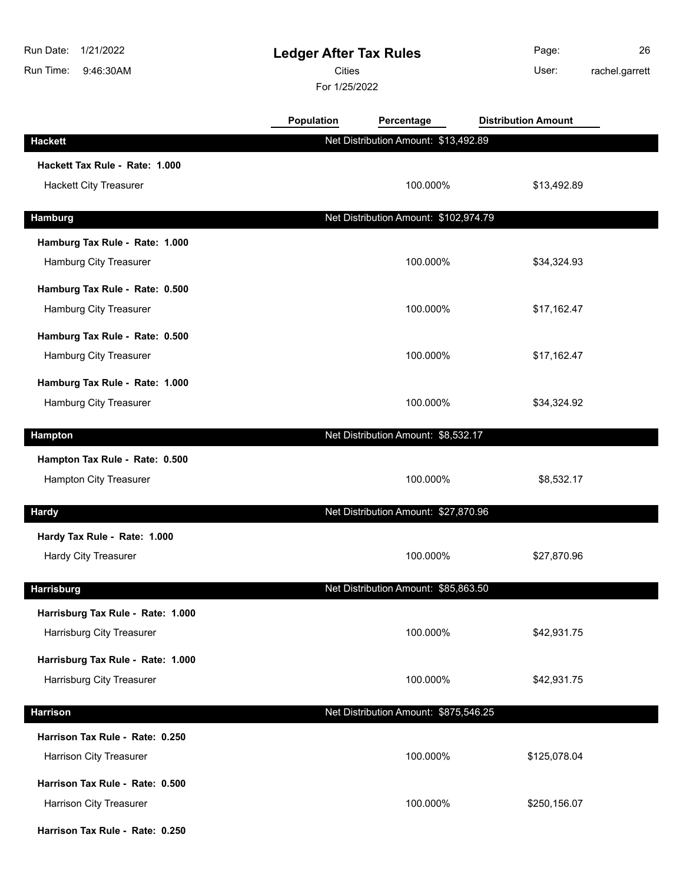# Ledger After Tax Rules

Cities

For 1/25/2022

Run Date: 1/21/2022
Run Time: 9:46:30AM
User: rachel.garrett

| | Population | Percentage | Distribution Amount |
|---|---|---|---|
| **Hackett** | | Net Distribution Amount: $13,492.89 | |
| **Hackett Tax Rule - Rate: 1.000** | | | |
| Hackett City Treasurer | | 100.000% | $13,492.89 |
| **Hamburg** | | Net Distribution Amount: $102,974.79 | |
| **Hamburg Tax Rule - Rate: 1.000** | | | |
| Hamburg City Treasurer | | 100.000% | $34,324.93 |
| **Hamburg Tax Rule - Rate: 0.500** | | | |
| Hamburg City Treasurer | | 100.000% | $17,162.47 |
| **Hamburg Tax Rule - Rate: 0.500** | | | |
| Hamburg City Treasurer | | 100.000% | $17,162.47 |
| **Hamburg Tax Rule - Rate: 1.000** | | | |
| Hamburg City Treasurer | | 100.000% | $34,324.92 |
| **Hampton** | | Net Distribution Amount: $8,532.17 | |
| **Hampton Tax Rule - Rate: 0.500** | | | |
| Hampton City Treasurer | | 100.000% | $8,532.17 |
| **Hardy** | | Net Distribution Amount: $27,870.96 | |
| **Hardy Tax Rule - Rate: 1.000** | | | |
| Hardy City Treasurer | | 100.000% | $27,870.96 |
| **Harrisburg** | | Net Distribution Amount: $85,863.50 | |
| **Harrisburg Tax Rule - Rate: 1.000** | | | |
| Harrisburg City Treasurer | | 100.000% | $42,931.75 |
| **Harrisburg Tax Rule - Rate: 1.000** | | | |
| Harrisburg City Treasurer | | 100.000% | $42,931.75 |
| **Harrison** | | Net Distribution Amount: $875,546.25 | |
| **Harrison Tax Rule - Rate: 0.250** | | | |
| Harrison City Treasurer | | 100.000% | $125,078.04 |
| **Harrison Tax Rule - Rate: 0.500** | | | |
| Harrison City Treasurer | | 100.000% | $250,156.07 |
| **Harrison Tax Rule - Rate: 0.250** | | | |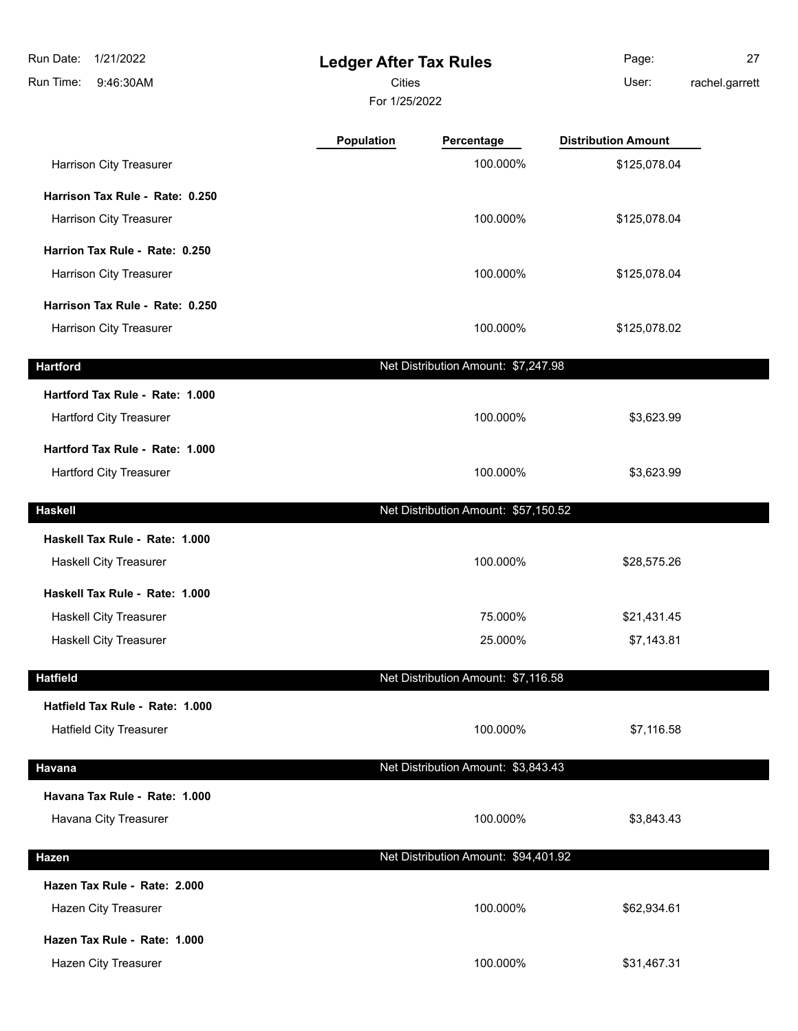**Ledger After Tax Rules**

Cities

For 1/25/2022

| | Population | Percentage | Distribution Amount |
|---|---|---|---|
| Harrison City Treasurer | | 100.000% | $125,078.04 |
| **Harrison Tax Rule - Rate: 0.250** | | | |
| Harrison City Treasurer | | 100.000% | $125,078.04 |
| **Harrion Tax Rule - Rate: 0.250** | | | |
| Harrison City Treasurer | | 100.000% | $125,078.04 |
| **Harrison Tax Rule - Rate: 0.250** | | | |
| Harrison City Treasurer | | 100.000% | $125,078.02 |
| **Hartford** | | Net Distribution Amount: $7,247.98 | |
| **Hartford Tax Rule - Rate: 1.000** | | | |
| Hartford City Treasurer | | 100.000% | $3,623.99 |
| **Hartford Tax Rule - Rate: 1.000** | | | |
| Hartford City Treasurer | | 100.000% | $3,623.99 |
| **Haskell** | | Net Distribution Amount: $57,150.52 | |
| **Haskell Tax Rule - Rate: 1.000** | | | |
| Haskell City Treasurer | | 100.000% | $28,575.26 |
| **Haskell Tax Rule - Rate: 1.000** | | | |
| Haskell City Treasurer | | 75.000% | $21,431.45 |
| Haskell City Treasurer | | 25.000% | $7,143.81 |
| **Hatfield** | | Net Distribution Amount: $7,116.58 | |
| **Hatfield Tax Rule - Rate: 1.000** | | | |
| Hatfield City Treasurer | | 100.000% | $7,116.58 |
| **Havana** | | Net Distribution Amount: $3,843.43 | |
| **Havana Tax Rule - Rate: 1.000** | | | |
| Havana City Treasurer | | 100.000% | $3,843.43 |
| **Hazen** | | Net Distribution Amount: $94,401.92 | |
| **Hazen Tax Rule - Rate: 2.000** | | | |
| Hazen City Treasurer | | 100.000% | $62,934.61 |
| **Hazen Tax Rule - Rate: 1.000** | | | |
| Hazen City Treasurer | | 100.000% | $31,467.31 |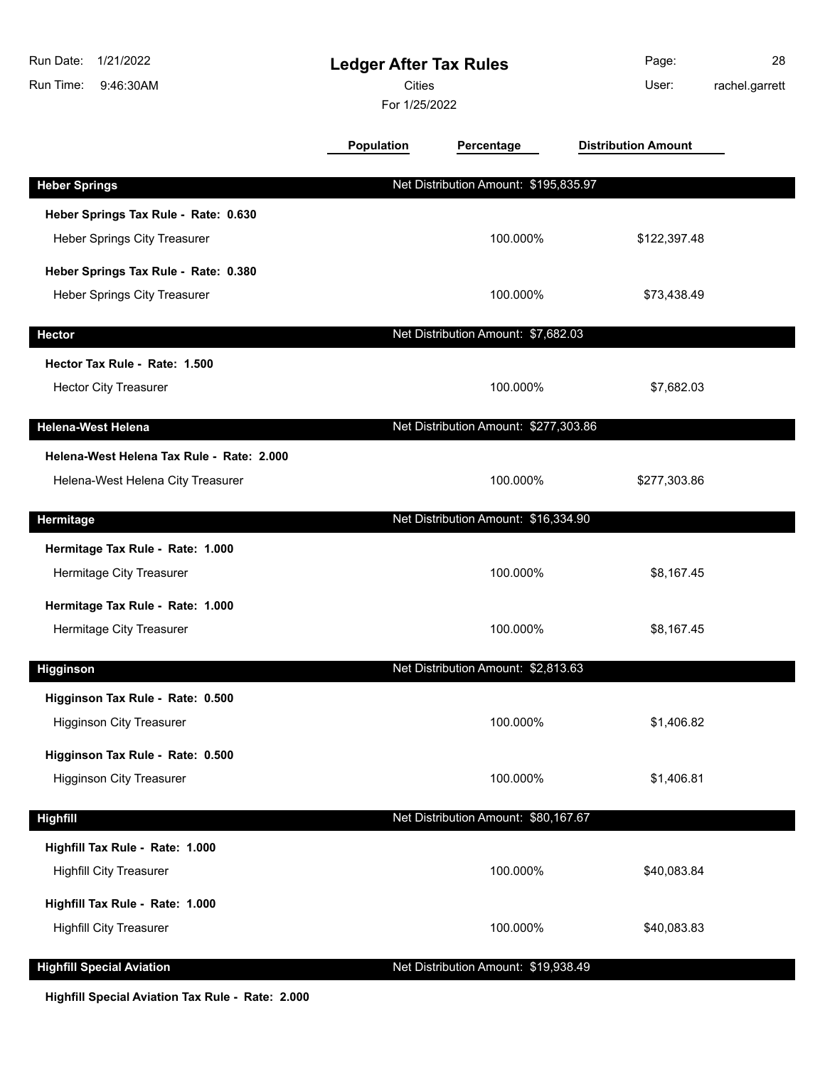# Ledger After Tax Rules

Cities

For 1/25/2022

Run Date: 1/21/2022
Run Time: 9:46:30AM
User: rachel.garrett

| | Population | Percentage | Distribution Amount |
|---|---|---|---|
| **Heber Springs** | Net Distribution Amount: $195,835.97 | | |
| **Heber Springs Tax Rule - Rate: 0.630** | | | |
| Heber Springs City Treasurer | | 100.000% | $122,397.48 |
| **Heber Springs Tax Rule - Rate: 0.380** | | | |
| Heber Springs City Treasurer | | 100.000% | $73,438.49 |
| **Hector** | Net Distribution Amount: $7,682.03 | | |
| **Hector Tax Rule - Rate: 1.500** | | | |
| Hector City Treasurer | | 100.000% | $7,682.03 |
| **Helena-West Helena** | Net Distribution Amount: $277,303.86 | | |
| **Helena-West Helena Tax Rule - Rate: 2.000** | | | |
| Helena-West Helena City Treasurer | | 100.000% | $277,303.86 |
| **Hermitage** | Net Distribution Amount: $16,334.90 | | |
| **Hermitage Tax Rule - Rate: 1.000** | | | |
| Hermitage City Treasurer | | 100.000% | $8,167.45 |
| **Hermitage Tax Rule - Rate: 1.000** | | | |
| Hermitage City Treasurer | | 100.000% | $8,167.45 |
| **Higginson** | Net Distribution Amount: $2,813.63 | | |
| **Higginson Tax Rule - Rate: 0.500** | | | |
| Higginson City Treasurer | | 100.000% | $1,406.82 |
| **Higginson Tax Rule - Rate: 0.500** | | | |
| Higginson City Treasurer | | 100.000% | $1,406.81 |
| **Highfill** | Net Distribution Amount: $80,167.67 | | |
| **Highfill Tax Rule - Rate: 1.000** | | | |
| Highfill City Treasurer | | 100.000% | $40,083.84 |
| **Highfill Tax Rule - Rate: 1.000** | | | |
| Highfill City Treasurer | | 100.000% | $40,083.83 |
| **Highfill Special Aviation** | Net Distribution Amount: $19,938.49 | | |
| **Highfill Special Aviation Tax Rule - Rate: 2.000** | | | |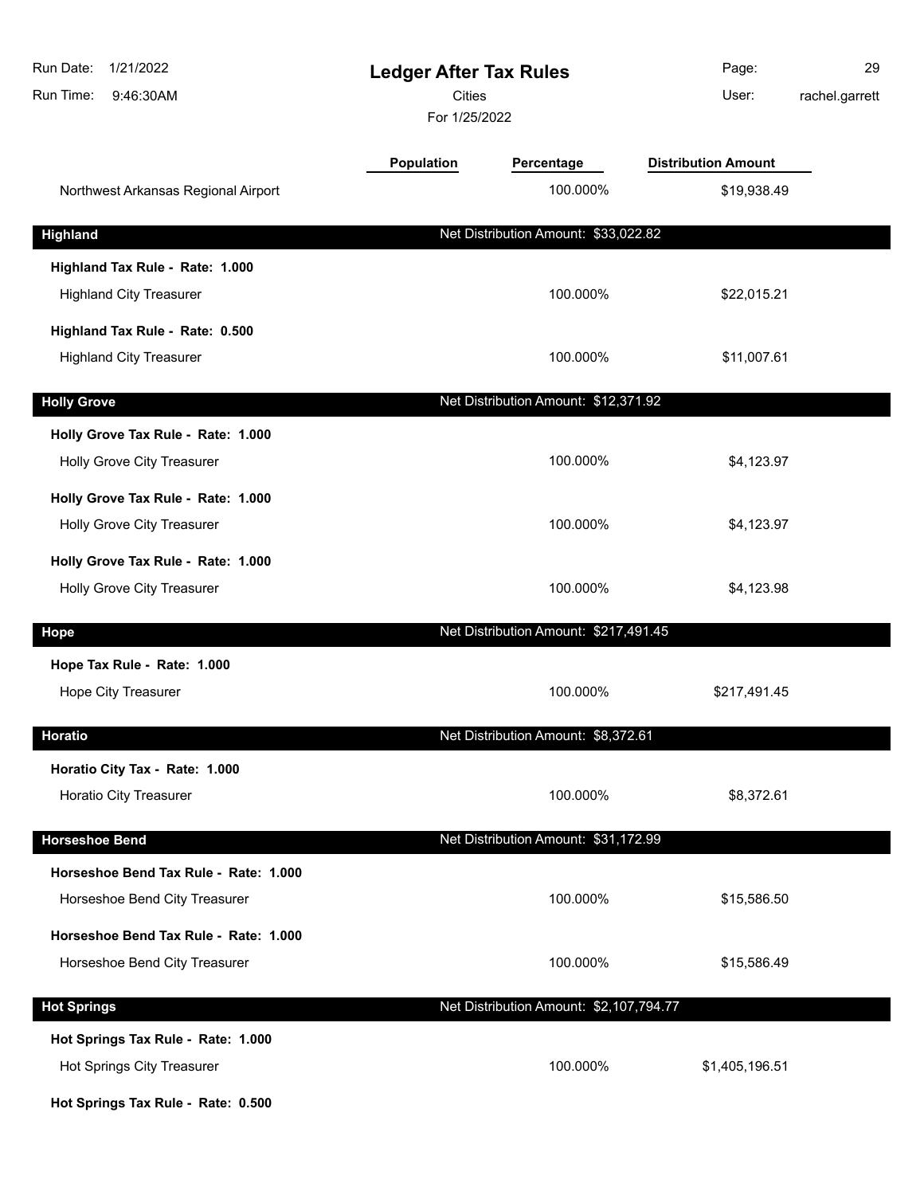# Ledger After Tax Rules

Cities

For 1/25/2022

Run Date: 1/21/2022
Run Time: 9:46:30AM
User: rachel.garrett

| | Population | Percentage | Distribution Amount |
|---|---|---|---|
| Northwest Arkansas Regional Airport | | 100.000% | $19,938.49 |

## Highland

Net Distribution Amount: $33,022.82

| | Population | Percentage | Distribution Amount |
|---|---|---|---|
| **Highland Tax Rule - Rate: 1.000** | | | |
| Highland City Treasurer | | 100.000% | $22,015.21 |
| **Highland Tax Rule - Rate: 0.500** | | | |
| Highland City Treasurer | | 100.000% | $11,007.61 |

## Holly Grove

Net Distribution Amount: $12,371.92

| | Population | Percentage | Distribution Amount |
|---|---|---|---|
| **Holly Grove Tax Rule - Rate: 1.000** | | | |
| Holly Grove City Treasurer | | 100.000% | $4,123.97 |
| **Holly Grove Tax Rule - Rate: 1.000** | | | |
| Holly Grove City Treasurer | | 100.000% | $4,123.97 |
| **Holly Grove Tax Rule - Rate: 1.000** | | | |
| Holly Grove City Treasurer | | 100.000% | $4,123.98 |

## Hope

Net Distribution Amount: $217,491.45

| | Population | Percentage | Distribution Amount |
|---|---|---|---|
| **Hope Tax Rule - Rate: 1.000** | | | |
| Hope City Treasurer | | 100.000% | $217,491.45 |

## Horatio

Net Distribution Amount: $8,372.61

| | Population | Percentage | Distribution Amount |
|---|---|---|---|
| **Horatio City Tax - Rate: 1.000** | | | |
| Horatio City Treasurer | | 100.000% | $8,372.61 |

## Horseshoe Bend

Net Distribution Amount: $31,172.99

| | Population | Percentage | Distribution Amount |
|---|---|---|---|
| **Horseshoe Bend Tax Rule - Rate: 1.000** | | | |
| Horseshoe Bend City Treasurer | | 100.000% | $15,586.50 |
| **Horseshoe Bend Tax Rule - Rate: 1.000** | | | |
| Horseshoe Bend City Treasurer | | 100.000% | $15,586.49 |

## Hot Springs

Net Distribution Amount: $2,107,794.77

| | Population | Percentage | Distribution Amount |
|---|---|---|---|
| **Hot Springs Tax Rule - Rate: 1.000** | | | |
| Hot Springs City Treasurer | | 100.000% | $1,405,196.51 |
| **Hot Springs Tax Rule - Rate: 0.500** | | | |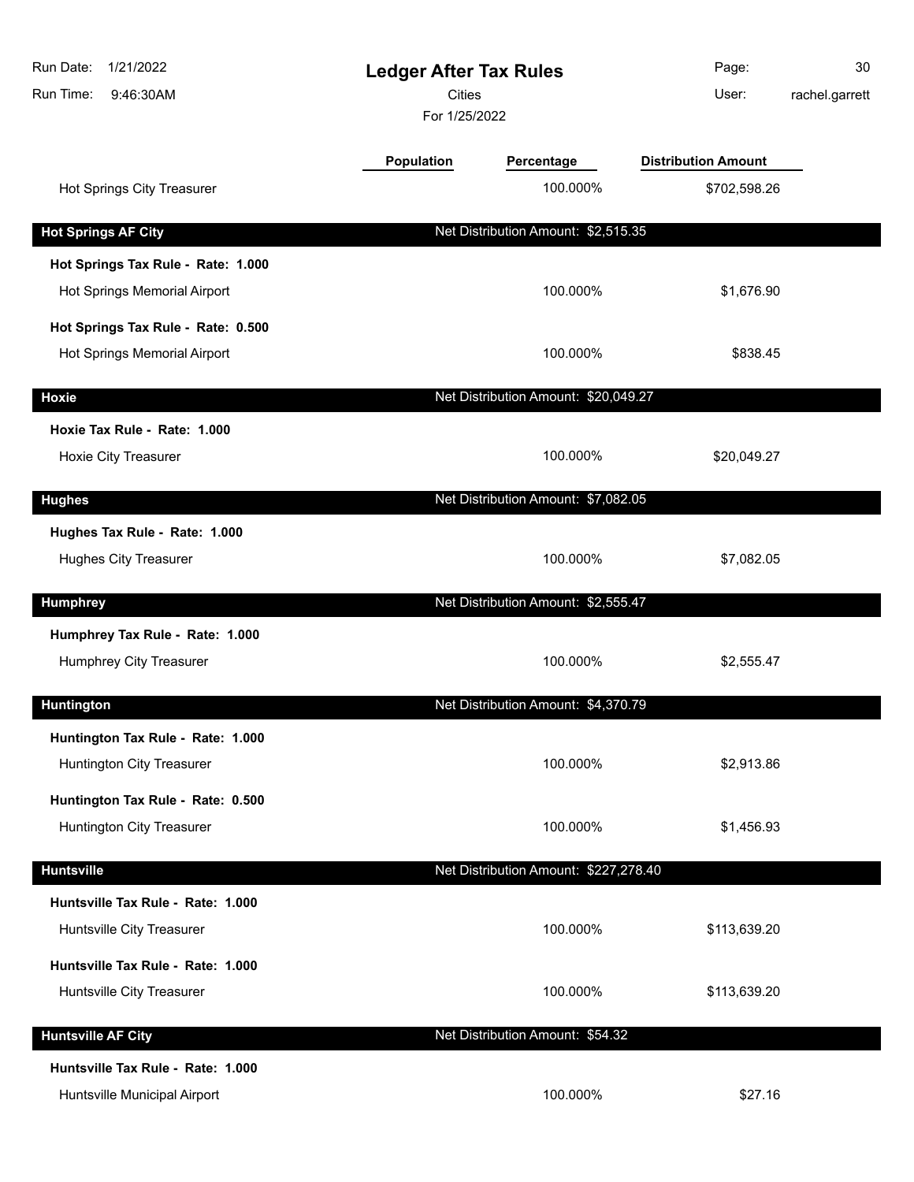# Ledger After Tax Rules

Cities

For 1/25/2022

| | Population | Percentage | Distribution Amount |
|---|---|---|---|
| Hot Springs City Treasurer | | 100.000% | $702,598.26 |

## Hot Springs AF City

Net Distribution Amount: $2,515.35

| | Population | Percentage | Distribution Amount |
|---|---|---|---|
| **Hot Springs Tax Rule - Rate: 1.000** | | | |
| Hot Springs Memorial Airport | | 100.000% | $1,676.90 |
| **Hot Springs Tax Rule - Rate: 0.500** | | | |
| Hot Springs Memorial Airport | | 100.000% | $838.45 |

## Hoxie

Net Distribution Amount: $20,049.27

| | Population | Percentage | Distribution Amount |
|---|---|---|---|
| **Hoxie Tax Rule - Rate: 1.000** | | | |
| Hoxie City Treasurer | | 100.000% | $20,049.27 |

## Hughes

Net Distribution Amount: $7,082.05

| | Population | Percentage | Distribution Amount |
|---|---|---|---|
| **Hughes Tax Rule - Rate: 1.000** | | | |
| Hughes City Treasurer | | 100.000% | $7,082.05 |

## Humphrey

Net Distribution Amount: $2,555.47

| | Population | Percentage | Distribution Amount |
|---|---|---|---|
| **Humphrey Tax Rule - Rate: 1.000** | | | |
| Humphrey City Treasurer | | 100.000% | $2,555.47 |

## Huntington

Net Distribution Amount: $4,370.79

| | Population | Percentage | Distribution Amount |
|---|---|---|---|
| **Huntington Tax Rule - Rate: 1.000** | | | |
| Huntington City Treasurer | | 100.000% | $2,913.86 |
| **Huntington Tax Rule - Rate: 0.500** | | | |
| Huntington City Treasurer | | 100.000% | $1,456.93 |

## Huntsville

Net Distribution Amount: $227,278.40

| | Population | Percentage | Distribution Amount |
|---|---|---|---|
| **Huntsville Tax Rule - Rate: 1.000** | | | |
| Huntsville City Treasurer | | 100.000% | $113,639.20 |
| **Huntsville Tax Rule - Rate: 1.000** | | | |
| Huntsville City Treasurer | | 100.000% | $113,639.20 |

## Huntsville AF City

Net Distribution Amount: $54.32

| | Population | Percentage | Distribution Amount |
|---|---|---|---|
| **Huntsville Tax Rule - Rate: 1.000** | | | |
| Huntsville Municipal Airport | | 100.000% | $27.16 |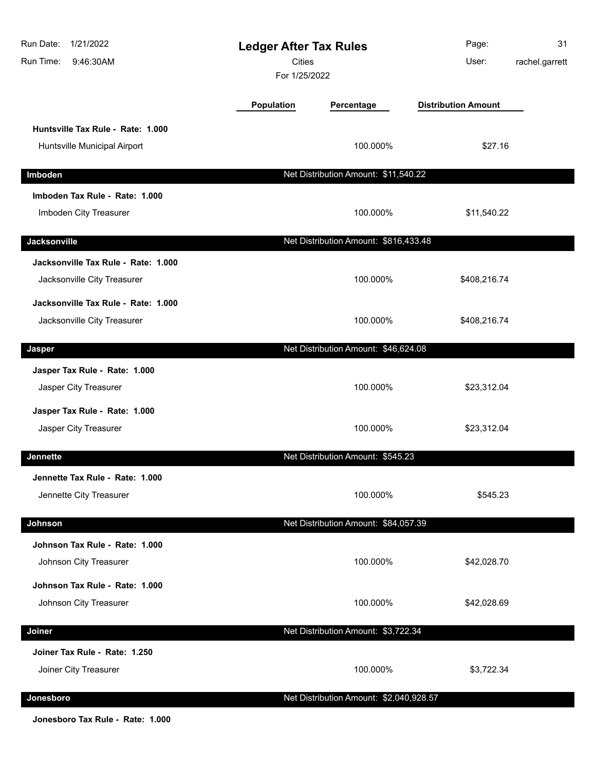# Ledger After Tax Rules

Cities

For 1/25/2022

| | Population | Percentage | Distribution Amount |
|---|---|---|---|
| **Huntsville Tax Rule - Rate: 1.000** | | | |
| Huntsville Municipal Airport | | 100.000% | $27.16 |
| **Imboden** | | Net Distribution Amount: $11,540.22 | |
| **Imboden Tax Rule - Rate: 1.000** | | | |
| Imboden City Treasurer | | 100.000% | $11,540.22 |
| **Jacksonville** | | Net Distribution Amount: $816,433.48 | |
| **Jacksonville Tax Rule - Rate: 1.000** | | | |
| Jacksonville City Treasurer | | 100.000% | $408,216.74 |
| **Jacksonville Tax Rule - Rate: 1.000** | | | |
| Jacksonville City Treasurer | | 100.000% | $408,216.74 |
| **Jasper** | | Net Distribution Amount: $46,624.08 | |
| **Jasper Tax Rule - Rate: 1.000** | | | |
| Jasper City Treasurer | | 100.000% | $23,312.04 |
| **Jasper Tax Rule - Rate: 1.000** | | | |
| Jasper City Treasurer | | 100.000% | $23,312.04 |
| **Jennette** | | Net Distribution Amount: $545.23 | |
| **Jennette Tax Rule - Rate: 1.000** | | | |
| Jennette City Treasurer | | 100.000% | $545.23 |
| **Johnson** | | Net Distribution Amount: $84,057.39 | |
| **Johnson Tax Rule - Rate: 1.000** | | | |
| Johnson City Treasurer | | 100.000% | $42,028.70 |
| **Johnson Tax Rule - Rate: 1.000** | | | |
| Johnson City Treasurer | | 100.000% | $42,028.69 |
| **Joiner** | | Net Distribution Amount: $3,722.34 | |
| **Joiner Tax Rule - Rate: 1.250** | | | |
| Joiner City Treasurer | | 100.000% | $3,722.34 |
| **Jonesboro** | | Net Distribution Amount: $2,040,928.57 | |
| **Jonesboro Tax Rule - Rate: 1.000** | | | |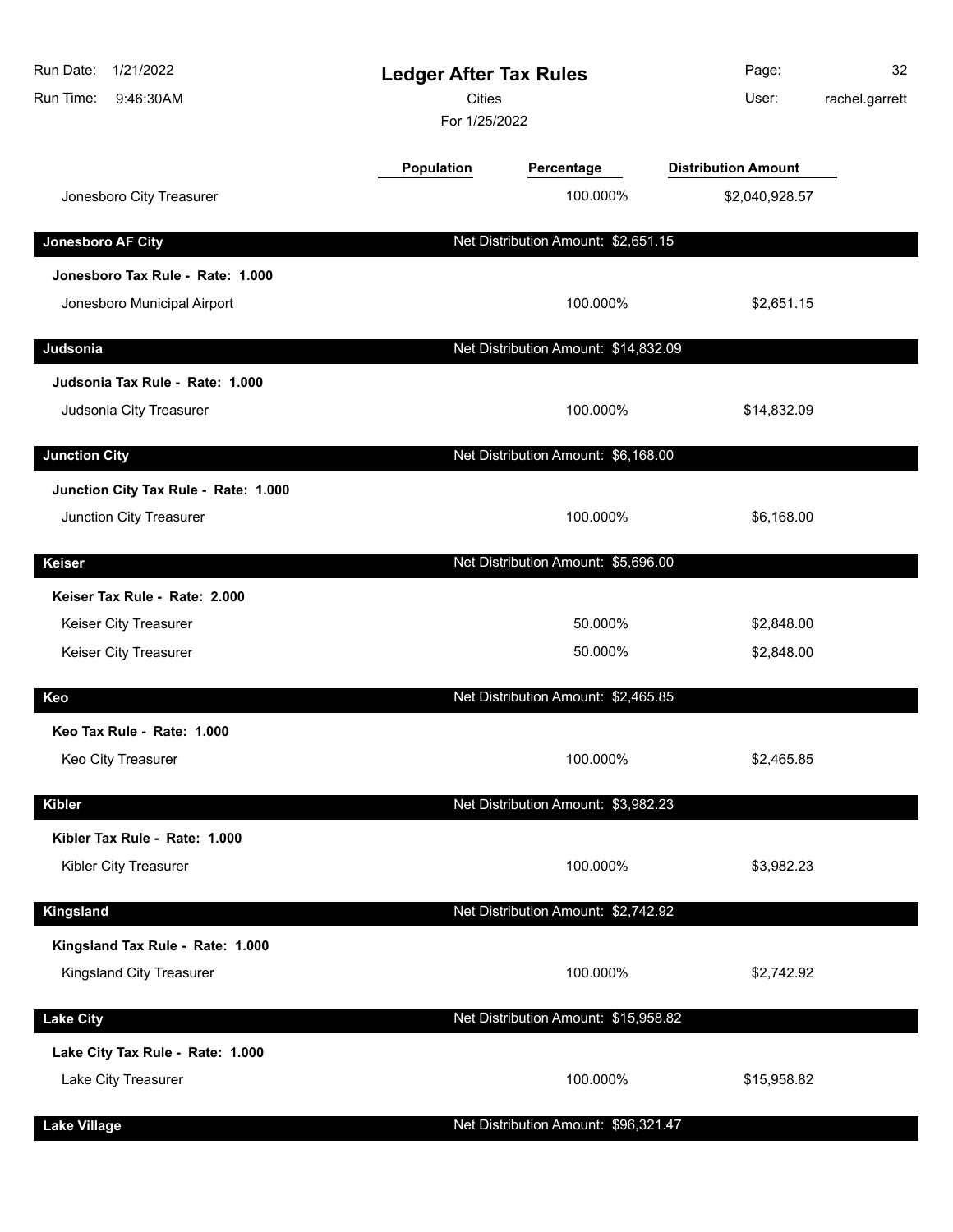# Ledger After Tax Rules

Cities

For 1/25/2022

| | Population | Percentage | Distribution Amount |
|---|---|---|---|
| Jonesboro City Treasurer | | 100.000% | $2,040,928.57 |

## Jonesboro AF City — Net Distribution Amount: $2,651.15

**Jonesboro Tax Rule - Rate: 1.000**

| | Population | Percentage | Distribution Amount |
|---|---|---|---|
| Jonesboro Municipal Airport | | 100.000% | $2,651.15 |

## Judsonia — Net Distribution Amount: $14,832.09

**Judsonia Tax Rule - Rate: 1.000**

| | Population | Percentage | Distribution Amount |
|---|---|---|---|
| Judsonia City Treasurer | | 100.000% | $14,832.09 |

## Junction City — Net Distribution Amount: $6,168.00

**Junction City Tax Rule - Rate: 1.000**

| | Population | Percentage | Distribution Amount |
|---|---|---|---|
| Junction City Treasurer | | 100.000% | $6,168.00 |

## Keiser — Net Distribution Amount: $5,696.00

**Keiser Tax Rule - Rate: 2.000**

| | Population | Percentage | Distribution Amount |
|---|---|---|---|
| Keiser City Treasurer | | 50.000% | $2,848.00 |
| Keiser City Treasurer | | 50.000% | $2,848.00 |

## Keo — Net Distribution Amount: $2,465.85

**Keo Tax Rule - Rate: 1.000**

| | Population | Percentage | Distribution Amount |
|---|---|---|---|
| Keo City Treasurer | | 100.000% | $2,465.85 |

## Kibler — Net Distribution Amount: $3,982.23

**Kibler Tax Rule - Rate: 1.000**

| | Population | Percentage | Distribution Amount |
|---|---|---|---|
| Kibler City Treasurer | | 100.000% | $3,982.23 |

## Kingsland — Net Distribution Amount: $2,742.92

**Kingsland Tax Rule - Rate: 1.000**

| | Population | Percentage | Distribution Amount |
|---|---|---|---|
| Kingsland City Treasurer | | 100.000% | $2,742.92 |

## Lake City — Net Distribution Amount: $15,958.82

**Lake City Tax Rule - Rate: 1.000**

| | Population | Percentage | Distribution Amount |
|---|---|---|---|
| Lake City Treasurer | | 100.000% | $15,958.82 |

## Lake Village — Net Distribution Amount: $96,321.47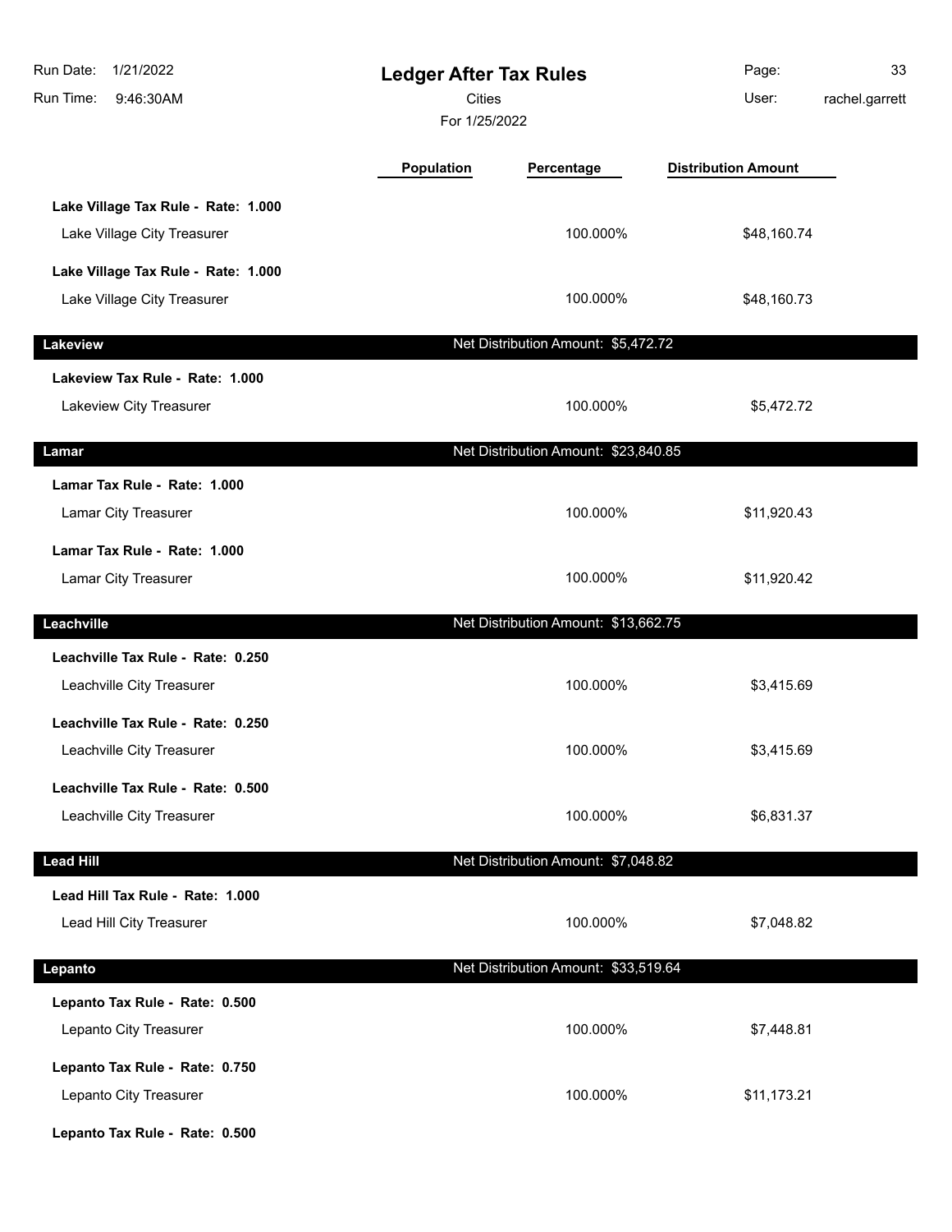# Ledger After Tax Rules

Cities

For 1/25/2022

| | Population | Percentage | Distribution Amount |
|---|---|---|---|
| **Lake Village Tax Rule - Rate: 1.000** | | | |
| Lake Village City Treasurer | | 100.000% | $48,160.74 |
| **Lake Village Tax Rule - Rate: 1.000** | | | |
| Lake Village City Treasurer | | 100.000% | $48,160.73 |
| **Lakeview** | | Net Distribution Amount: $5,472.72 | |
| **Lakeview Tax Rule - Rate: 1.000** | | | |
| Lakeview City Treasurer | | 100.000% | $5,472.72 |
| **Lamar** | | Net Distribution Amount: $23,840.85 | |
| **Lamar Tax Rule - Rate: 1.000** | | | |
| Lamar City Treasurer | | 100.000% | $11,920.43 |
| **Lamar Tax Rule - Rate: 1.000** | | | |
| Lamar City Treasurer | | 100.000% | $11,920.42 |
| **Leachville** | | Net Distribution Amount: $13,662.75 | |
| **Leachville Tax Rule - Rate: 0.250** | | | |
| Leachville City Treasurer | | 100.000% | $3,415.69 |
| **Leachville Tax Rule - Rate: 0.250** | | | |
| Leachville City Treasurer | | 100.000% | $3,415.69 |
| **Leachville Tax Rule - Rate: 0.500** | | | |
| Leachville City Treasurer | | 100.000% | $6,831.37 |
| **Lead Hill** | | Net Distribution Amount: $7,048.82 | |
| **Lead Hill Tax Rule - Rate: 1.000** | | | |
| Lead Hill City Treasurer | | 100.000% | $7,048.82 |
| **Lepanto** | | Net Distribution Amount: $33,519.64 | |
| **Lepanto Tax Rule - Rate: 0.500** | | | |
| Lepanto City Treasurer | | 100.000% | $7,448.81 |
| **Lepanto Tax Rule - Rate: 0.750** | | | |
| Lepanto City Treasurer | | 100.000% | $11,173.21 |
| **Lepanto Tax Rule - Rate: 0.500** | | | |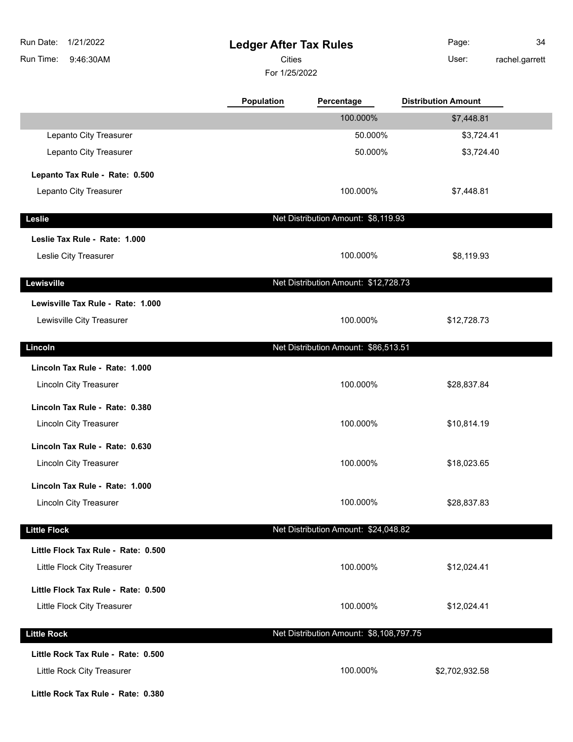## Ledger After Tax Rules

Cities

For 1/25/2022

| | Population | Percentage | Distribution Amount |
|---|---|---|---|
| | | 100.000% | $7,448.81 |
| Lepanto City Treasurer | | 50.000% | $3,724.41 |
| Lepanto City Treasurer | | 50.000% | $3,724.40 |
| **Lepanto Tax Rule - Rate: 0.500** | | | |
| Lepanto City Treasurer | | 100.000% | $7,448.81 |
| **Leslie** | | Net Distribution Amount: $8,119.93 | |
| **Leslie Tax Rule - Rate: 1.000** | | | |
| Leslie City Treasurer | | 100.000% | $8,119.93 |
| **Lewisville** | | Net Distribution Amount: $12,728.73 | |
| **Lewisville Tax Rule - Rate: 1.000** | | | |
| Lewisville City Treasurer | | 100.000% | $12,728.73 |
| **Lincoln** | | Net Distribution Amount: $86,513.51 | |
| **Lincoln Tax Rule - Rate: 1.000** | | | |
| Lincoln City Treasurer | | 100.000% | $28,837.84 |
| **Lincoln Tax Rule - Rate: 0.380** | | | |
| Lincoln City Treasurer | | 100.000% | $10,814.19 |
| **Lincoln Tax Rule - Rate: 0.630** | | | |
| Lincoln City Treasurer | | 100.000% | $18,023.65 |
| **Lincoln Tax Rule - Rate: 1.000** | | | |
| Lincoln City Treasurer | | 100.000% | $28,837.83 |
| **Little Flock** | | Net Distribution Amount: $24,048.82 | |
| **Little Flock Tax Rule - Rate: 0.500** | | | |
| Little Flock City Treasurer | | 100.000% | $12,024.41 |
| **Little Flock Tax Rule - Rate: 0.500** | | | |
| Little Flock City Treasurer | | 100.000% | $12,024.41 |
| **Little Rock** | | Net Distribution Amount: $8,108,797.75 | |
| **Little Rock Tax Rule - Rate: 0.500** | | | |
| Little Rock City Treasurer | | 100.000% | $2,702,932.58 |
| **Little Rock Tax Rule - Rate: 0.380** | | | |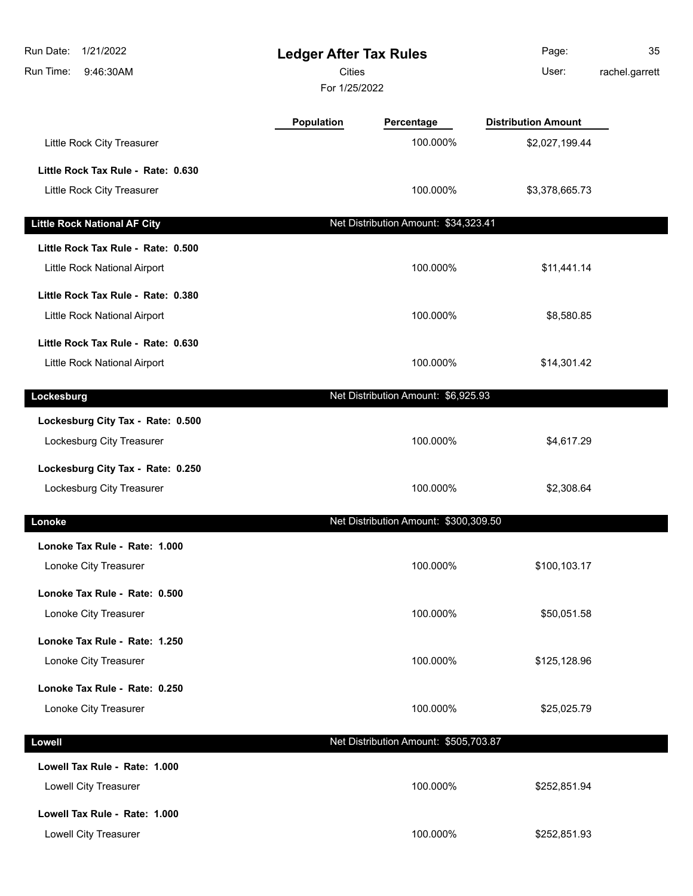# Ledger After Tax Rules

Cities

For 1/25/2022

Run Date: 1/21/2022
Run Time: 9:46:30AM
User: rachel.garrett

| | Population | Percentage | Distribution Amount |
|---|---|---|---|
| Little Rock City Treasurer | | 100.000% | $2,027,199.44 |
| **Little Rock Tax Rule - Rate: 0.630** | | | |
| Little Rock City Treasurer | | 100.000% | $3,378,665.73 |

| **Little Rock National AF City** | Net Distribution Amount: $34,323.41 | | |
|---|---|---|---|
| **Little Rock Tax Rule - Rate: 0.500** | | | |
| Little Rock National Airport | | 100.000% | $11,441.14 |
| **Little Rock Tax Rule - Rate: 0.380** | | | |
| Little Rock National Airport | | 100.000% | $8,580.85 |
| **Little Rock Tax Rule - Rate: 0.630** | | | |
| Little Rock National Airport | | 100.000% | $14,301.42 |

| **Lockesburg** | Net Distribution Amount: $6,925.93 | | |
|---|---|---|---|
| **Lockesburg City Tax - Rate: 0.500** | | | |
| Lockesburg City Treasurer | | 100.000% | $4,617.29 |
| **Lockesburg City Tax - Rate: 0.250** | | | |
| Lockesburg City Treasurer | | 100.000% | $2,308.64 |

| **Lonoke** | Net Distribution Amount: $300,309.50 | | |
|---|---|---|---|
| **Lonoke Tax Rule - Rate: 1.000** | | | |
| Lonoke City Treasurer | | 100.000% | $100,103.17 |
| **Lonoke Tax Rule - Rate: 0.500** | | | |
| Lonoke City Treasurer | | 100.000% | $50,051.58 |
| **Lonoke Tax Rule - Rate: 1.250** | | | |
| Lonoke City Treasurer | | 100.000% | $125,128.96 |
| **Lonoke Tax Rule - Rate: 0.250** | | | |
| Lonoke City Treasurer | | 100.000% | $25,025.79 |

| **Lowell** | Net Distribution Amount: $505,703.87 | | |
|---|---|---|---|
| **Lowell Tax Rule - Rate: 1.000** | | | |
| Lowell City Treasurer | | 100.000% | $252,851.94 |
| **Lowell Tax Rule - Rate: 1.000** | | | |
| Lowell City Treasurer | | 100.000% | $252,851.93 |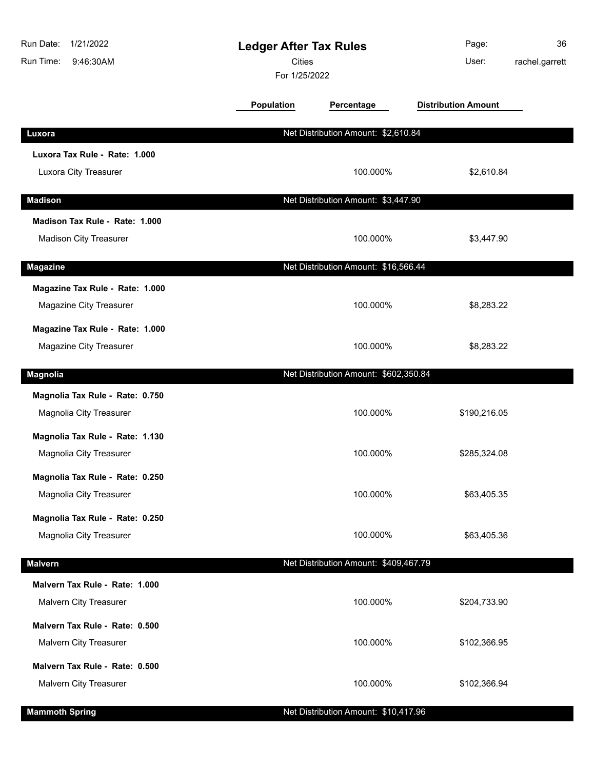# Ledger After Tax Rules

Cities

For 1/25/2022

| | Population | Percentage | Distribution Amount |
|---|---|---|---|
| **Luxora** | Net Distribution Amount: $2,610.84 | | |
| **Luxora Tax Rule - Rate: 1.000** | | | |
| Luxora City Treasurer | | 100.000% | $2,610.84 |
| **Madison** | Net Distribution Amount: $3,447.90 | | |
| **Madison Tax Rule - Rate: 1.000** | | | |
| Madison City Treasurer | | 100.000% | $3,447.90 |
| **Magazine** | Net Distribution Amount: $16,566.44 | | |
| **Magazine Tax Rule - Rate: 1.000** | | | |
| Magazine City Treasurer | | 100.000% | $8,283.22 |
| **Magazine Tax Rule - Rate: 1.000** | | | |
| Magazine City Treasurer | | 100.000% | $8,283.22 |
| **Magnolia** | Net Distribution Amount: $602,350.84 | | |
| **Magnolia Tax Rule - Rate: 0.750** | | | |
| Magnolia City Treasurer | | 100.000% | $190,216.05 |
| **Magnolia Tax Rule - Rate: 1.130** | | | |
| Magnolia City Treasurer | | 100.000% | $285,324.08 |
| **Magnolia Tax Rule - Rate: 0.250** | | | |
| Magnolia City Treasurer | | 100.000% | $63,405.35 |
| **Magnolia Tax Rule - Rate: 0.250** | | | |
| Magnolia City Treasurer | | 100.000% | $63,405.36 |
| **Malvern** | Net Distribution Amount: $409,467.79 | | |
| **Malvern Tax Rule - Rate: 1.000** | | | |
| Malvern City Treasurer | | 100.000% | $204,733.90 |
| **Malvern Tax Rule - Rate: 0.500** | | | |
| Malvern City Treasurer | | 100.000% | $102,366.95 |
| **Malvern Tax Rule - Rate: 0.500** | | | |
| Malvern City Treasurer | | 100.000% | $102,366.94 |
| **Mammoth Spring** | Net Distribution Amount: $10,417.96 | | |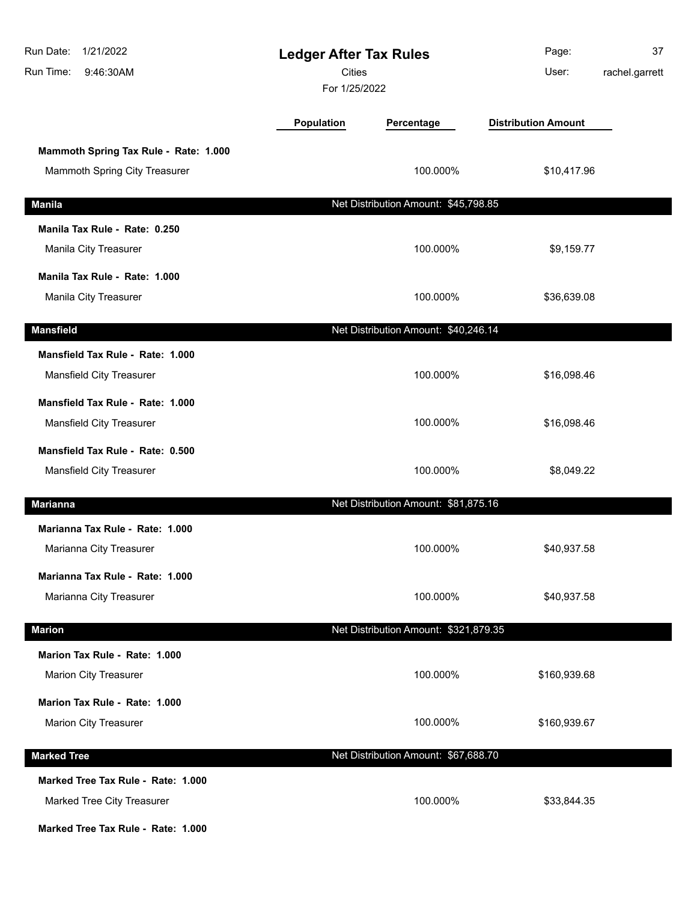# Ledger After Tax Rules

Cities

For 1/25/2022

| | Population | Percentage | Distribution Amount |
|---|---|---|---|
| **Mammoth Spring Tax Rule - Rate: 1.000** | | | |
| Mammoth Spring City Treasurer | | 100.000% | $10,417.96 |
| **Manila** | | Net Distribution Amount: $45,798.85 | |
| **Manila Tax Rule - Rate: 0.250** | | | |
| Manila City Treasurer | | 100.000% | $9,159.77 |
| **Manila Tax Rule - Rate: 1.000** | | | |
| Manila City Treasurer | | 100.000% | $36,639.08 |
| **Mansfield** | | Net Distribution Amount: $40,246.14 | |
| **Mansfield Tax Rule - Rate: 1.000** | | | |
| Mansfield City Treasurer | | 100.000% | $16,098.46 |
| **Mansfield Tax Rule - Rate: 1.000** | | | |
| Mansfield City Treasurer | | 100.000% | $16,098.46 |
| **Mansfield Tax Rule - Rate: 0.500** | | | |
| Mansfield City Treasurer | | 100.000% | $8,049.22 |
| **Marianna** | | Net Distribution Amount: $81,875.16 | |
| **Marianna Tax Rule - Rate: 1.000** | | | |
| Marianna City Treasurer | | 100.000% | $40,937.58 |
| **Marianna Tax Rule - Rate: 1.000** | | | |
| Marianna City Treasurer | | 100.000% | $40,937.58 |
| **Marion** | | Net Distribution Amount: $321,879.35 | |
| **Marion Tax Rule - Rate: 1.000** | | | |
| Marion City Treasurer | | 100.000% | $160,939.68 |
| **Marion Tax Rule - Rate: 1.000** | | | |
| Marion City Treasurer | | 100.000% | $160,939.67 |
| **Marked Tree** | | Net Distribution Amount: $67,688.70 | |
| **Marked Tree Tax Rule - Rate: 1.000** | | | |
| Marked Tree City Treasurer | | 100.000% | $33,844.35 |
| **Marked Tree Tax Rule - Rate: 1.000** | | | |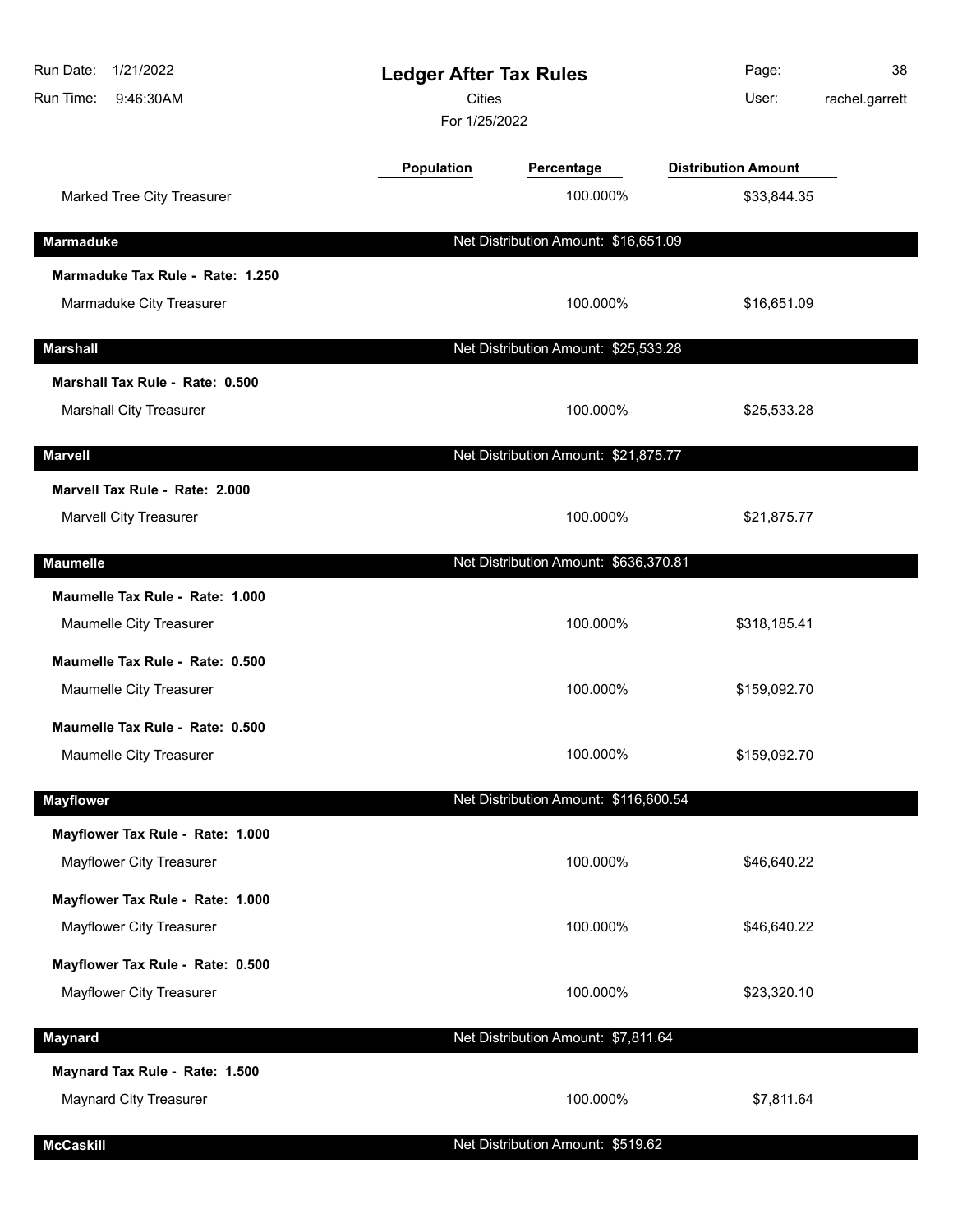# Ledger After Tax Rules

Cities

For 1/25/2022

| | Population | Percentage | Distribution Amount |
|---|---|---|---|
| Marked Tree City Treasurer | | 100.000% | $33,844.35 |
| **Marmaduke** | | Net Distribution Amount: $16,651.09 | |
| **Marmaduke Tax Rule - Rate: 1.250** | | | |
| Marmaduke City Treasurer | | 100.000% | $16,651.09 |
| **Marshall** | | Net Distribution Amount: $25,533.28 | |
| **Marshall Tax Rule - Rate: 0.500** | | | |
| Marshall City Treasurer | | 100.000% | $25,533.28 |
| **Marvell** | | Net Distribution Amount: $21,875.77 | |
| **Marvell Tax Rule - Rate: 2.000** | | | |
| Marvell City Treasurer | | 100.000% | $21,875.77 |
| **Maumelle** | | Net Distribution Amount: $636,370.81 | |
| **Maumelle Tax Rule - Rate: 1.000** | | | |
| Maumelle City Treasurer | | 100.000% | $318,185.41 |
| **Maumelle Tax Rule - Rate: 0.500** | | | |
| Maumelle City Treasurer | | 100.000% | $159,092.70 |
| **Maumelle Tax Rule - Rate: 0.500** | | | |
| Maumelle City Treasurer | | 100.000% | $159,092.70 |
| **Mayflower** | | Net Distribution Amount: $116,600.54 | |
| **Mayflower Tax Rule - Rate: 1.000** | | | |
| Mayflower City Treasurer | | 100.000% | $46,640.22 |
| **Mayflower Tax Rule - Rate: 1.000** | | | |
| Mayflower City Treasurer | | 100.000% | $46,640.22 |
| **Mayflower Tax Rule - Rate: 0.500** | | | |
| Mayflower City Treasurer | | 100.000% | $23,320.10 |
| **Maynard** | | Net Distribution Amount: $7,811.64 | |
| **Maynard Tax Rule - Rate: 1.500** | | | |
| Maynard City Treasurer | | 100.000% | $7,811.64 |
| **McCaskill** | | Net Distribution Amount: $519.62 | |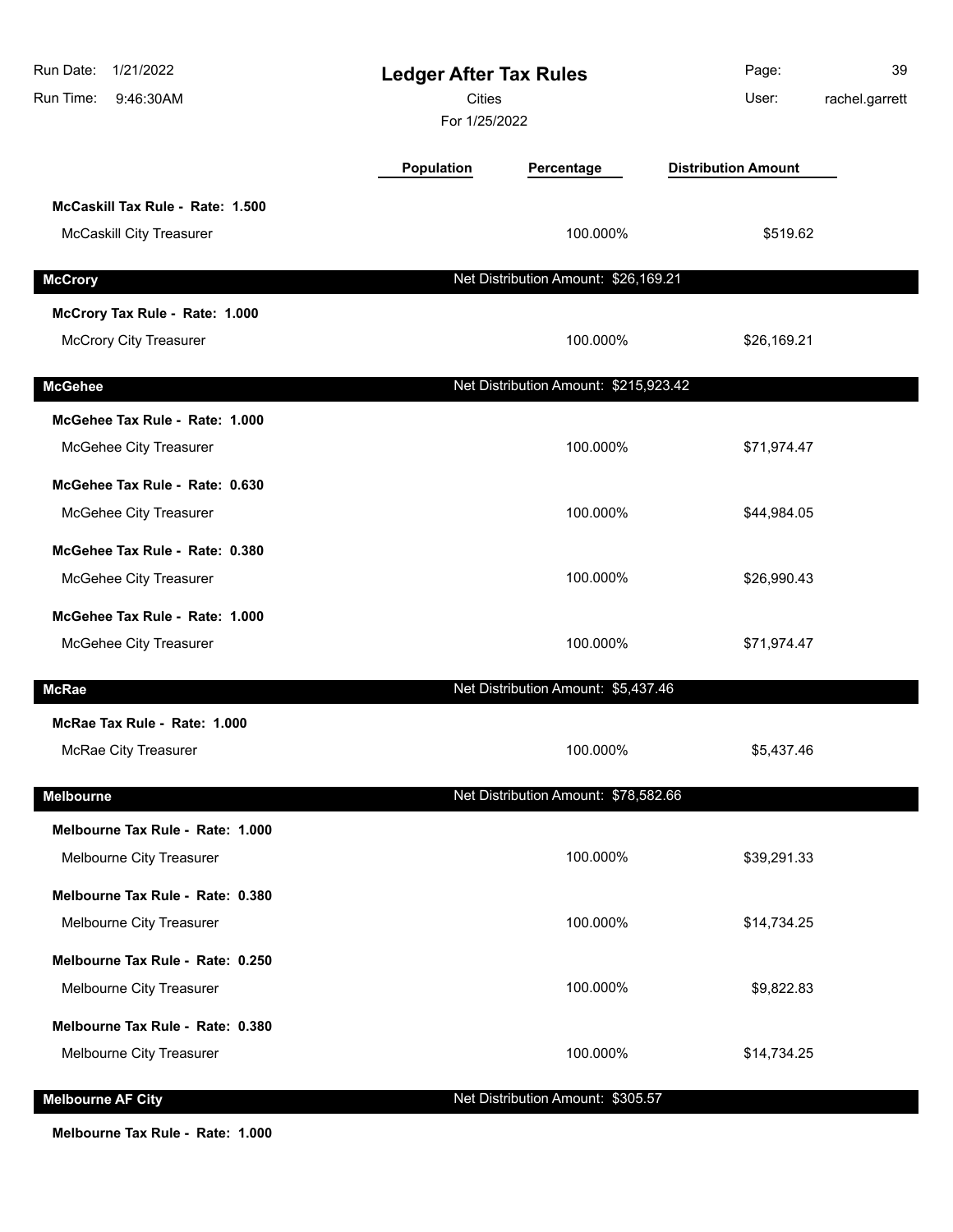# Ledger After Tax Rules

Cities

For 1/25/2022

| | Population | Percentage | Distribution Amount |
|---|---|---|---|
| **McCaskill Tax Rule - Rate: 1.500** | | | |
| McCaskill City Treasurer | | 100.000% | $519.62 |
| **McCrory** | | Net Distribution Amount: $26,169.21 | |
| **McCrory Tax Rule - Rate: 1.000** | | | |
| McCrory City Treasurer | | 100.000% | $26,169.21 |
| **McGehee** | | Net Distribution Amount: $215,923.42 | |
| **McGehee Tax Rule - Rate: 1.000** | | | |
| McGehee City Treasurer | | 100.000% | $71,974.47 |
| **McGehee Tax Rule - Rate: 0.630** | | | |
| McGehee City Treasurer | | 100.000% | $44,984.05 |
| **McGehee Tax Rule - Rate: 0.380** | | | |
| McGehee City Treasurer | | 100.000% | $26,990.43 |
| **McGehee Tax Rule - Rate: 1.000** | | | |
| McGehee City Treasurer | | 100.000% | $71,974.47 |
| **McRae** | | Net Distribution Amount: $5,437.46 | |
| **McRae Tax Rule - Rate: 1.000** | | | |
| McRae City Treasurer | | 100.000% | $5,437.46 |
| **Melbourne** | | Net Distribution Amount: $78,582.66 | |
| **Melbourne Tax Rule - Rate: 1.000** | | | |
| Melbourne City Treasurer | | 100.000% | $39,291.33 |
| **Melbourne Tax Rule - Rate: 0.380** | | | |
| Melbourne City Treasurer | | 100.000% | $14,734.25 |
| **Melbourne Tax Rule - Rate: 0.250** | | | |
| Melbourne City Treasurer | | 100.000% | $9,822.83 |
| **Melbourne Tax Rule - Rate: 0.380** | | | |
| Melbourne City Treasurer | | 100.000% | $14,734.25 |
| **Melbourne AF City** | | Net Distribution Amount: $305.57 | |
| **Melbourne Tax Rule - Rate: 1.000** | | | |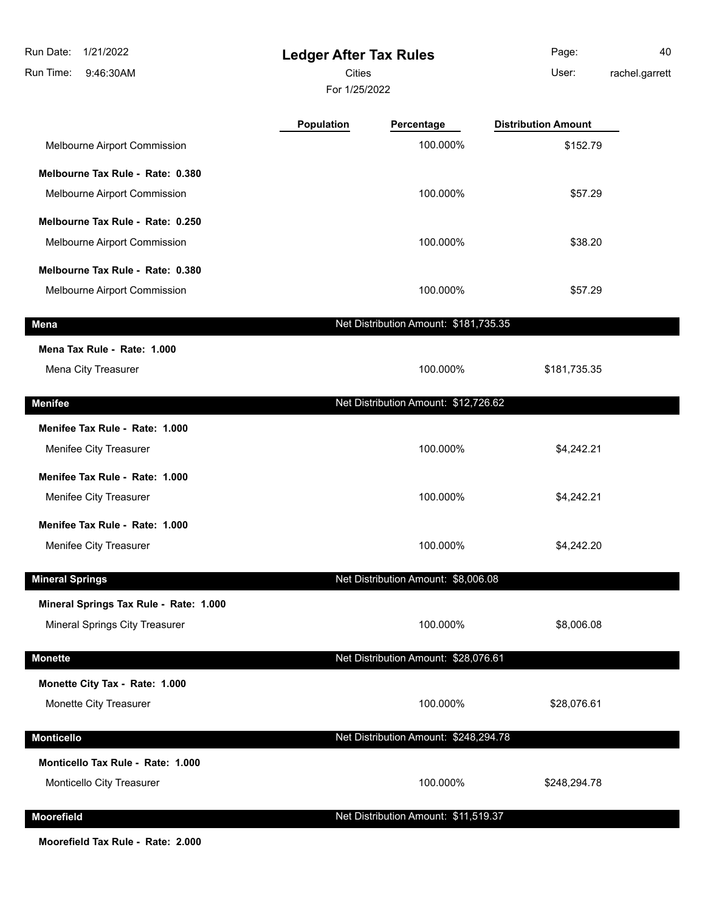# Ledger After Tax Rules

Cities

For 1/25/2022

| | Population | Percentage | Distribution Amount |
|---|---|---|---|
| Melbourne Airport Commission | | 100.000% | $152.79 |
| **Melbourne Tax Rule - Rate: 0.380** | | | |
| Melbourne Airport Commission | | 100.000% | $57.29 |
| **Melbourne Tax Rule - Rate: 0.250** | | | |
| Melbourne Airport Commission | | 100.000% | $38.20 |
| **Melbourne Tax Rule - Rate: 0.380** | | | |
| Melbourne Airport Commission | | 100.000% | $57.29 |
| **Mena** | | Net Distribution Amount: $181,735.35 | |
| **Mena Tax Rule - Rate: 1.000** | | | |
| Mena City Treasurer | | 100.000% | $181,735.35 |
| **Menifee** | | Net Distribution Amount: $12,726.62 | |
| **Menifee Tax Rule - Rate: 1.000** | | | |
| Menifee City Treasurer | | 100.000% | $4,242.21 |
| **Menifee Tax Rule - Rate: 1.000** | | | |
| Menifee City Treasurer | | 100.000% | $4,242.21 |
| **Menifee Tax Rule - Rate: 1.000** | | | |
| Menifee City Treasurer | | 100.000% | $4,242.20 |
| **Mineral Springs** | | Net Distribution Amount: $8,006.08 | |
| **Mineral Springs Tax Rule - Rate: 1.000** | | | |
| Mineral Springs City Treasurer | | 100.000% | $8,006.08 |
| **Monette** | | Net Distribution Amount: $28,076.61 | |
| **Monette City Tax - Rate: 1.000** | | | |
| Monette City Treasurer | | 100.000% | $28,076.61 |
| **Monticello** | | Net Distribution Amount: $248,294.78 | |
| **Monticello Tax Rule - Rate: 1.000** | | | |
| Monticello City Treasurer | | 100.000% | $248,294.78 |
| **Moorefield** | | Net Distribution Amount: $11,519.37 | |
| **Moorefield Tax Rule - Rate: 2.000** | | | |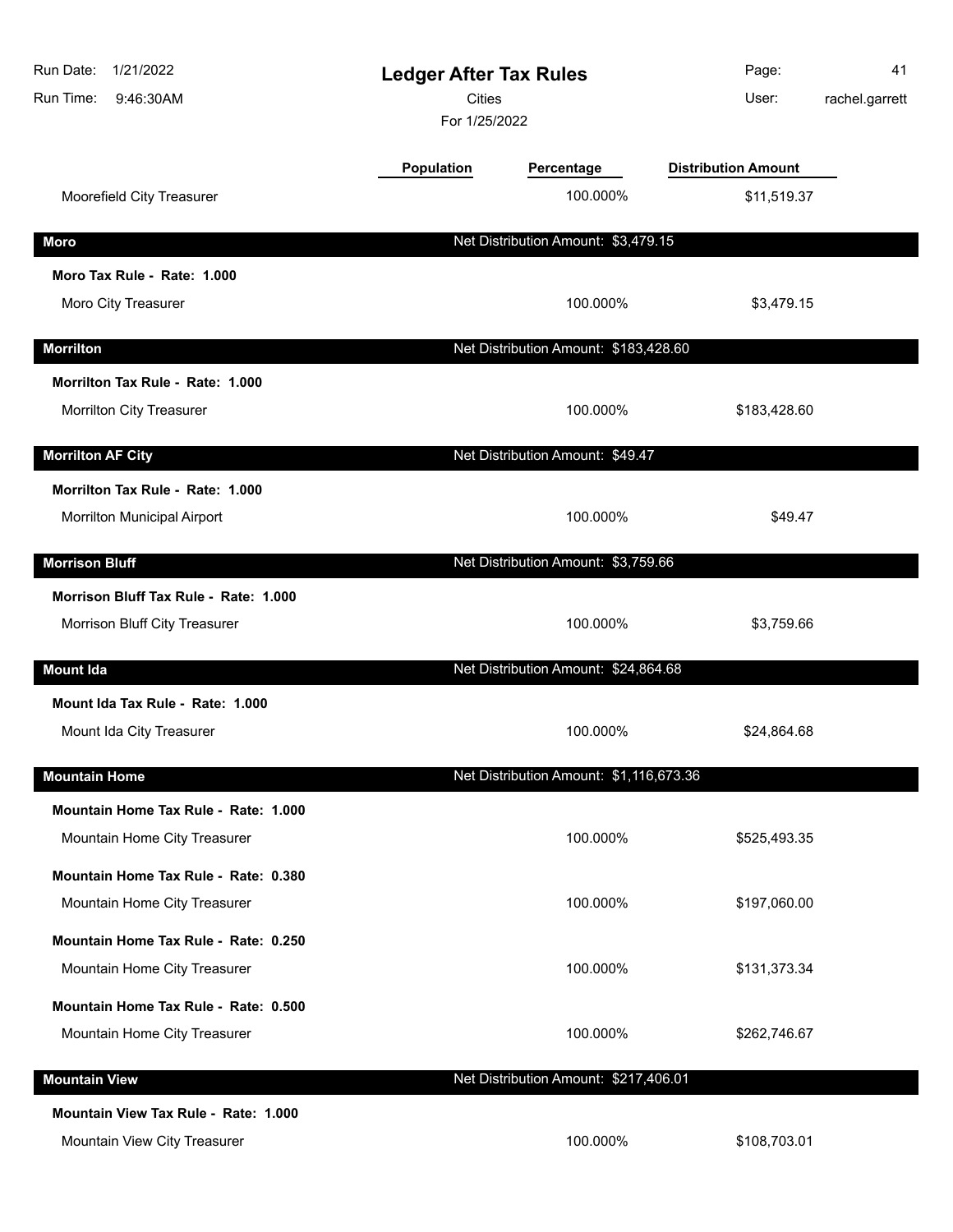# Ledger After Tax Rules

Cities

For 1/25/2022

| | Population | Percentage | Distribution Amount |
|---|---|---|---|
| Moorefield City Treasurer | | 100.000% | $11,519.37 |
| **Moro** | | Net Distribution Amount: $3,479.15 | |
| **Moro Tax Rule - Rate: 1.000** | | | |
| Moro City Treasurer | | 100.000% | $3,479.15 |
| **Morrilton** | | Net Distribution Amount: $183,428.60 | |
| **Morrilton Tax Rule - Rate: 1.000** | | | |
| Morrilton City Treasurer | | 100.000% | $183,428.60 |
| **Morrilton AF City** | | Net Distribution Amount: $49.47 | |
| **Morrilton Tax Rule - Rate: 1.000** | | | |
| Morrilton Municipal Airport | | 100.000% | $49.47 |
| **Morrison Bluff** | | Net Distribution Amount: $3,759.66 | |
| **Morrison Bluff Tax Rule - Rate: 1.000** | | | |
| Morrison Bluff City Treasurer | | 100.000% | $3,759.66 |
| **Mount Ida** | | Net Distribution Amount: $24,864.68 | |
| **Mount Ida Tax Rule - Rate: 1.000** | | | |
| Mount Ida City Treasurer | | 100.000% | $24,864.68 |
| **Mountain Home** | | Net Distribution Amount: $1,116,673.36 | |
| **Mountain Home Tax Rule - Rate: 1.000** | | | |
| Mountain Home City Treasurer | | 100.000% | $525,493.35 |
| **Mountain Home Tax Rule - Rate: 0.380** | | | |
| Mountain Home City Treasurer | | 100.000% | $197,060.00 |
| **Mountain Home Tax Rule - Rate: 0.250** | | | |
| Mountain Home City Treasurer | | 100.000% | $131,373.34 |
| **Mountain Home Tax Rule - Rate: 0.500** | | | |
| Mountain Home City Treasurer | | 100.000% | $262,746.67 |
| **Mountain View** | | Net Distribution Amount: $217,406.01 | |
| **Mountain View Tax Rule - Rate: 1.000** | | | |
| Mountain View City Treasurer | | 100.000% | $108,703.01 |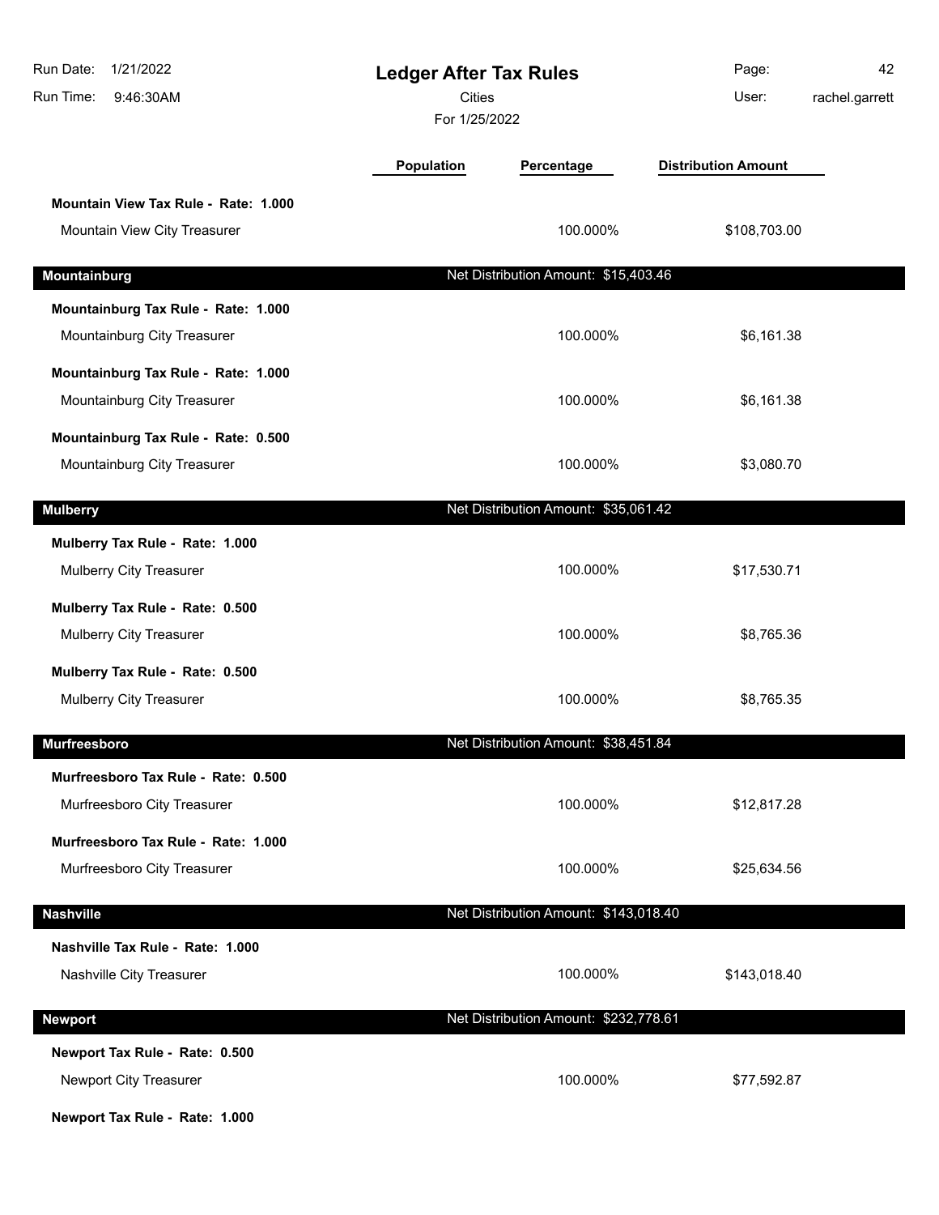# Ledger After Tax Rules

Cities

For 1/25/2022

| | Population | Percentage | Distribution Amount |
|---|---|---|---|
| **Mountain View Tax Rule - Rate: 1.000** | | | |
| Mountain View City Treasurer | | 100.000% | $108,703.00 |

## Mountainburg — Net Distribution Amount: $15,403.46

| | Population | Percentage | Distribution Amount |
|---|---|---|---|
| **Mountainburg Tax Rule - Rate: 1.000** | | | |
| Mountainburg City Treasurer | | 100.000% | $6,161.38 |
| **Mountainburg Tax Rule - Rate: 1.000** | | | |
| Mountainburg City Treasurer | | 100.000% | $6,161.38 |
| **Mountainburg Tax Rule - Rate: 0.500** | | | |
| Mountainburg City Treasurer | | 100.000% | $3,080.70 |

## Mulberry — Net Distribution Amount: $35,061.42

| | Population | Percentage | Distribution Amount |
|---|---|---|---|
| **Mulberry Tax Rule - Rate: 1.000** | | | |
| Mulberry City Treasurer | | 100.000% | $17,530.71 |
| **Mulberry Tax Rule - Rate: 0.500** | | | |
| Mulberry City Treasurer | | 100.000% | $8,765.36 |
| **Mulberry Tax Rule - Rate: 0.500** | | | |
| Mulberry City Treasurer | | 100.000% | $8,765.35 |

## Murfreesboro — Net Distribution Amount: $38,451.84

| | Population | Percentage | Distribution Amount |
|---|---|---|---|
| **Murfreesboro Tax Rule - Rate: 0.500** | | | |
| Murfreesboro City Treasurer | | 100.000% | $12,817.28 |
| **Murfreesboro Tax Rule - Rate: 1.000** | | | |
| Murfreesboro City Treasurer | | 100.000% | $25,634.56 |

## Nashville — Net Distribution Amount: $143,018.40

| | Population | Percentage | Distribution Amount |
|---|---|---|---|
| **Nashville Tax Rule - Rate: 1.000** | | | |
| Nashville City Treasurer | | 100.000% | $143,018.40 |

## Newport — Net Distribution Amount: $232,778.61

| | Population | Percentage | Distribution Amount |
|---|---|---|---|
| **Newport Tax Rule - Rate: 0.500** | | | |
| Newport City Treasurer | | 100.000% | $77,592.87 |
| **Newport Tax Rule - Rate: 1.000** | | | |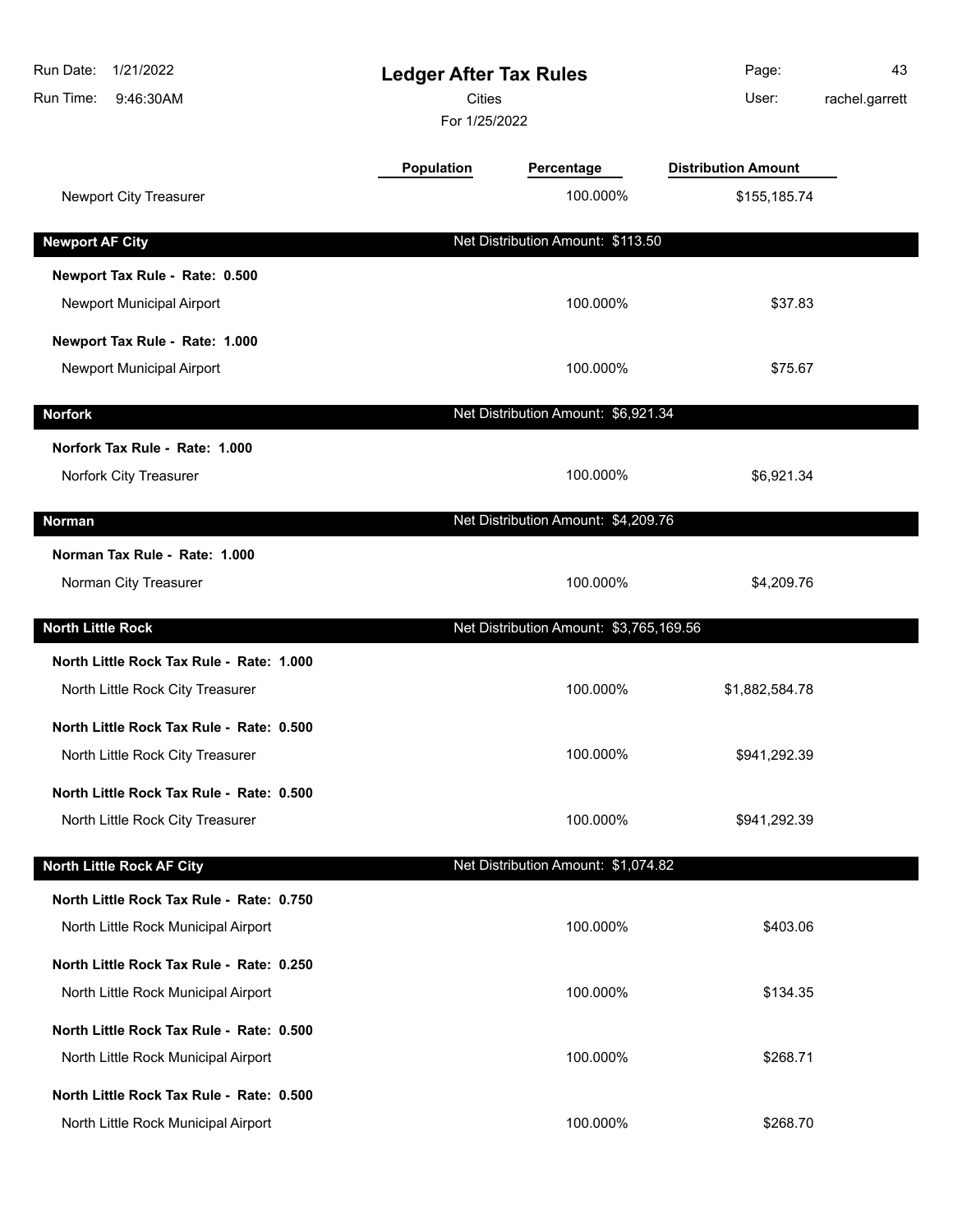# Ledger After Tax Rules

Cities

For 1/25/2022

| | Population | Percentage | Distribution Amount |
|---|---|---|---|
| Newport City Treasurer | | 100.000% | $155,185.74 |
| **Newport AF City** | | Net Distribution Amount: $113.50 | |
| **Newport Tax Rule - Rate: 0.500** | | | |
| Newport Municipal Airport | | 100.000% | $37.83 |
| **Newport Tax Rule - Rate: 1.000** | | | |
| Newport Municipal Airport | | 100.000% | $75.67 |
| **Norfork** | | Net Distribution Amount: $6,921.34 | |
| **Norfork Tax Rule - Rate: 1.000** | | | |
| Norfork City Treasurer | | 100.000% | $6,921.34 |
| **Norman** | | Net Distribution Amount: $4,209.76 | |
| **Norman Tax Rule - Rate: 1.000** | | | |
| Norman City Treasurer | | 100.000% | $4,209.76 |
| **North Little Rock** | | Net Distribution Amount: $3,765,169.56 | |
| **North Little Rock Tax Rule - Rate: 1.000** | | | |
| North Little Rock City Treasurer | | 100.000% | $1,882,584.78 |
| **North Little Rock Tax Rule - Rate: 0.500** | | | |
| North Little Rock City Treasurer | | 100.000% | $941,292.39 |
| **North Little Rock Tax Rule - Rate: 0.500** | | | |
| North Little Rock City Treasurer | | 100.000% | $941,292.39 |
| **North Little Rock AF City** | | Net Distribution Amount: $1,074.82 | |
| **North Little Rock Tax Rule - Rate: 0.750** | | | |
| North Little Rock Municipal Airport | | 100.000% | $403.06 |
| **North Little Rock Tax Rule - Rate: 0.250** | | | |
| North Little Rock Municipal Airport | | 100.000% | $134.35 |
| **North Little Rock Tax Rule - Rate: 0.500** | | | |
| North Little Rock Municipal Airport | | 100.000% | $268.71 |
| **North Little Rock Tax Rule - Rate: 0.500** | | | |
| North Little Rock Municipal Airport | | 100.000% | $268.70 |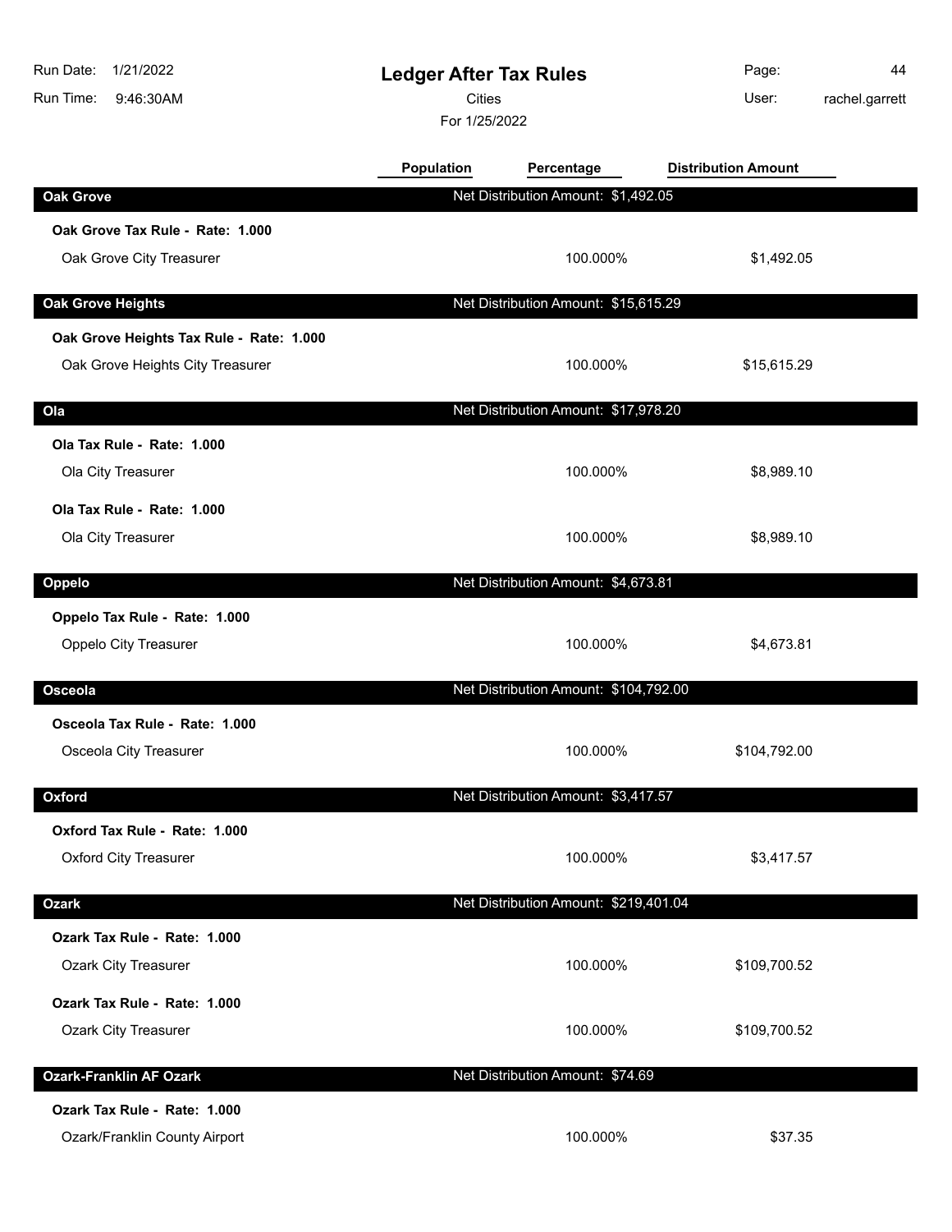# Ledger After Tax Rules

Cities

For 1/25/2022

Run Date: 1/21/2022
Run Time: 9:46:30AM
User: rachel.garrett

| | Population | Percentage | Distribution Amount |
|---|---|---|---|
| **Oak Grove** | Net Distribution Amount: $1,492.05 | | |
| **Oak Grove Tax Rule - Rate: 1.000** | | | |
| Oak Grove City Treasurer | | 100.000% | $1,492.05 |
| **Oak Grove Heights** | Net Distribution Amount: $15,615.29 | | |
| **Oak Grove Heights Tax Rule - Rate: 1.000** | | | |
| Oak Grove Heights City Treasurer | | 100.000% | $15,615.29 |
| **Ola** | Net Distribution Amount: $17,978.20 | | |
| **Ola Tax Rule - Rate: 1.000** | | | |
| Ola City Treasurer | | 100.000% | $8,989.10 |
| **Ola Tax Rule - Rate: 1.000** | | | |
| Ola City Treasurer | | 100.000% | $8,989.10 |
| **Oppelo** | Net Distribution Amount: $4,673.81 | | |
| **Oppelo Tax Rule - Rate: 1.000** | | | |
| Oppelo City Treasurer | | 100.000% | $4,673.81 |
| **Osceola** | Net Distribution Amount: $104,792.00 | | |
| **Osceola Tax Rule - Rate: 1.000** | | | |
| Osceola City Treasurer | | 100.000% | $104,792.00 |
| **Oxford** | Net Distribution Amount: $3,417.57 | | |
| **Oxford Tax Rule - Rate: 1.000** | | | |
| Oxford City Treasurer | | 100.000% | $3,417.57 |
| **Ozark** | Net Distribution Amount: $219,401.04 | | |
| **Ozark Tax Rule - Rate: 1.000** | | | |
| Ozark City Treasurer | | 100.000% | $109,700.52 |
| **Ozark Tax Rule - Rate: 1.000** | | | |
| Ozark City Treasurer | | 100.000% | $109,700.52 |
| **Ozark-Franklin AF Ozark** | Net Distribution Amount: $74.69 | | |
| **Ozark Tax Rule - Rate: 1.000** | | | |
| Ozark/Franklin County Airport | | 100.000% | $37.35 |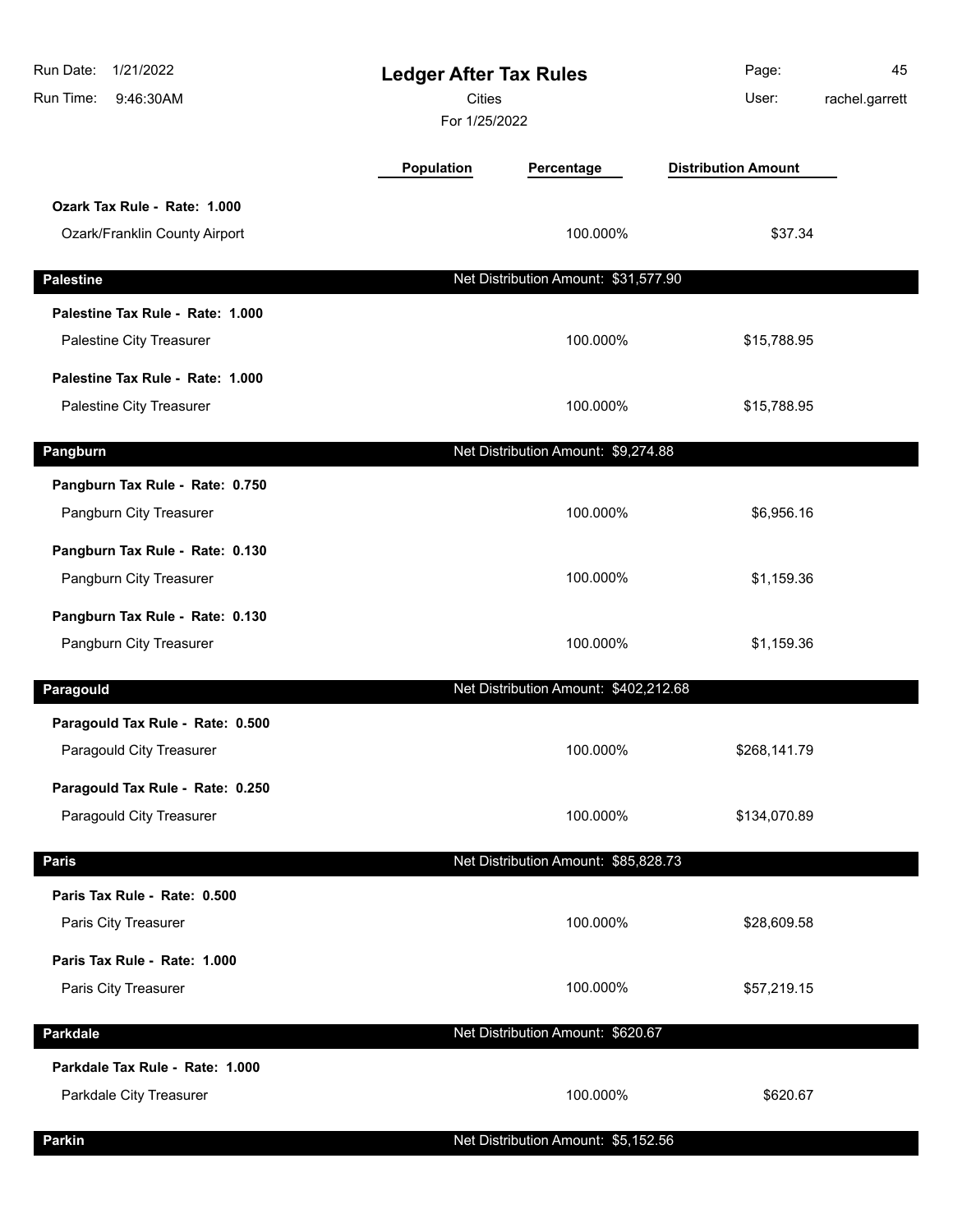# Ledger After Tax Rules

Cities

For 1/25/2022

| | Population | Percentage | Distribution Amount |
|---|---|---|---|
| **Ozark Tax Rule - Rate: 1.000** | | | |
| Ozark/Franklin County Airport | | 100.000% | $37.34 |
| **Palestine** | | Net Distribution Amount: $31,577.90 | |
| **Palestine Tax Rule - Rate: 1.000** | | | |
| Palestine City Treasurer | | 100.000% | $15,788.95 |
| **Palestine Tax Rule - Rate: 1.000** | | | |
| Palestine City Treasurer | | 100.000% | $15,788.95 |
| **Pangburn** | | Net Distribution Amount: $9,274.88 | |
| **Pangburn Tax Rule - Rate: 0.750** | | | |
| Pangburn City Treasurer | | 100.000% | $6,956.16 |
| **Pangburn Tax Rule - Rate: 0.130** | | | |
| Pangburn City Treasurer | | 100.000% | $1,159.36 |
| **Pangburn Tax Rule - Rate: 0.130** | | | |
| Pangburn City Treasurer | | 100.000% | $1,159.36 |
| **Paragould** | | Net Distribution Amount: $402,212.68 | |
| **Paragould Tax Rule - Rate: 0.500** | | | |
| Paragould City Treasurer | | 100.000% | $268,141.79 |
| **Paragould Tax Rule - Rate: 0.250** | | | |
| Paragould City Treasurer | | 100.000% | $134,070.89 |
| **Paris** | | Net Distribution Amount: $85,828.73 | |
| **Paris Tax Rule - Rate: 0.500** | | | |
| Paris City Treasurer | | 100.000% | $28,609.58 |
| **Paris Tax Rule - Rate: 1.000** | | | |
| Paris City Treasurer | | 100.000% | $57,219.15 |
| **Parkdale** | | Net Distribution Amount: $620.67 | |
| **Parkdale Tax Rule - Rate: 1.000** | | | |
| Parkdale City Treasurer | | 100.000% | $620.67 |
| **Parkin** | | Net Distribution Amount: $5,152.56 | |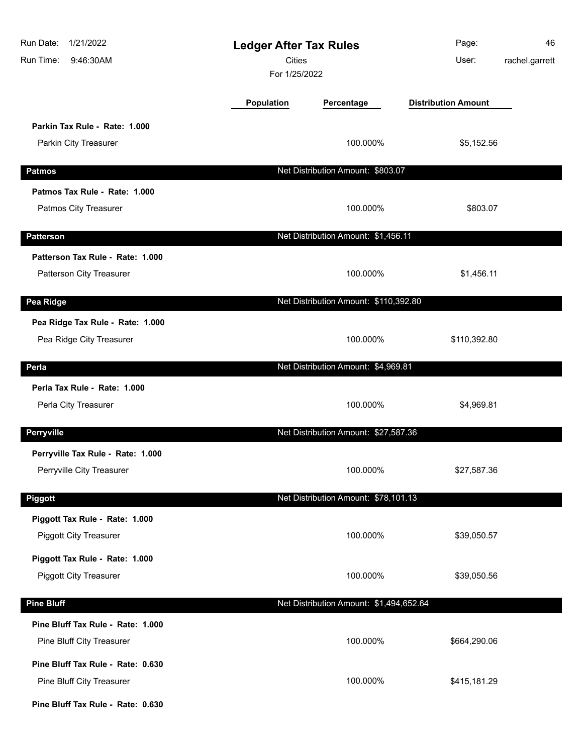| | Population | Percentage | Distribution Amount |
|---|---|---|---|
| **Parkin Tax Rule - Rate: 1.000** | | | |
| Parkin City Treasurer | | 100.000% | $5,152.56 |

## Patmos

Net Distribution Amount: $803.07

| | Population | Percentage | Distribution Amount |
|---|---|---|---|
| **Patmos Tax Rule - Rate: 1.000** | | | |
| Patmos City Treasurer | | 100.000% | $803.07 |

## Patterson

Net Distribution Amount: $1,456.11

| | Population | Percentage | Distribution Amount |
|---|---|---|---|
| **Patterson Tax Rule - Rate: 1.000** | | | |
| Patterson City Treasurer | | 100.000% | $1,456.11 |

## Pea Ridge

Net Distribution Amount: $110,392.80

| | Population | Percentage | Distribution Amount |
|---|---|---|---|
| **Pea Ridge Tax Rule - Rate: 1.000** | | | |
| Pea Ridge City Treasurer | | 100.000% | $110,392.80 |

## Perla

Net Distribution Amount: $4,969.81

| | Population | Percentage | Distribution Amount |
|---|---|---|---|
| **Perla Tax Rule - Rate: 1.000** | | | |
| Perla City Treasurer | | 100.000% | $4,969.81 |

## Perryville

Net Distribution Amount: $27,587.36

| | Population | Percentage | Distribution Amount |
|---|---|---|---|
| **Perryville Tax Rule - Rate: 1.000** | | | |
| Perryville City Treasurer | | 100.000% | $27,587.36 |

## Piggott

Net Distribution Amount: $78,101.13

| | Population | Percentage | Distribution Amount |
|---|---|---|---|
| **Piggott Tax Rule - Rate: 1.000** | | | |
| Piggott City Treasurer | | 100.000% | $39,050.57 |
| **Piggott Tax Rule - Rate: 1.000** | | | |
| Piggott City Treasurer | | 100.000% | $39,050.56 |

## Pine Bluff

Net Distribution Amount: $1,494,652.64

| | Population | Percentage | Distribution Amount |
|---|---|---|---|
| **Pine Bluff Tax Rule - Rate: 1.000** | | | |
| Pine Bluff City Treasurer | | 100.000% | $664,290.06 |
| **Pine Bluff Tax Rule - Rate: 0.630** | | | |
| Pine Bluff City Treasurer | | 100.000% | $415,181.29 |
| **Pine Bluff Tax Rule - Rate: 0.630** | | | |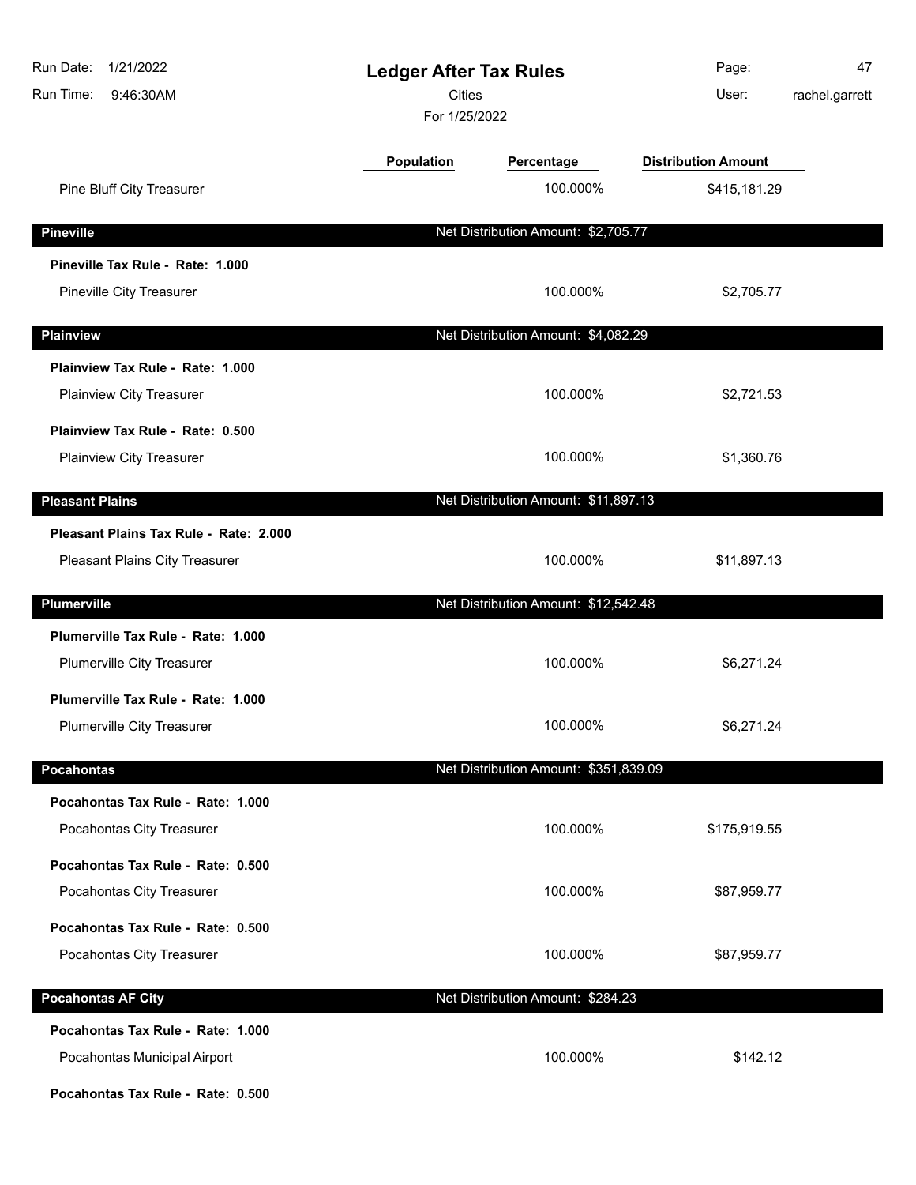# Ledger After Tax Rules

Cities

For 1/25/2022

| | Population | Percentage | Distribution Amount |
|---|---|---|---|
| Pine Bluff City Treasurer | | 100.000% | $415,181.29 |
| **Pineville** | | **Net Distribution Amount: $2,705.77** | |
| **Pineville Tax Rule - Rate: 1.000** | | | |
| Pineville City Treasurer | | 100.000% | $2,705.77 |
| **Plainview** | | **Net Distribution Amount: $4,082.29** | |
| **Plainview Tax Rule - Rate: 1.000** | | | |
| Plainview City Treasurer | | 100.000% | $2,721.53 |
| **Plainview Tax Rule - Rate: 0.500** | | | |
| Plainview City Treasurer | | 100.000% | $1,360.76 |
| **Pleasant Plains** | | **Net Distribution Amount: $11,897.13** | |
| **Pleasant Plains Tax Rule - Rate: 2.000** | | | |
| Pleasant Plains City Treasurer | | 100.000% | $11,897.13 |
| **Plumerville** | | **Net Distribution Amount: $12,542.48** | |
| **Plumerville Tax Rule - Rate: 1.000** | | | |
| Plumerville City Treasurer | | 100.000% | $6,271.24 |
| **Plumerville Tax Rule - Rate: 1.000** | | | |
| Plumerville City Treasurer | | 100.000% | $6,271.24 |
| **Pocahontas** | | **Net Distribution Amount: $351,839.09** | |
| **Pocahontas Tax Rule - Rate: 1.000** | | | |
| Pocahontas City Treasurer | | 100.000% | $175,919.55 |
| **Pocahontas Tax Rule - Rate: 0.500** | | | |
| Pocahontas City Treasurer | | 100.000% | $87,959.77 |
| **Pocahontas Tax Rule - Rate: 0.500** | | | |
| Pocahontas City Treasurer | | 100.000% | $87,959.77 |
| **Pocahontas AF City** | | **Net Distribution Amount: $284.23** | |
| **Pocahontas Tax Rule - Rate: 1.000** | | | |
| Pocahontas Municipal Airport | | 100.000% | $142.12 |
| **Pocahontas Tax Rule - Rate: 0.500** | | | |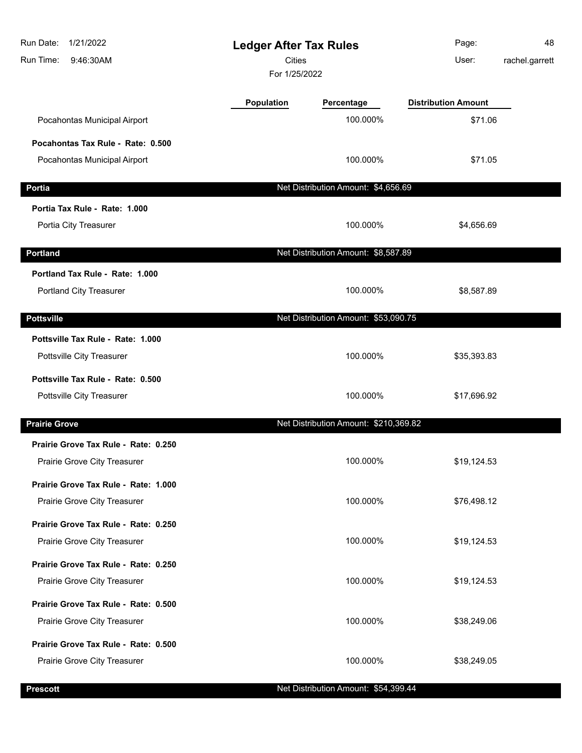# Ledger After Tax Rules

Cities

For 1/25/2022

Run Date: 1/21/2022
Run Time: 9:46:30AM
Page: 48
User: rachel.garrett

| | Population | Percentage | Distribution Amount |
|---|---|---|---|
| Pocahontas Municipal Airport | | 100.000% | $71.06 |
| **Pocahontas Tax Rule - Rate: 0.500** | | | |
| Pocahontas Municipal Airport | | 100.000% | $71.05 |
| **Portia** | | Net Distribution Amount: $4,656.69 | |
| **Portia Tax Rule - Rate: 1.000** | | | |
| Portia City Treasurer | | 100.000% | $4,656.69 |
| **Portland** | | Net Distribution Amount: $8,587.89 | |
| **Portland Tax Rule - Rate: 1.000** | | | |
| Portland City Treasurer | | 100.000% | $8,587.89 |
| **Pottsville** | | Net Distribution Amount: $53,090.75 | |
| **Pottsville Tax Rule - Rate: 1.000** | | | |
| Pottsville City Treasurer | | 100.000% | $35,393.83 |
| **Pottsville Tax Rule - Rate: 0.500** | | | |
| Pottsville City Treasurer | | 100.000% | $17,696.92 |
| **Prairie Grove** | | Net Distribution Amount: $210,369.82 | |
| **Prairie Grove Tax Rule - Rate: 0.250** | | | |
| Prairie Grove City Treasurer | | 100.000% | $19,124.53 |
| **Prairie Grove Tax Rule - Rate: 1.000** | | | |
| Prairie Grove City Treasurer | | 100.000% | $76,498.12 |
| **Prairie Grove Tax Rule - Rate: 0.250** | | | |
| Prairie Grove City Treasurer | | 100.000% | $19,124.53 |
| **Prairie Grove Tax Rule - Rate: 0.250** | | | |
| Prairie Grove City Treasurer | | 100.000% | $19,124.53 |
| **Prairie Grove Tax Rule - Rate: 0.500** | | | |
| Prairie Grove City Treasurer | | 100.000% | $38,249.06 |
| **Prairie Grove Tax Rule - Rate: 0.500** | | | |
| Prairie Grove City Treasurer | | 100.000% | $38,249.05 |
| **Prescott** | | Net Distribution Amount: $54,399.44 | |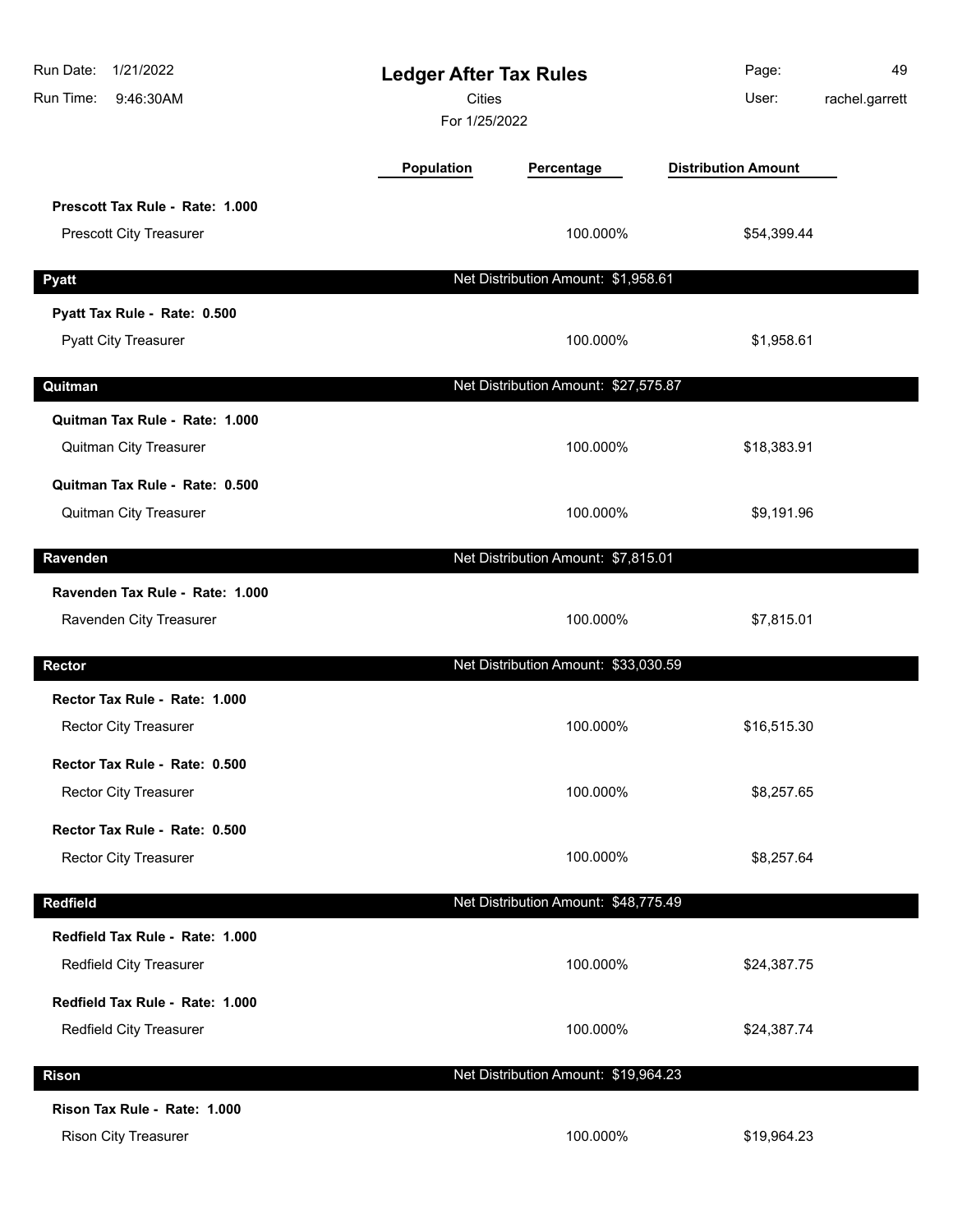# Ledger After Tax Rules

Cities

For 1/25/2022

| | Population | Percentage | Distribution Amount |
|---|---|---|---|
| **Prescott Tax Rule - Rate: 1.000** | | | |
| Prescott City Treasurer | | 100.000% | $54,399.44 |
| **Pyatt** | | Net Distribution Amount: $1,958.61 | |
| **Pyatt Tax Rule - Rate: 0.500** | | | |
| Pyatt City Treasurer | | 100.000% | $1,958.61 |
| **Quitman** | | Net Distribution Amount: $27,575.87 | |
| **Quitman Tax Rule - Rate: 1.000** | | | |
| Quitman City Treasurer | | 100.000% | $18,383.91 |
| **Quitman Tax Rule - Rate: 0.500** | | | |
| Quitman City Treasurer | | 100.000% | $9,191.96 |
| **Ravenden** | | Net Distribution Amount: $7,815.01 | |
| **Ravenden Tax Rule - Rate: 1.000** | | | |
| Ravenden City Treasurer | | 100.000% | $7,815.01 |
| **Rector** | | Net Distribution Amount: $33,030.59 | |
| **Rector Tax Rule - Rate: 1.000** | | | |
| Rector City Treasurer | | 100.000% | $16,515.30 |
| **Rector Tax Rule - Rate: 0.500** | | | |
| Rector City Treasurer | | 100.000% | $8,257.65 |
| **Rector Tax Rule - Rate: 0.500** | | | |
| Rector City Treasurer | | 100.000% | $8,257.64 |
| **Redfield** | | Net Distribution Amount: $48,775.49 | |
| **Redfield Tax Rule - Rate: 1.000** | | | |
| Redfield City Treasurer | | 100.000% | $24,387.75 |
| **Redfield Tax Rule - Rate: 1.000** | | | |
| Redfield City Treasurer | | 100.000% | $24,387.74 |
| **Rison** | | Net Distribution Amount: $19,964.23 | |
| **Rison Tax Rule - Rate: 1.000** | | | |
| Rison City Treasurer | | 100.000% | $19,964.23 |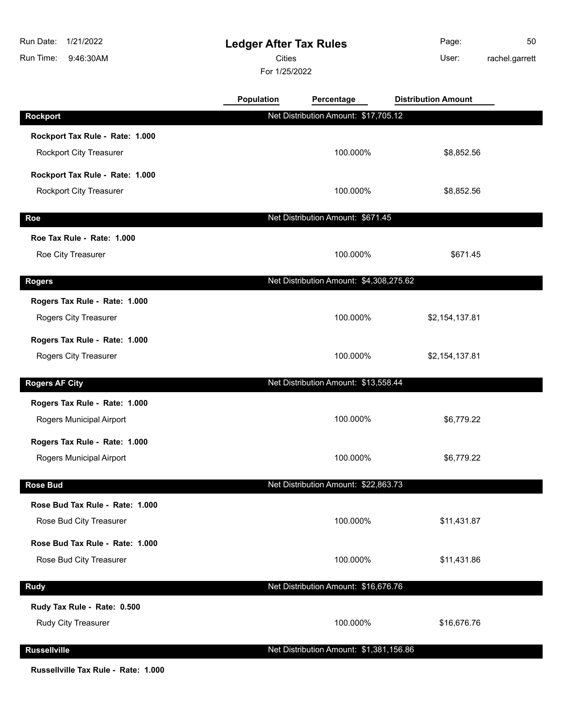# Ledger After Tax Rules

Cities

For 1/25/2022

| | Population | Percentage | Distribution Amount |
|---|---|---|---|
| **Rockport** | Net Distribution Amount: $17,705.12 | | |
| **Rockport Tax Rule - Rate: 1.000** | | | |
| Rockport City Treasurer | | 100.000% | $8,852.56 |
| **Rockport Tax Rule - Rate: 1.000** | | | |
| Rockport City Treasurer | | 100.000% | $8,852.56 |
| **Roe** | Net Distribution Amount: $671.45 | | |
| **Roe Tax Rule - Rate: 1.000** | | | |
| Roe City Treasurer | | 100.000% | $671.45 |
| **Rogers** | Net Distribution Amount: $4,308,275.62 | | |
| **Rogers Tax Rule - Rate: 1.000** | | | |
| Rogers City Treasurer | | 100.000% | $2,154,137.81 |
| **Rogers Tax Rule - Rate: 1.000** | | | |
| Rogers City Treasurer | | 100.000% | $2,154,137.81 |
| **Rogers AF City** | Net Distribution Amount: $13,558.44 | | |
| **Rogers Tax Rule - Rate: 1.000** | | | |
| Rogers Municipal Airport | | 100.000% | $6,779.22 |
| **Rogers Tax Rule - Rate: 1.000** | | | |
| Rogers Municipal Airport | | 100.000% | $6,779.22 |
| **Rose Bud** | Net Distribution Amount: $22,863.73 | | |
| **Rose Bud Tax Rule - Rate: 1.000** | | | |
| Rose Bud City Treasurer | | 100.000% | $11,431.87 |
| **Rose Bud Tax Rule - Rate: 1.000** | | | |
| Rose Bud City Treasurer | | 100.000% | $11,431.86 |
| **Rudy** | Net Distribution Amount: $16,676.76 | | |
| **Rudy Tax Rule - Rate: 0.500** | | | |
| Rudy City Treasurer | | 100.000% | $16,676.76 |
| **Russellville** | Net Distribution Amount: $1,381,156.86 | | |
| **Russellville Tax Rule - Rate: 1.000** | | | |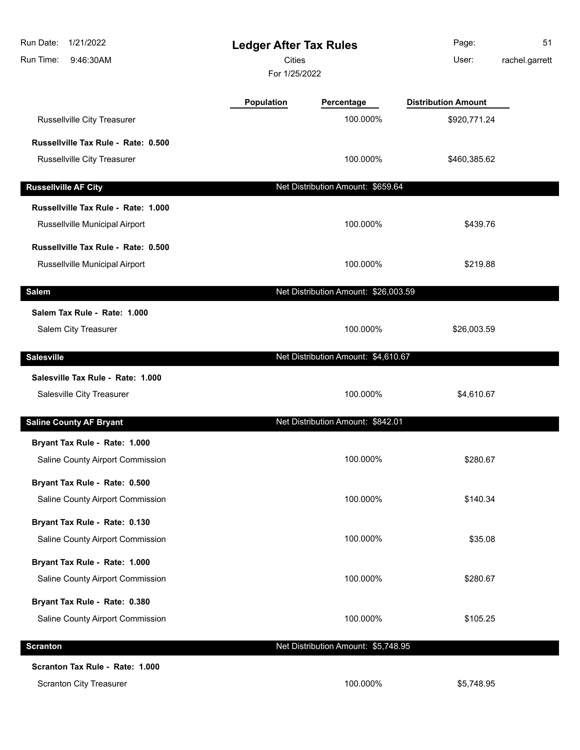| | Population | Percentage | Distribution Amount |
|---|---|---|---|
| Russellville City Treasurer | | 100.000% | $920,771.24 |
| **Russellville Tax Rule - Rate: 0.500** | | | |
| Russellville City Treasurer | | 100.000% | $460,385.62 |

| **Russellville AF City** | Net Distribution Amount: $659.64 | |
|---|---|---|
| **Russellville Tax Rule - Rate: 1.000** | | |
| Russellville Municipal Airport | 100.000% | $439.76 |
| **Russellville Tax Rule - Rate: 0.500** | | |
| Russellville Municipal Airport | 100.000% | $219.88 |

| **Salem** | Net Distribution Amount: $26,003.59 | |
|---|---|---|
| **Salem Tax Rule - Rate: 1.000** | | |
| Salem City Treasurer | 100.000% | $26,003.59 |

| **Salesville** | Net Distribution Amount: $4,610.67 | |
|---|---|---|
| **Salesville Tax Rule - Rate: 1.000** | | |
| Salesville City Treasurer | 100.000% | $4,610.67 |

| **Saline County AF Bryant** | Net Distribution Amount: $842.01 | |
|---|---|---|
| **Bryant Tax Rule - Rate: 1.000** | | |
| Saline County Airport Commission | 100.000% | $280.67 |
| **Bryant Tax Rule - Rate: 0.500** | | |
| Saline County Airport Commission | 100.000% | $140.34 |
| **Bryant Tax Rule - Rate: 0.130** | | |
| Saline County Airport Commission | 100.000% | $35.08 |
| **Bryant Tax Rule - Rate: 1.000** | | |
| Saline County Airport Commission | 100.000% | $280.67 |
| **Bryant Tax Rule - Rate: 0.380** | | |
| Saline County Airport Commission | 100.000% | $105.25 |

| **Scranton** | Net Distribution Amount: $5,748.95 | |
|---|---|---|
| **Scranton Tax Rule - Rate: 1.000** | | |
| Scranton City Treasurer | 100.000% | $5,748.95 |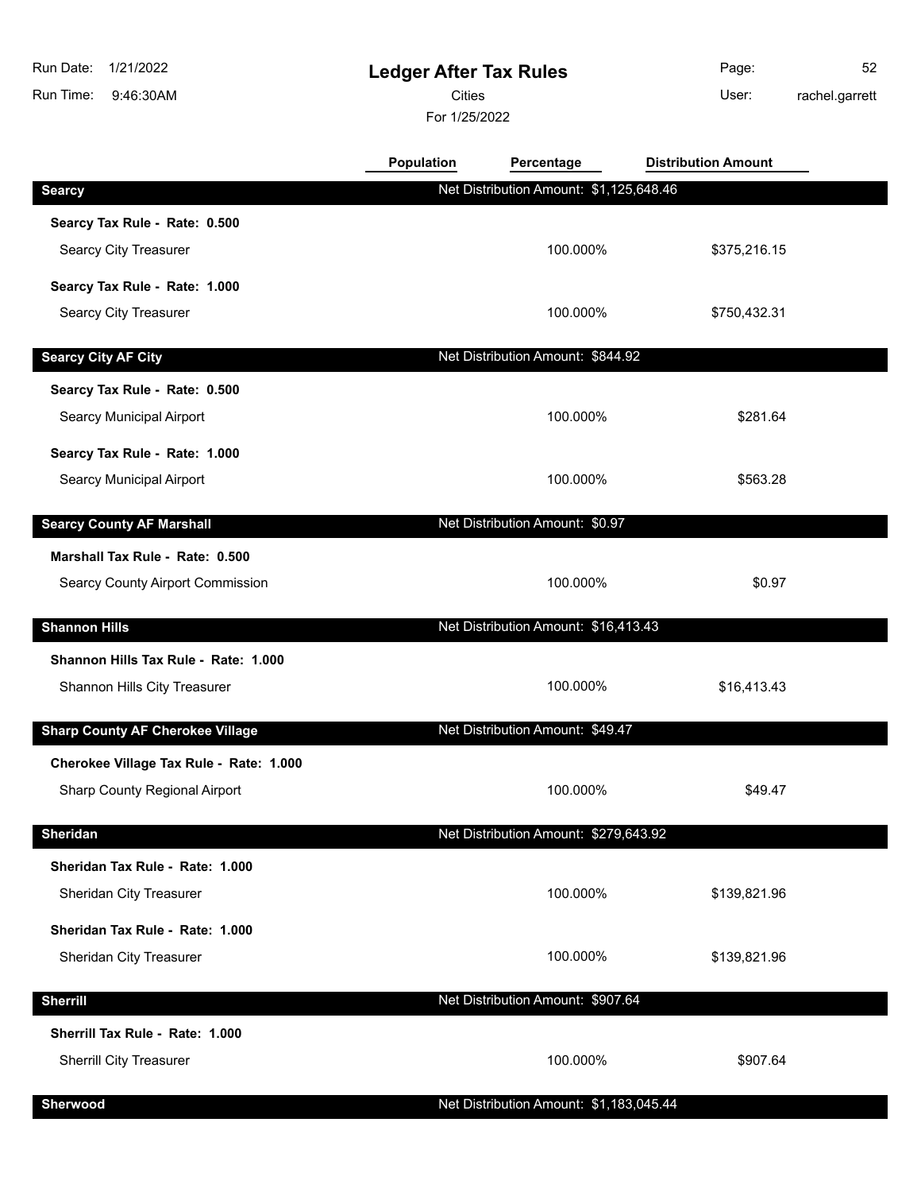# Ledger After Tax Rules

Cities

For 1/25/2022

Run Date: 1/21/2022
Run Time: 9:46:30AM
User: rachel.garrett

| | Population | Percentage | Distribution Amount |
|---|---|---|---|
| **Searcy** | | Net Distribution Amount: $1,125,648.46 | |
| **Searcy Tax Rule - Rate: 0.500** | | | |
| Searcy City Treasurer | | 100.000% | $375,216.15 |
| **Searcy Tax Rule - Rate: 1.000** | | | |
| Searcy City Treasurer | | 100.000% | $750,432.31 |
| **Searcy City AF City** | | Net Distribution Amount: $844.92 | |
| **Searcy Tax Rule - Rate: 0.500** | | | |
| Searcy Municipal Airport | | 100.000% | $281.64 |
| **Searcy Tax Rule - Rate: 1.000** | | | |
| Searcy Municipal Airport | | 100.000% | $563.28 |
| **Searcy County AF Marshall** | | Net Distribution Amount: $0.97 | |
| **Marshall Tax Rule - Rate: 0.500** | | | |
| Searcy County Airport Commission | | 100.000% | $0.97 |
| **Shannon Hills** | | Net Distribution Amount: $16,413.43 | |
| **Shannon Hills Tax Rule - Rate: 1.000** | | | |
| Shannon Hills City Treasurer | | 100.000% | $16,413.43 |
| **Sharp County AF Cherokee Village** | | Net Distribution Amount: $49.47 | |
| **Cherokee Village Tax Rule - Rate: 1.000** | | | |
| Sharp County Regional Airport | | 100.000% | $49.47 |
| **Sheridan** | | Net Distribution Amount: $279,643.92 | |
| **Sheridan Tax Rule - Rate: 1.000** | | | |
| Sheridan City Treasurer | | 100.000% | $139,821.96 |
| **Sheridan Tax Rule - Rate: 1.000** | | | |
| Sheridan City Treasurer | | 100.000% | $139,821.96 |
| **Sherrill** | | Net Distribution Amount: $907.64 | |
| **Sherrill Tax Rule - Rate: 1.000** | | | |
| Sherrill City Treasurer | | 100.000% | $907.64 |
| **Sherwood** | | Net Distribution Amount: $1,183,045.44 | |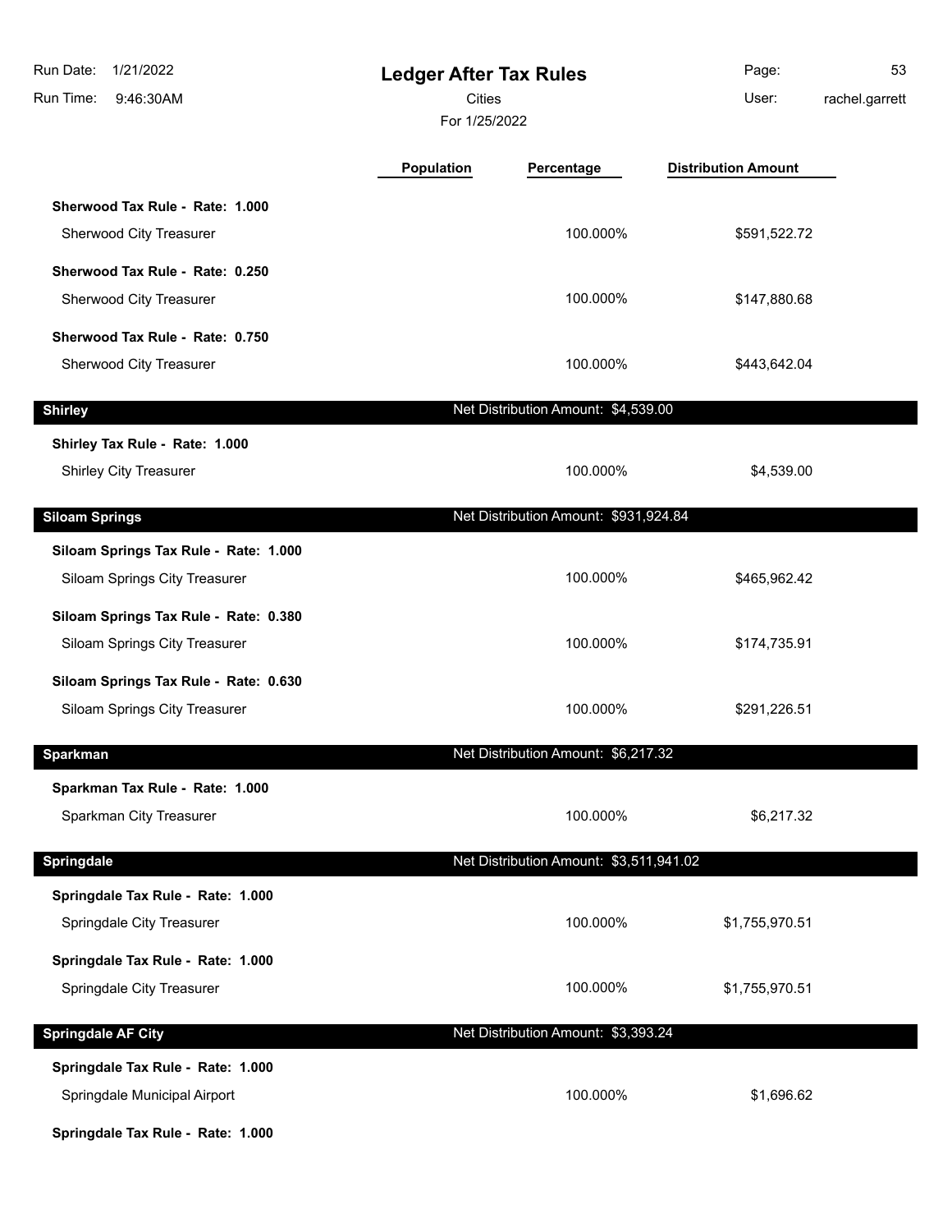# Ledger After Tax Rules

Cities

For 1/25/2022

| | Population | Percentage | Distribution Amount |
|---|---|---|---|
| **Sherwood Tax Rule - Rate: 1.000** | | | |
| Sherwood City Treasurer | | 100.000% | $591,522.72 |
| **Sherwood Tax Rule - Rate: 0.250** | | | |
| Sherwood City Treasurer | | 100.000% | $147,880.68 |
| **Sherwood Tax Rule - Rate: 0.750** | | | |
| Sherwood City Treasurer | | 100.000% | $443,642.04 |
| **Shirley** | Net Distribution Amount: $4,539.00 | | |
| **Shirley Tax Rule - Rate: 1.000** | | | |
| Shirley City Treasurer | | 100.000% | $4,539.00 |
| **Siloam Springs** | Net Distribution Amount: $931,924.84 | | |
| **Siloam Springs Tax Rule - Rate: 1.000** | | | |
| Siloam Springs City Treasurer | | 100.000% | $465,962.42 |
| **Siloam Springs Tax Rule - Rate: 0.380** | | | |
| Siloam Springs City Treasurer | | 100.000% | $174,735.91 |
| **Siloam Springs Tax Rule - Rate: 0.630** | | | |
| Siloam Springs City Treasurer | | 100.000% | $291,226.51 |
| **Sparkman** | Net Distribution Amount: $6,217.32 | | |
| **Sparkman Tax Rule - Rate: 1.000** | | | |
| Sparkman City Treasurer | | 100.000% | $6,217.32 |
| **Springdale** | Net Distribution Amount: $3,511,941.02 | | |
| **Springdale Tax Rule - Rate: 1.000** | | | |
| Springdale City Treasurer | | 100.000% | $1,755,970.51 |
| **Springdale Tax Rule - Rate: 1.000** | | | |
| Springdale City Treasurer | | 100.000% | $1,755,970.51 |
| **Springdale AF City** | Net Distribution Amount: $3,393.24 | | |
| **Springdale Tax Rule - Rate: 1.000** | | | |
| Springdale Municipal Airport | | 100.000% | $1,696.62 |
| **Springdale Tax Rule - Rate: 1.000** | | | |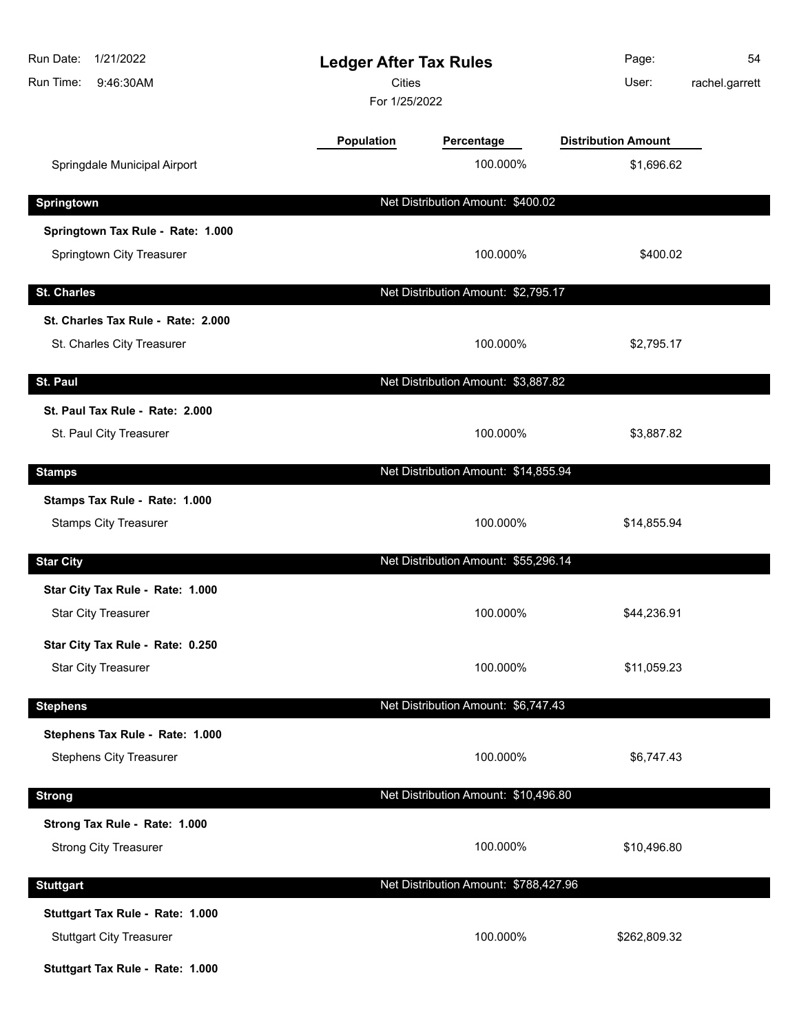| | Population | Percentage | Distribution Amount |
|---|---|---|---|
| Springdale Municipal Airport | | 100.000% | $1,696.62 |

## Springtown — Net Distribution Amount: $400.02

| | Population | Percentage | Distribution Amount |
|---|---|---|---|
| **Springtown Tax Rule - Rate: 1.000** | | | |
| Springtown City Treasurer | | 100.000% | $400.02 |

## St. Charles — Net Distribution Amount: $2,795.17

| | Population | Percentage | Distribution Amount |
|---|---|---|---|
| **St. Charles Tax Rule - Rate: 2.000** | | | |
| St. Charles City Treasurer | | 100.000% | $2,795.17 |

## St. Paul — Net Distribution Amount: $3,887.82

| | Population | Percentage | Distribution Amount |
|---|---|---|---|
| **St. Paul Tax Rule - Rate: 2.000** | | | |
| St. Paul City Treasurer | | 100.000% | $3,887.82 |

## Stamps — Net Distribution Amount: $14,855.94

| | Population | Percentage | Distribution Amount |
|---|---|---|---|
| **Stamps Tax Rule - Rate: 1.000** | | | |
| Stamps City Treasurer | | 100.000% | $14,855.94 |

## Star City — Net Distribution Amount: $55,296.14

| | Population | Percentage | Distribution Amount |
|---|---|---|---|
| **Star City Tax Rule - Rate: 1.000** | | | |
| Star City Treasurer | | 100.000% | $44,236.91 |
| **Star City Tax Rule - Rate: 0.250** | | | |
| Star City Treasurer | | 100.000% | $11,059.23 |

## Stephens — Net Distribution Amount: $6,747.43

| | Population | Percentage | Distribution Amount |
|---|---|---|---|
| **Stephens Tax Rule - Rate: 1.000** | | | |
| Stephens City Treasurer | | 100.000% | $6,747.43 |

## Strong — Net Distribution Amount: $10,496.80

| | Population | Percentage | Distribution Amount |
|---|---|---|---|
| **Strong Tax Rule - Rate: 1.000** | | | |
| Strong City Treasurer | | 100.000% | $10,496.80 |

## Stuttgart — Net Distribution Amount: $788,427.96

| | Population | Percentage | Distribution Amount |
|---|---|---|---|
| **Stuttgart Tax Rule - Rate: 1.000** | | | |
| Stuttgart City Treasurer | | 100.000% | $262,809.32 |
| **Stuttgart Tax Rule - Rate: 1.000** | | | |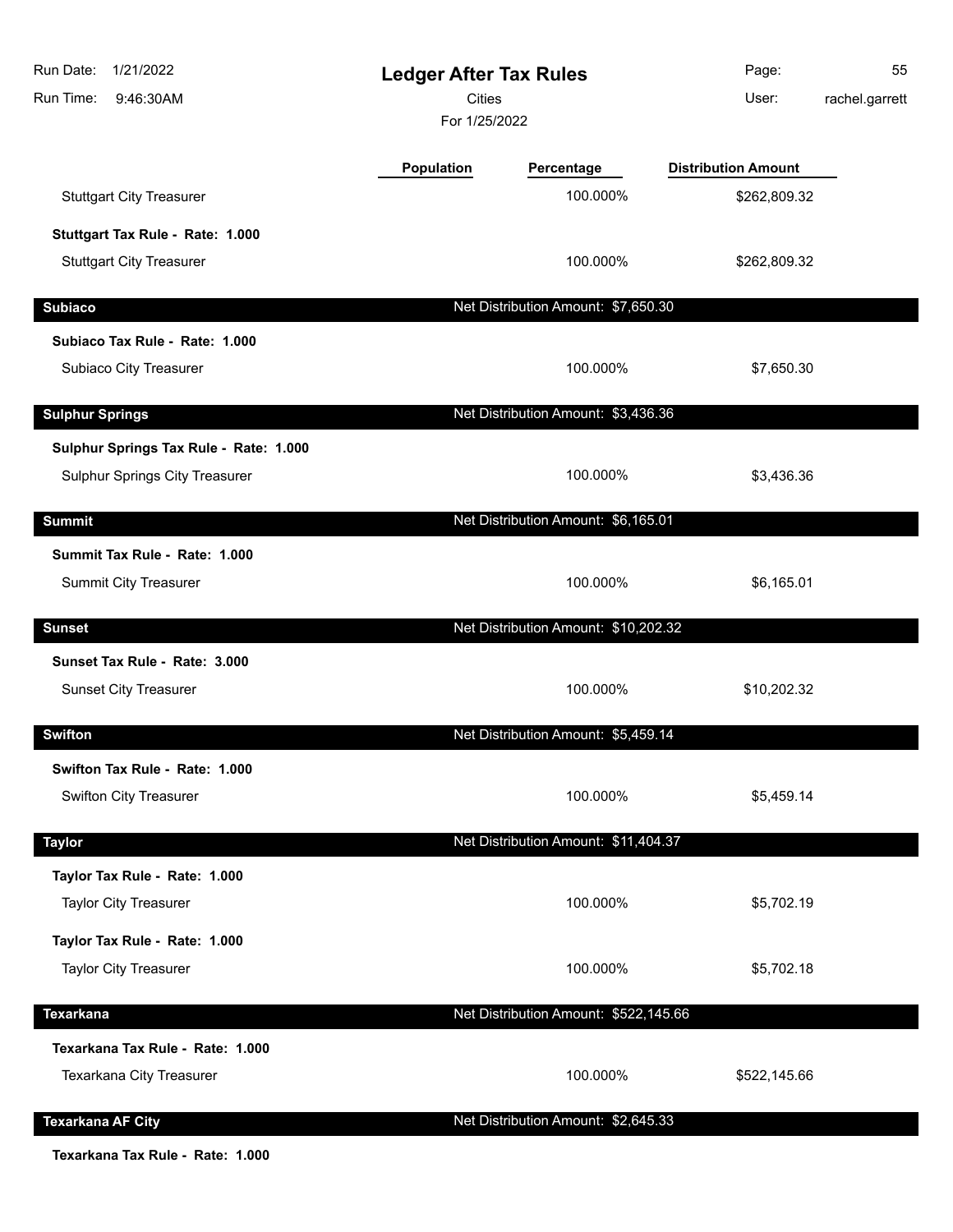# Ledger After Tax Rules

Cities

For 1/25/2022

| | Population | Percentage | Distribution Amount |
|---|---|---|---|
| Stuttgart City Treasurer | | 100.000% | $262,809.32 |
| **Stuttgart Tax Rule - Rate: 1.000** | | | |
| Stuttgart City Treasurer | | 100.000% | $262,809.32 |
| **Subiaco** | | Net Distribution Amount: $7,650.30 | |
| **Subiaco Tax Rule - Rate: 1.000** | | | |
| Subiaco City Treasurer | | 100.000% | $7,650.30 |
| **Sulphur Springs** | | Net Distribution Amount: $3,436.36 | |
| **Sulphur Springs Tax Rule - Rate: 1.000** | | | |
| Sulphur Springs City Treasurer | | 100.000% | $3,436.36 |
| **Summit** | | Net Distribution Amount: $6,165.01 | |
| **Summit Tax Rule - Rate: 1.000** | | | |
| Summit City Treasurer | | 100.000% | $6,165.01 |
| **Sunset** | | Net Distribution Amount: $10,202.32 | |
| **Sunset Tax Rule - Rate: 3.000** | | | |
| Sunset City Treasurer | | 100.000% | $10,202.32 |
| **Swifton** | | Net Distribution Amount: $5,459.14 | |
| **Swifton Tax Rule - Rate: 1.000** | | | |
| Swifton City Treasurer | | 100.000% | $5,459.14 |
| **Taylor** | | Net Distribution Amount: $11,404.37 | |
| **Taylor Tax Rule - Rate: 1.000** | | | |
| Taylor City Treasurer | | 100.000% | $5,702.19 |
| **Taylor Tax Rule - Rate: 1.000** | | | |
| Taylor City Treasurer | | 100.000% | $5,702.18 |
| **Texarkana** | | Net Distribution Amount: $522,145.66 | |
| **Texarkana Tax Rule - Rate: 1.000** | | | |
| Texarkana City Treasurer | | 100.000% | $522,145.66 |
| **Texarkana AF City** | | Net Distribution Amount: $2,645.33 | |
| **Texarkana Tax Rule - Rate: 1.000** | | | |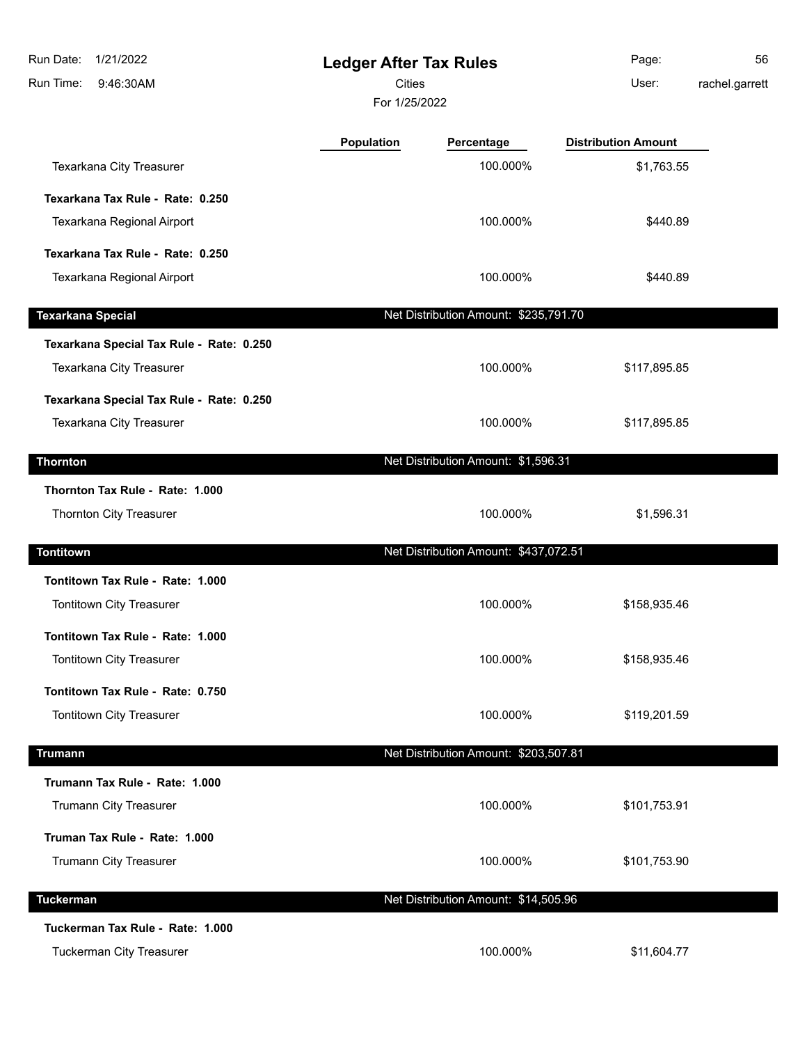# Ledger After Tax Rules

Cities

For 1/25/2022

| | Population | Percentage | Distribution Amount |
|---|---|---|---|
| Texarkana City Treasurer | | 100.000% | $1,763.55 |
| **Texarkana Tax Rule - Rate: 0.250** | | | |
| Texarkana Regional Airport | | 100.000% | $440.89 |
| **Texarkana Tax Rule - Rate: 0.250** | | | |
| Texarkana Regional Airport | | 100.000% | $440.89 |
| **Texarkana Special** | | Net Distribution Amount: $235,791.70 | |
| **Texarkana Special Tax Rule - Rate: 0.250** | | | |
| Texarkana City Treasurer | | 100.000% | $117,895.85 |
| **Texarkana Special Tax Rule - Rate: 0.250** | | | |
| Texarkana City Treasurer | | 100.000% | $117,895.85 |
| **Thornton** | | Net Distribution Amount: $1,596.31 | |
| **Thornton Tax Rule - Rate: 1.000** | | | |
| Thornton City Treasurer | | 100.000% | $1,596.31 |
| **Tontitown** | | Net Distribution Amount: $437,072.51 | |
| **Tontitown Tax Rule - Rate: 1.000** | | | |
| Tontitown City Treasurer | | 100.000% | $158,935.46 |
| **Tontitown Tax Rule - Rate: 1.000** | | | |
| Tontitown City Treasurer | | 100.000% | $158,935.46 |
| **Tontitown Tax Rule - Rate: 0.750** | | | |
| Tontitown City Treasurer | | 100.000% | $119,201.59 |
| **Trumann** | | Net Distribution Amount: $203,507.81 | |
| **Trumann Tax Rule - Rate: 1.000** | | | |
| Trumann City Treasurer | | 100.000% | $101,753.91 |
| **Truman Tax Rule - Rate: 1.000** | | | |
| Trumann City Treasurer | | 100.000% | $101,753.90 |
| **Tuckerman** | | Net Distribution Amount: $14,505.96 | |
| **Tuckerman Tax Rule - Rate: 1.000** | | | |
| Tuckerman City Treasurer | | 100.000% | $11,604.77 |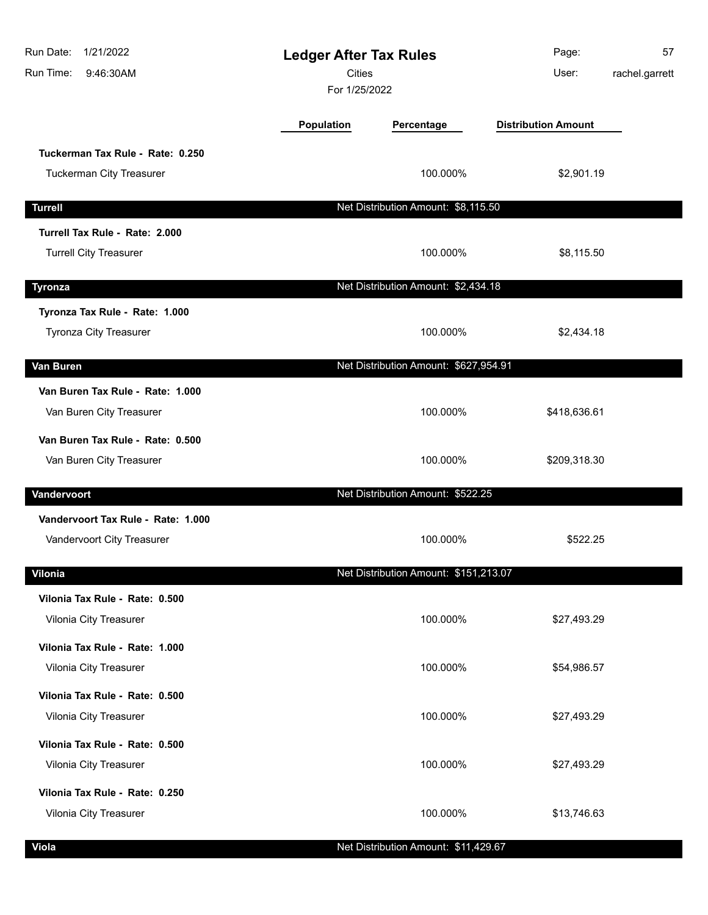# Ledger After Tax Rules

Cities

For 1/25/2022

| | Population | Percentage | Distribution Amount |
|---|---|---|---|
| **Tuckerman Tax Rule - Rate: 0.250** | | | |
| Tuckerman City Treasurer | | 100.000% | $2,901.19 |
| **Turrell** | Net Distribution Amount: $8,115.50 | | |
| **Turrell Tax Rule - Rate: 2.000** | | | |
| Turrell City Treasurer | | 100.000% | $8,115.50 |
| **Tyronza** | Net Distribution Amount: $2,434.18 | | |
| **Tyronza Tax Rule - Rate: 1.000** | | | |
| Tyronza City Treasurer | | 100.000% | $2,434.18 |
| **Van Buren** | Net Distribution Amount: $627,954.91 | | |
| **Van Buren Tax Rule - Rate: 1.000** | | | |
| Van Buren City Treasurer | | 100.000% | $418,636.61 |
| **Van Buren Tax Rule - Rate: 0.500** | | | |
| Van Buren City Treasurer | | 100.000% | $209,318.30 |
| **Vandervoort** | Net Distribution Amount: $522.25 | | |
| **Vandervoort Tax Rule - Rate: 1.000** | | | |
| Vandervoort City Treasurer | | 100.000% | $522.25 |
| **Vilonia** | Net Distribution Amount: $151,213.07 | | |
| **Vilonia Tax Rule - Rate: 0.500** | | | |
| Vilonia City Treasurer | | 100.000% | $27,493.29 |
| **Vilonia Tax Rule - Rate: 1.000** | | | |
| Vilonia City Treasurer | | 100.000% | $54,986.57 |
| **Vilonia Tax Rule - Rate: 0.500** | | | |
| Vilonia City Treasurer | | 100.000% | $27,493.29 |
| **Vilonia Tax Rule - Rate: 0.500** | | | |
| Vilonia City Treasurer | | 100.000% | $27,493.29 |
| **Vilonia Tax Rule - Rate: 0.250** | | | |
| Vilonia City Treasurer | | 100.000% | $13,746.63 |
| **Viola** | Net Distribution Amount: $11,429.67 | | |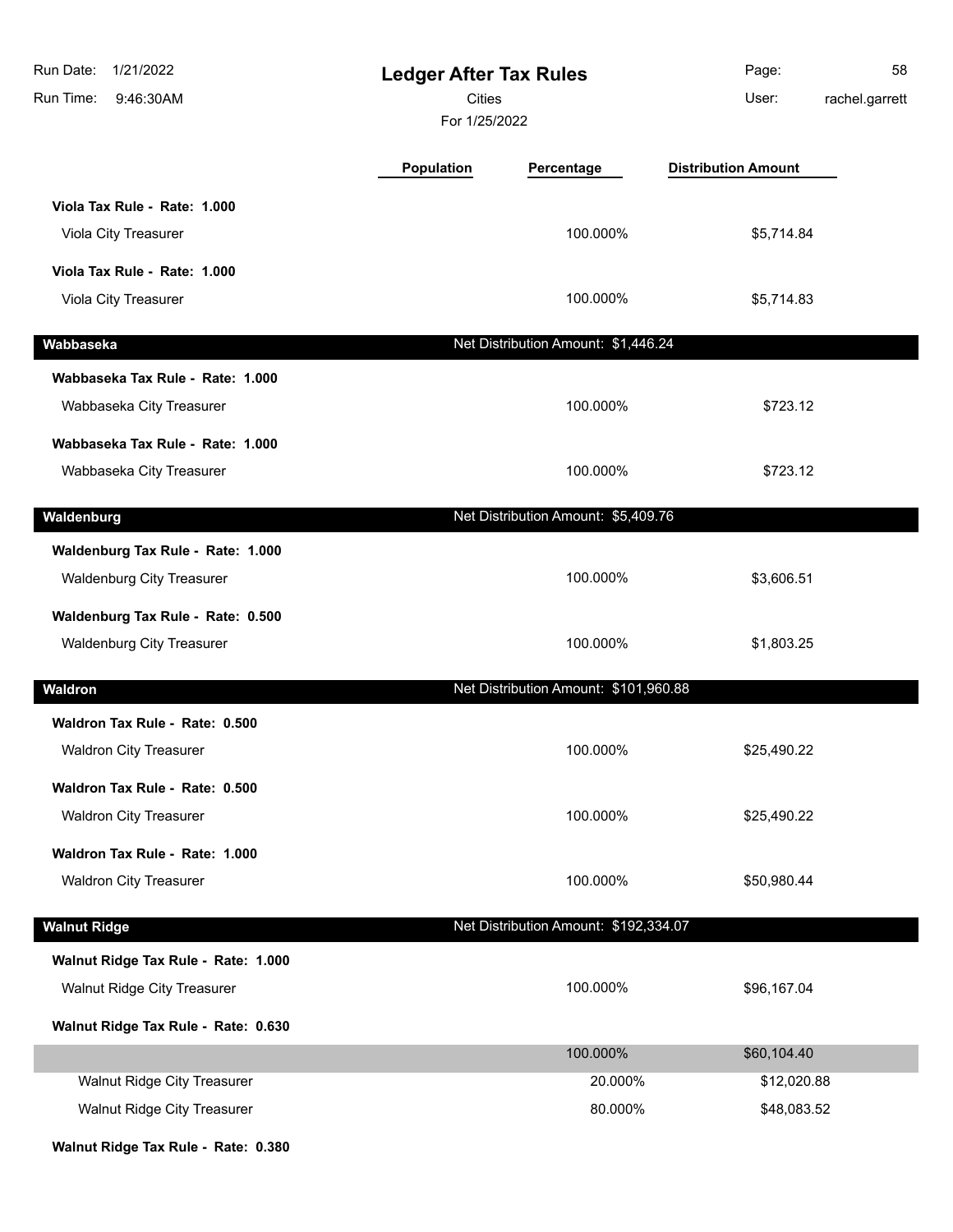# Ledger After Tax Rules

Cities

For 1/25/2022

Run Date: 1/21/2022
Run Time: 9:46:30AM
User: rachel.garrett

| | Population | Percentage | Distribution Amount |
|---|---|---|---|
| **Viola Tax Rule - Rate: 1.000** | | | |
| Viola City Treasurer | | 100.000% | $5,714.84 |
| **Viola Tax Rule - Rate: 1.000** | | | |
| Viola City Treasurer | | 100.000% | $5,714.83 |
| **Wabbaseka** | | Net Distribution Amount: $1,446.24 | |
| **Wabbaseka Tax Rule - Rate: 1.000** | | | |
| Wabbaseka City Treasurer | | 100.000% | $723.12 |
| **Wabbaseka Tax Rule - Rate: 1.000** | | | |
| Wabbaseka City Treasurer | | 100.000% | $723.12 |
| **Waldenburg** | | Net Distribution Amount: $5,409.76 | |
| **Waldenburg Tax Rule - Rate: 1.000** | | | |
| Waldenburg City Treasurer | | 100.000% | $3,606.51 |
| **Waldenburg Tax Rule - Rate: 0.500** | | | |
| Waldenburg City Treasurer | | 100.000% | $1,803.25 |
| **Waldron** | | Net Distribution Amount: $101,960.88 | |
| **Waldron Tax Rule - Rate: 0.500** | | | |
| Waldron City Treasurer | | 100.000% | $25,490.22 |
| **Waldron Tax Rule - Rate: 0.500** | | | |
| Waldron City Treasurer | | 100.000% | $25,490.22 |
| **Waldron Tax Rule - Rate: 1.000** | | | |
| Waldron City Treasurer | | 100.000% | $50,980.44 |
| **Walnut Ridge** | | Net Distribution Amount: $192,334.07 | |
| **Walnut Ridge Tax Rule - Rate: 1.000** | | | |
| Walnut Ridge City Treasurer | | 100.000% | $96,167.04 |
| **Walnut Ridge Tax Rule - Rate: 0.630** | | | |
| | | 100.000% | $60,104.40 |
| Walnut Ridge City Treasurer | | 20.000% | $12,020.88 |
| Walnut Ridge City Treasurer | | 80.000% | $48,083.52 |
| **Walnut Ridge Tax Rule - Rate: 0.380** | | | |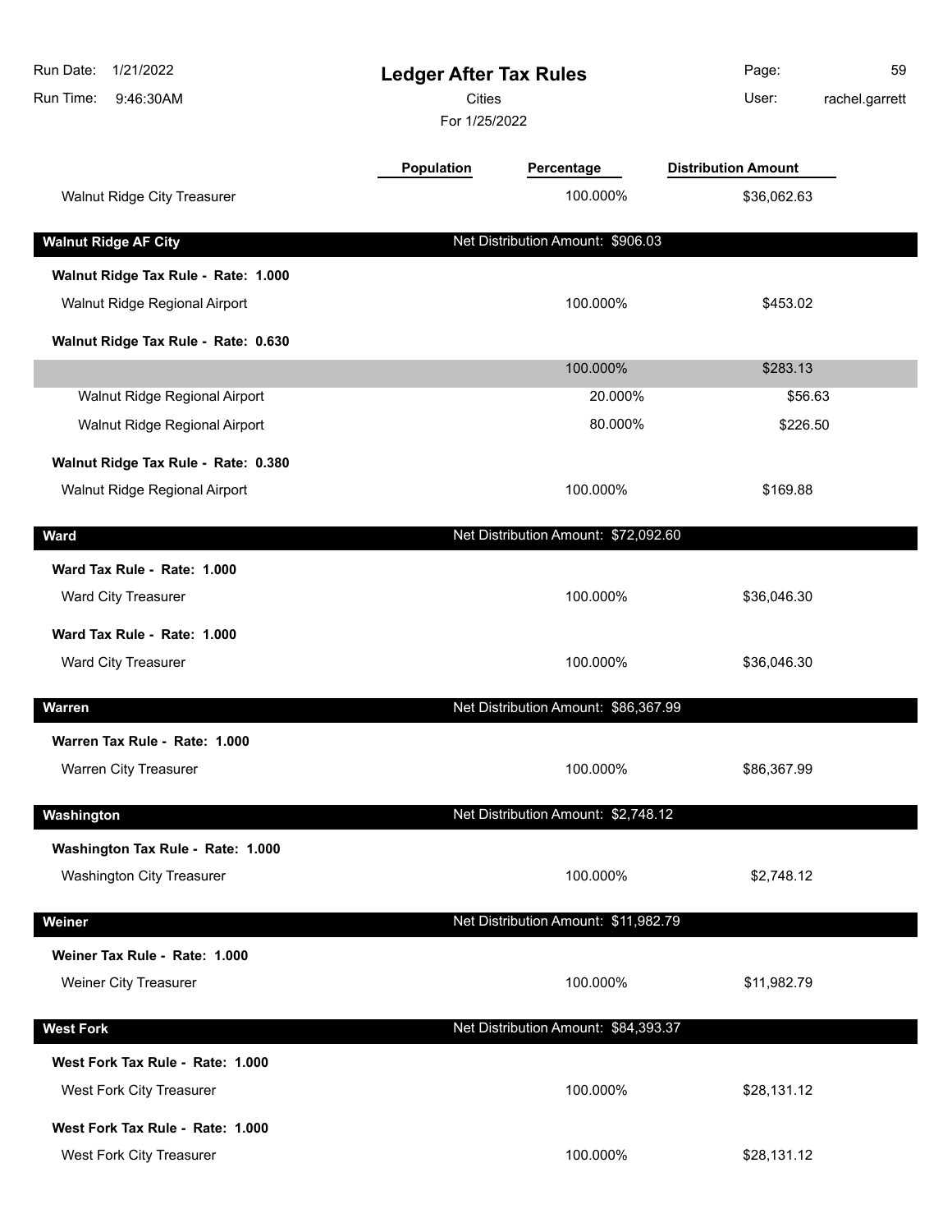# Ledger After Tax Rules

Cities

For 1/25/2022

| | Population | Percentage | Distribution Amount |
|---|---|---|---|
| Walnut Ridge City Treasurer | | 100.000% | $36,062.63 |
| **Walnut Ridge AF City** | | Net Distribution Amount: $906.03 | |
| **Walnut Ridge Tax Rule - Rate: 1.000** | | | |
| Walnut Ridge Regional Airport | | 100.000% | $453.02 |
| **Walnut Ridge Tax Rule - Rate: 0.630** | | | |
| | | 100.000% | $283.13 |
| Walnut Ridge Regional Airport | | 20.000% | $56.63 |
| Walnut Ridge Regional Airport | | 80.000% | $226.50 |
| **Walnut Ridge Tax Rule - Rate: 0.380** | | | |
| Walnut Ridge Regional Airport | | 100.000% | $169.88 |
| **Ward** | | Net Distribution Amount: $72,092.60 | |
| **Ward Tax Rule - Rate: 1.000** | | | |
| Ward City Treasurer | | 100.000% | $36,046.30 |
| **Ward Tax Rule - Rate: 1.000** | | | |
| Ward City Treasurer | | 100.000% | $36,046.30 |
| **Warren** | | Net Distribution Amount: $86,367.99 | |
| **Warren Tax Rule - Rate: 1.000** | | | |
| Warren City Treasurer | | 100.000% | $86,367.99 |
| **Washington** | | Net Distribution Amount: $2,748.12 | |
| **Washington Tax Rule - Rate: 1.000** | | | |
| Washington City Treasurer | | 100.000% | $2,748.12 |
| **Weiner** | | Net Distribution Amount: $11,982.79 | |
| **Weiner Tax Rule - Rate: 1.000** | | | |
| Weiner City Treasurer | | 100.000% | $11,982.79 |
| **West Fork** | | Net Distribution Amount: $84,393.37 | |
| **West Fork Tax Rule - Rate: 1.000** | | | |
| West Fork City Treasurer | | 100.000% | $28,131.12 |
| **West Fork Tax Rule - Rate: 1.000** | | | |
| West Fork City Treasurer | | 100.000% | $28,131.12 |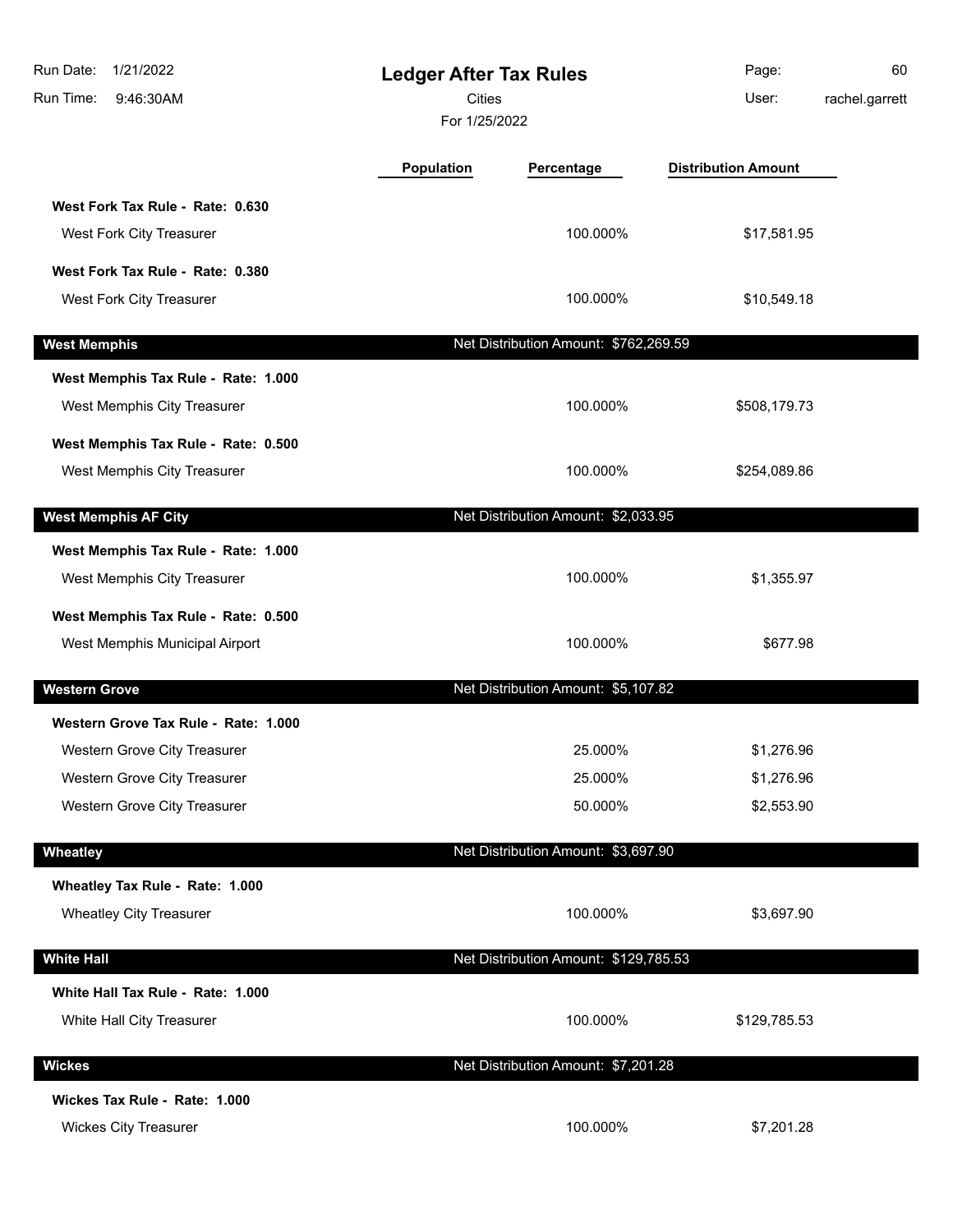# Ledger After Tax Rules

Cities

For 1/25/2022

| | Population | Percentage | Distribution Amount |
|---|---|---|---|
| **West Fork Tax Rule - Rate: 0.630** | | | |
| West Fork City Treasurer | | 100.000% | $17,581.95 |
| **West Fork Tax Rule - Rate: 0.380** | | | |
| West Fork City Treasurer | | 100.000% | $10,549.18 |
| **West Memphis** | | Net Distribution Amount: $762,269.59 | |
| **West Memphis Tax Rule - Rate: 1.000** | | | |
| West Memphis City Treasurer | | 100.000% | $508,179.73 |
| **West Memphis Tax Rule - Rate: 0.500** | | | |
| West Memphis City Treasurer | | 100.000% | $254,089.86 |
| **West Memphis AF City** | | Net Distribution Amount: $2,033.95 | |
| **West Memphis Tax Rule - Rate: 1.000** | | | |
| West Memphis City Treasurer | | 100.000% | $1,355.97 |
| **West Memphis Tax Rule - Rate: 0.500** | | | |
| West Memphis Municipal Airport | | 100.000% | $677.98 |
| **Western Grove** | | Net Distribution Amount: $5,107.82 | |
| **Western Grove Tax Rule - Rate: 1.000** | | | |
| Western Grove City Treasurer | | 25.000% | $1,276.96 |
| Western Grove City Treasurer | | 25.000% | $1,276.96 |
| Western Grove City Treasurer | | 50.000% | $2,553.90 |
| **Wheatley** | | Net Distribution Amount: $3,697.90 | |
| **Wheatley Tax Rule - Rate: 1.000** | | | |
| Wheatley City Treasurer | | 100.000% | $3,697.90 |
| **White Hall** | | Net Distribution Amount: $129,785.53 | |
| **White Hall Tax Rule - Rate: 1.000** | | | |
| White Hall City Treasurer | | 100.000% | $129,785.53 |
| **Wickes** | | Net Distribution Amount: $7,201.28 | |
| **Wickes Tax Rule - Rate: 1.000** | | | |
| Wickes City Treasurer | | 100.000% | $7,201.28 |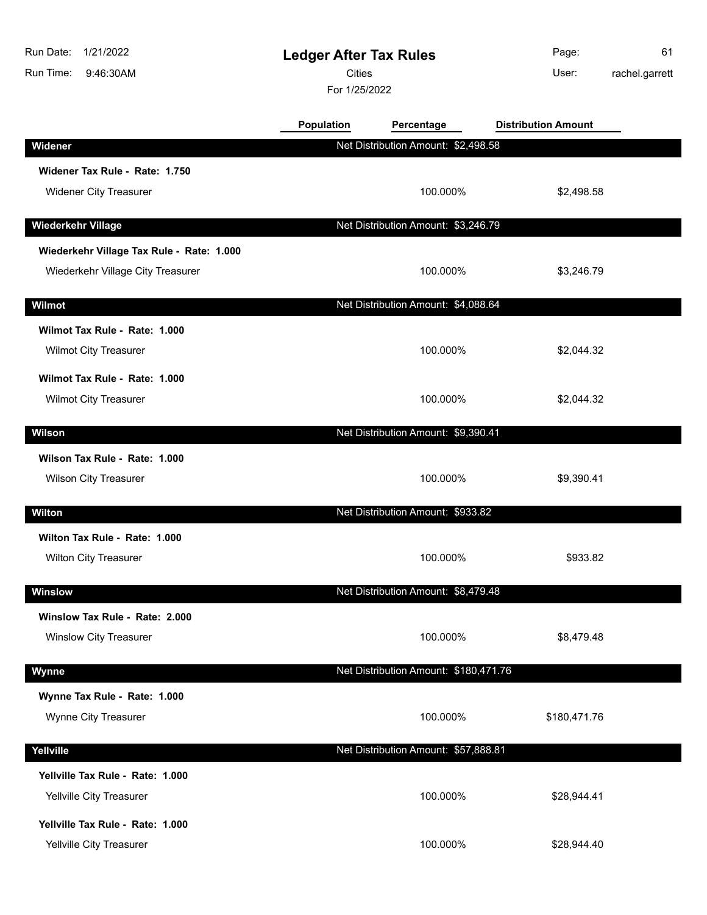# Ledger After Tax Rules

Cities

For 1/25/2022

Run Date: 1/21/2022
Run Time: 9:46:30AM
User: rachel.garrett

| | Population | Percentage | Distribution Amount |
|---|---|---|---|
| **Widener** | | Net Distribution Amount: $2,498.58 | |
| **Widener Tax Rule - Rate: 1.750** | | | |
| Widener City Treasurer | | 100.000% | $2,498.58 |
| **Wiederkehr Village** | | Net Distribution Amount: $3,246.79 | |
| **Wiederkehr Village Tax Rule - Rate: 1.000** | | | |
| Wiederkehr Village City Treasurer | | 100.000% | $3,246.79 |
| **Wilmot** | | Net Distribution Amount: $4,088.64 | |
| **Wilmot Tax Rule - Rate: 1.000** | | | |
| Wilmot City Treasurer | | 100.000% | $2,044.32 |
| **Wilmot Tax Rule - Rate: 1.000** | | | |
| Wilmot City Treasurer | | 100.000% | $2,044.32 |
| **Wilson** | | Net Distribution Amount: $9,390.41 | |
| **Wilson Tax Rule - Rate: 1.000** | | | |
| Wilson City Treasurer | | 100.000% | $9,390.41 |
| **Wilton** | | Net Distribution Amount: $933.82 | |
| **Wilton Tax Rule - Rate: 1.000** | | | |
| Wilton City Treasurer | | 100.000% | $933.82 |
| **Winslow** | | Net Distribution Amount: $8,479.48 | |
| **Winslow Tax Rule - Rate: 2.000** | | | |
| Winslow City Treasurer | | 100.000% | $8,479.48 |
| **Wynne** | | Net Distribution Amount: $180,471.76 | |
| **Wynne Tax Rule - Rate: 1.000** | | | |
| Wynne City Treasurer | | 100.000% | $180,471.76 |
| **Yellville** | | Net Distribution Amount: $57,888.81 | |
| **Yellville Tax Rule - Rate: 1.000** | | | |
| Yellville City Treasurer | | 100.000% | $28,944.41 |
| **Yellville Tax Rule - Rate: 1.000** | | | |
| Yellville City Treasurer | | 100.000% | $28,944.40 |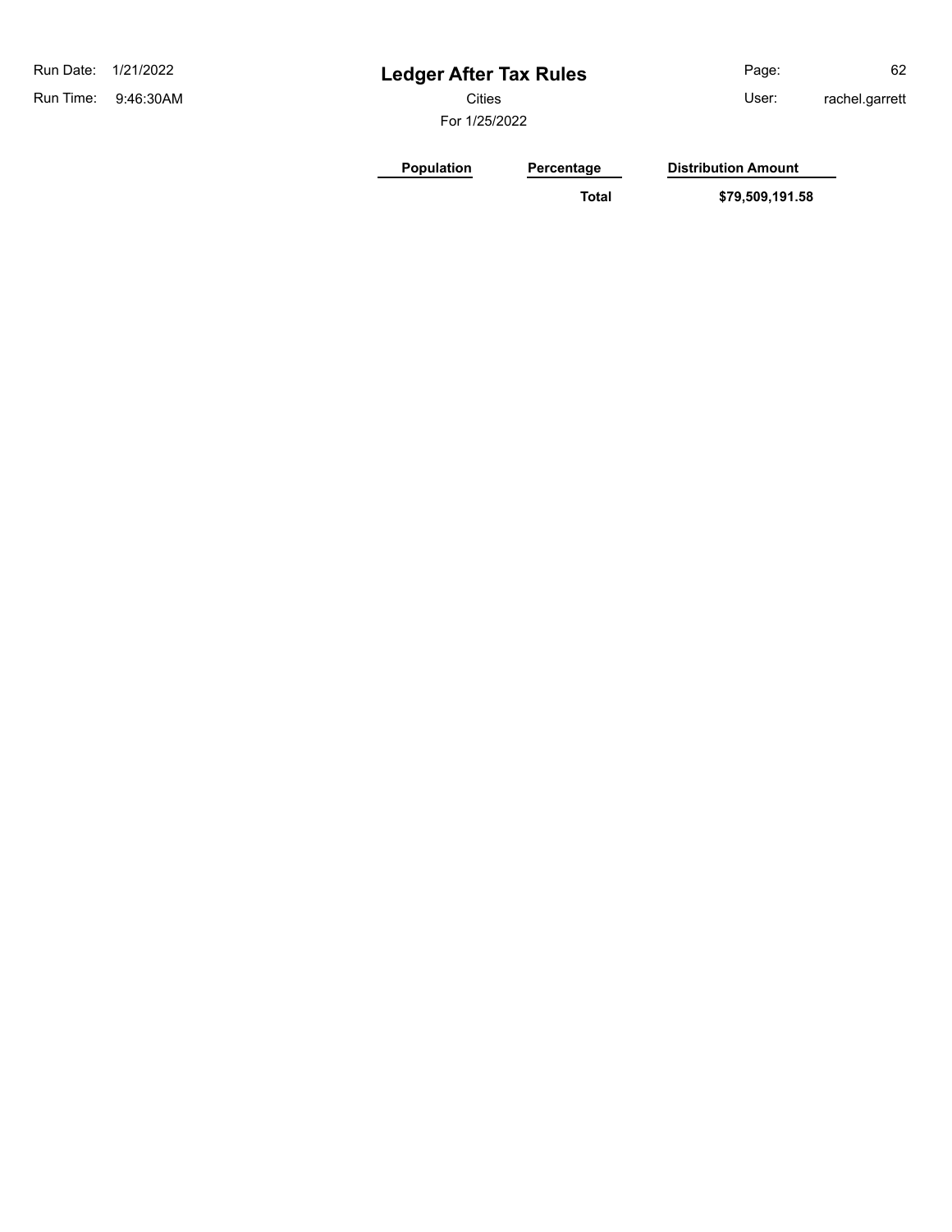# Ledger After Tax Rules

Cities

For 1/25/2022

| Population | Percentage | Distribution Amount |
|---|---|---|
| | **Total** | **$79,509,191.58** |